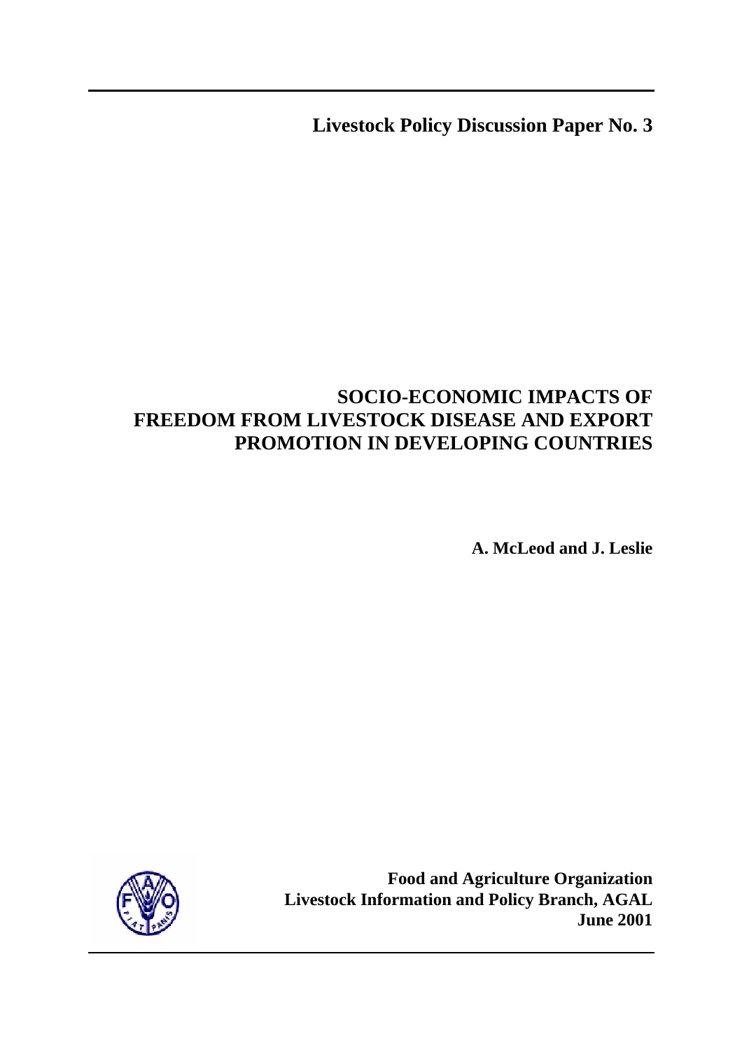**Livestock Policy Discussion Paper No. 3**

# SOCIO-ECONOMIC IMPACTS OF FREEDOM FROM LIVESTOCK DISEASE AND EXPORT PROMOTION IN DEVELOPING COUNTRIES

**A. McLeod and J. Leslie**

**Food and Agriculture Organization**
**Livestock Information and Policy Branch, AGAL**
**June 2001**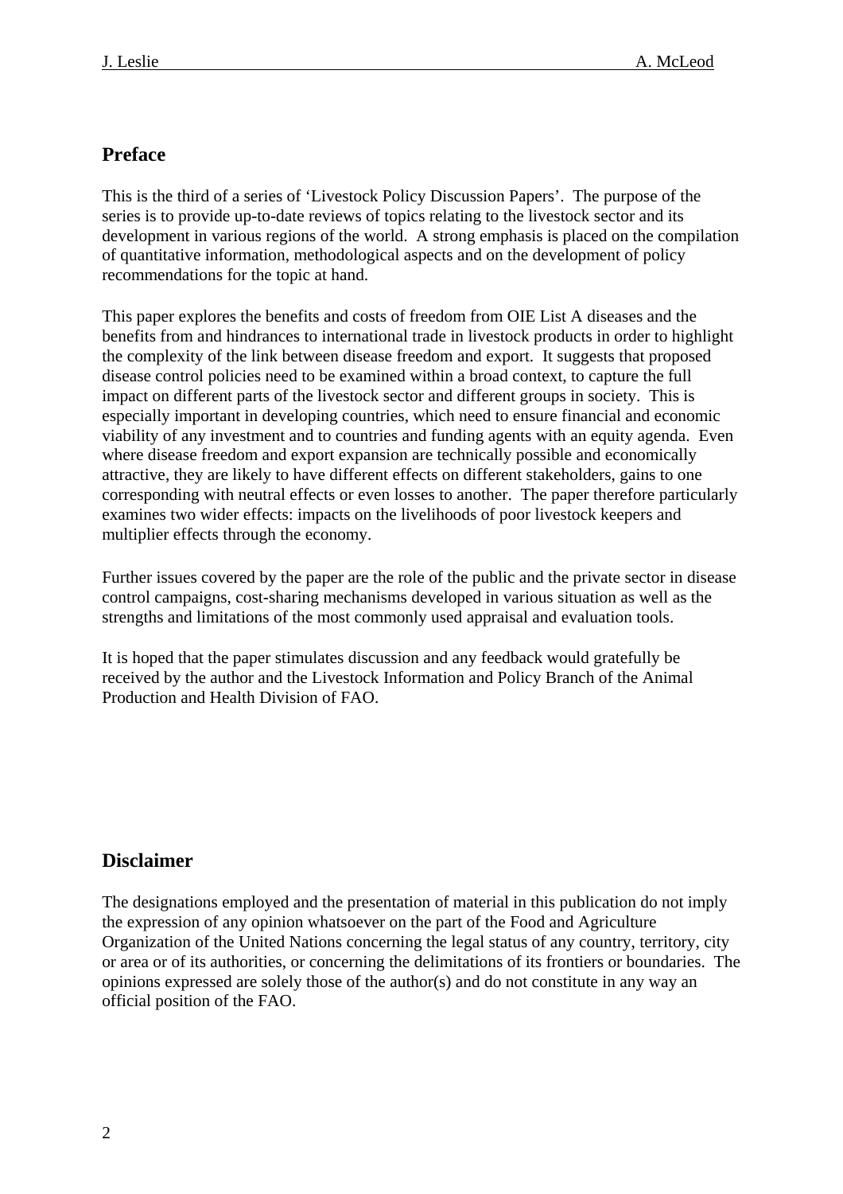## Preface

This is the third of a series of 'Livestock Policy Discussion Papers'. The purpose of the series is to provide up-to-date reviews of topics relating to the livestock sector and its development in various regions of the world. A strong emphasis is placed on the compilation of quantitative information, methodological aspects and on the development of policy recommendations for the topic at hand.

This paper explores the benefits and costs of freedom from OIE List A diseases and the benefits from and hindrances to international trade in livestock products in order to highlight the complexity of the link between disease freedom and export. It suggests that proposed disease control policies need to be examined within a broad context, to capture the full impact on different parts of the livestock sector and different groups in society. This is especially important in developing countries, which need to ensure financial and economic viability of any investment and to countries and funding agents with an equity agenda. Even where disease freedom and export expansion are technically possible and economically attractive, they are likely to have different effects on different stakeholders, gains to one corresponding with neutral effects or even losses to another. The paper therefore particularly examines two wider effects: impacts on the livelihoods of poor livestock keepers and multiplier effects through the economy.

Further issues covered by the paper are the role of the public and the private sector in disease control campaigns, cost-sharing mechanisms developed in various situation as well as the strengths and limitations of the most commonly used appraisal and evaluation tools.

It is hoped that the paper stimulates discussion and any feedback would gratefully be received by the author and the Livestock Information and Policy Branch of the Animal Production and Health Division of FAO.

## Disclaimer

The designations employed and the presentation of material in this publication do not imply the expression of any opinion whatsoever on the part of the Food and Agriculture Organization of the United Nations concerning the legal status of any country, territory, city or area or of its authorities, or concerning the delimitations of its frontiers or boundaries. The opinions expressed are solely those of the author(s) and do not constitute in any way an official position of the FAO.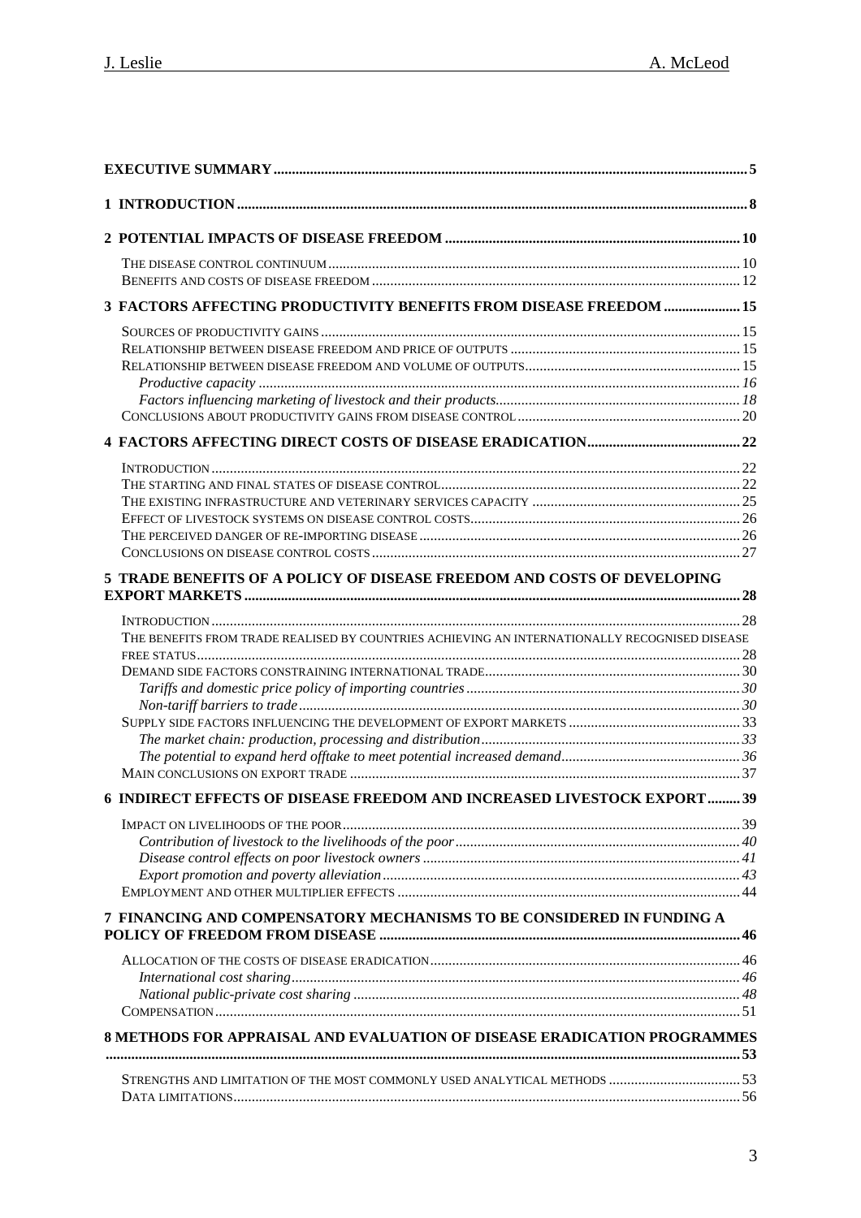**EXECUTIVE SUMMARY** .......... 5

**1 INTRODUCTION** .......... 8

**2 POTENTIAL IMPACTS OF DISEASE FREEDOM** .......... 10

- THE DISEASE CONTROL CONTINUUM .......... 10
- BENEFITS AND COSTS OF DISEASE FREEDOM .......... 12

**3 FACTORS AFFECTING PRODUCTIVITY BENEFITS FROM DISEASE FREEDOM** .......... 15

- SOURCES OF PRODUCTIVITY GAINS .......... 15
- RELATIONSHIP BETWEEN DISEASE FREEDOM AND PRICE OF OUTPUTS .......... 15
- RELATIONSHIP BETWEEN DISEASE FREEDOM AND VOLUME OF OUTPUTS .......... 15
  - *Productive capacity* .......... 16
  - *Factors influencing marketing of livestock and their products* .......... 18
- CONCLUSIONS ABOUT PRODUCTIVITY GAINS FROM DISEASE CONTROL .......... 20

**4 FACTORS AFFECTING DIRECT COSTS OF DISEASE ERADICATION** .......... 22

- INTRODUCTION .......... 22
- THE STARTING AND FINAL STATES OF DISEASE CONTROL .......... 22
- THE EXISTING INFRASTRUCTURE AND VETERINARY SERVICES CAPACITY .......... 25
- EFFECT OF LIVESTOCK SYSTEMS ON DISEASE CONTROL COSTS .......... 26
- THE PERCEIVED DANGER OF RE-IMPORTING DISEASE .......... 26
- CONCLUSIONS ON DISEASE CONTROL COSTS .......... 27

**5 TRADE BENEFITS OF A POLICY OF DISEASE FREEDOM AND COSTS OF DEVELOPING EXPORT MARKETS** .......... 28

- INTRODUCTION .......... 28
- THE BENEFITS FROM TRADE REALISED BY COUNTRIES ACHIEVING AN INTERNATIONALLY RECOGNISED DISEASE FREE STATUS .......... 28
- DEMAND SIDE FACTORS CONSTRAINING INTERNATIONAL TRADE .......... 30
  - *Tariffs and domestic price policy of importing countries* .......... 30
  - *Non-tariff barriers to trade* .......... 30
- SUPPLY SIDE FACTORS INFLUENCING THE DEVELOPMENT OF EXPORT MARKETS .......... 33
  - *The market chain: production, processing and distribution* .......... 33
  - *The potential to expand herd offtake to meet potential increased demand* .......... 36
- MAIN CONCLUSIONS ON EXPORT TRADE .......... 37

**6 INDIRECT EFFECTS OF DISEASE FREEDOM AND INCREASED LIVESTOCK EXPORT** .......... 39

- IMPACT ON LIVELIHOODS OF THE POOR .......... 39
  - *Contribution of livestock to the livelihoods of the poor* .......... 40
  - *Disease control effects on poor livestock owners* .......... 41
  - *Export promotion and poverty alleviation* .......... 43
- EMPLOYMENT AND OTHER MULTIPLIER EFFECTS .......... 44

**7 FINANCING AND COMPENSATORY MECHANISMS TO BE CONSIDERED IN FUNDING A POLICY OF FREEDOM FROM DISEASE** .......... 46

- ALLOCATION OF THE COSTS OF DISEASE ERADICATION .......... 46
  - *International cost sharing* .......... 46
  - *National public-private cost sharing* .......... 48
- COMPENSATION .......... 51

**8 METHODS FOR APPRAISAL AND EVALUATION OF DISEASE ERADICATION PROGRAMMES** .......... 53

- STRENGTHS AND LIMITATION OF THE MOST COMMONLY USED ANALYTICAL METHODS .......... 53
- DATA LIMITATIONS .......... 56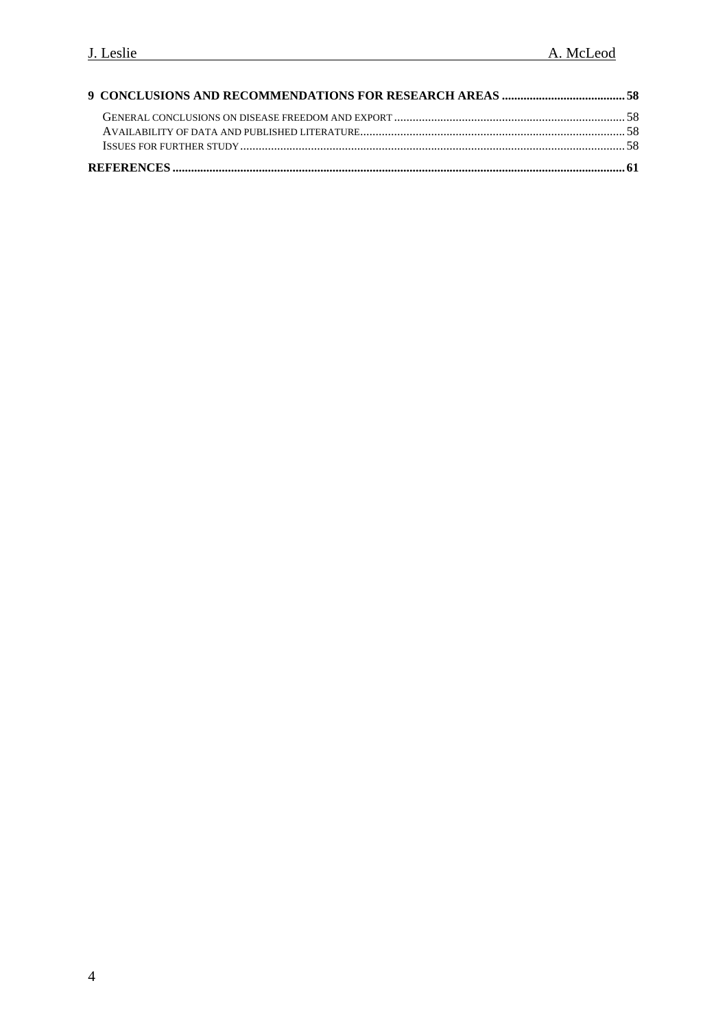**9 CONCLUSIONS AND RECOMMENDATIONS FOR RESEARCH AREAS ........................................ 58**

GENERAL CONCLUSIONS ON DISEASE FREEDOM AND EXPORT ........................................ 58

AVAILABILITY OF DATA AND PUBLISHED LITERATURE ........................................ 58

ISSUES FOR FURTHER STUDY ........................................ 58

**REFERENCES ........................................ 61**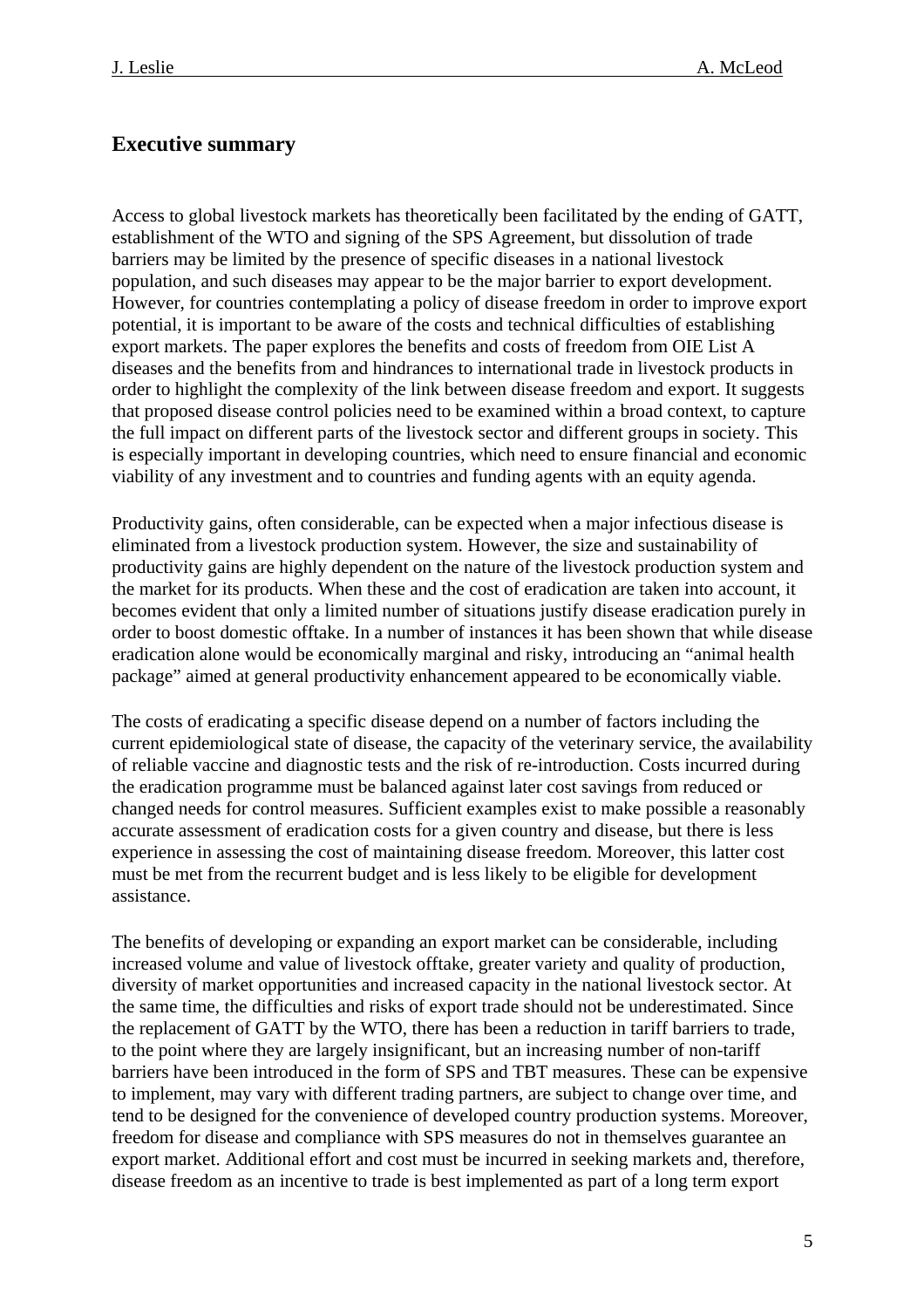## Executive summary

Access to global livestock markets has theoretically been facilitated by the ending of GATT, establishment of the WTO and signing of the SPS Agreement, but dissolution of trade barriers may be limited by the presence of specific diseases in a national livestock population, and such diseases may appear to be the major barrier to export development. However, for countries contemplating a policy of disease freedom in order to improve export potential, it is important to be aware of the costs and technical difficulties of establishing export markets. The paper explores the benefits and costs of freedom from OIE List A diseases and the benefits from and hindrances to international trade in livestock products in order to highlight the complexity of the link between disease freedom and export. It suggests that proposed disease control policies need to be examined within a broad context, to capture the full impact on different parts of the livestock sector and different groups in society. This is especially important in developing countries, which need to ensure financial and economic viability of any investment and to countries and funding agents with an equity agenda.

Productivity gains, often considerable, can be expected when a major infectious disease is eliminated from a livestock production system. However, the size and sustainability of productivity gains are highly dependent on the nature of the livestock production system and the market for its products. When these and the cost of eradication are taken into account, it becomes evident that only a limited number of situations justify disease eradication purely in order to boost domestic offtake. In a number of instances it has been shown that while disease eradication alone would be economically marginal and risky, introducing an "animal health package" aimed at general productivity enhancement appeared to be economically viable.

The costs of eradicating a specific disease depend on a number of factors including the current epidemiological state of disease, the capacity of the veterinary service, the availability of reliable vaccine and diagnostic tests and the risk of re-introduction. Costs incurred during the eradication programme must be balanced against later cost savings from reduced or changed needs for control measures. Sufficient examples exist to make possible a reasonably accurate assessment of eradication costs for a given country and disease, but there is less experience in assessing the cost of maintaining disease freedom. Moreover, this latter cost must be met from the recurrent budget and is less likely to be eligible for development assistance.

The benefits of developing or expanding an export market can be considerable, including increased volume and value of livestock offtake, greater variety and quality of production, diversity of market opportunities and increased capacity in the national livestock sector. At the same time, the difficulties and risks of export trade should not be underestimated. Since the replacement of GATT by the WTO, there has been a reduction in tariff barriers to trade, to the point where they are largely insignificant, but an increasing number of non-tariff barriers have been introduced in the form of SPS and TBT measures. These can be expensive to implement, may vary with different trading partners, are subject to change over time, and tend to be designed for the convenience of developed country production systems. Moreover, freedom for disease and compliance with SPS measures do not in themselves guarantee an export market. Additional effort and cost must be incurred in seeking markets and, therefore, disease freedom as an incentive to trade is best implemented as part of a long term export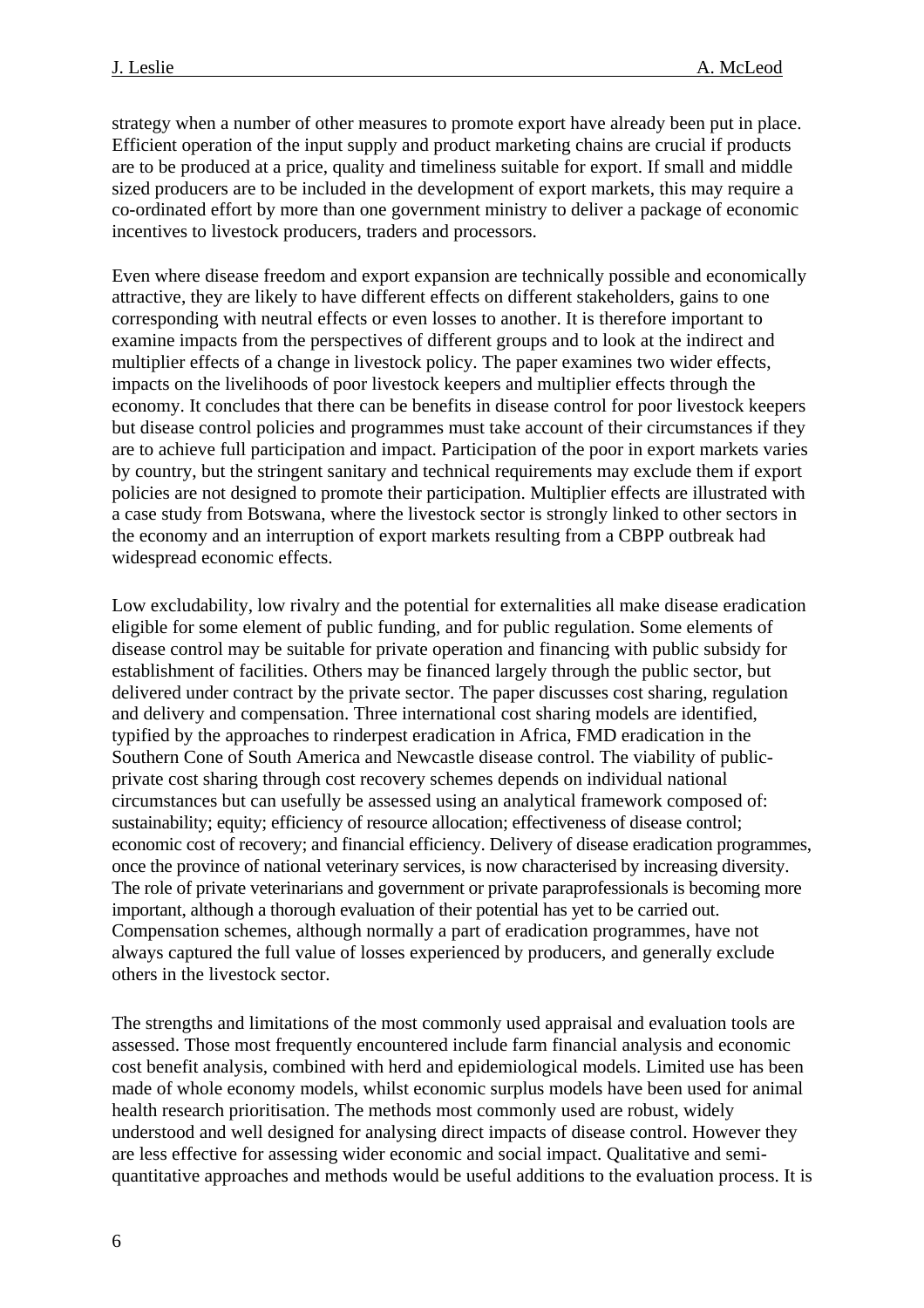strategy when a number of other measures to promote export have already been put in place. Efficient operation of the input supply and product marketing chains are crucial if products are to be produced at a price, quality and timeliness suitable for export. If small and middle sized producers are to be included in the development of export markets, this may require a co-ordinated effort by more than one government ministry to deliver a package of economic incentives to livestock producers, traders and processors.

Even where disease freedom and export expansion are technically possible and economically attractive, they are likely to have different effects on different stakeholders, gains to one corresponding with neutral effects or even losses to another. It is therefore important to examine impacts from the perspectives of different groups and to look at the indirect and multiplier effects of a change in livestock policy. The paper examines two wider effects, impacts on the livelihoods of poor livestock keepers and multiplier effects through the economy. It concludes that there can be benefits in disease control for poor livestock keepers but disease control policies and programmes must take account of their circumstances if they are to achieve full participation and impact. Participation of the poor in export markets varies by country, but the stringent sanitary and technical requirements may exclude them if export policies are not designed to promote their participation. Multiplier effects are illustrated with a case study from Botswana, where the livestock sector is strongly linked to other sectors in the economy and an interruption of export markets resulting from a CBPP outbreak had widespread economic effects.

Low excludability, low rivalry and the potential for externalities all make disease eradication eligible for some element of public funding, and for public regulation. Some elements of disease control may be suitable for private operation and financing with public subsidy for establishment of facilities. Others may be financed largely through the public sector, but delivered under contract by the private sector. The paper discusses cost sharing, regulation and delivery and compensation. Three international cost sharing models are identified, typified by the approaches to rinderpest eradication in Africa, FMD eradication in the Southern Cone of South America and Newcastle disease control. The viability of public-private cost sharing through cost recovery schemes depends on individual national circumstances but can usefully be assessed using an analytical framework composed of: sustainability; equity; efficiency of resource allocation; effectiveness of disease control; economic cost of recovery; and financial efficiency. Delivery of disease eradication programmes, once the province of national veterinary services, is now characterised by increasing diversity. The role of private veterinarians and government or private paraprofessionals is becoming more important, although a thorough evaluation of their potential has yet to be carried out. Compensation schemes, although normally a part of eradication programmes, have not always captured the full value of losses experienced by producers, and generally exclude others in the livestock sector.

The strengths and limitations of the most commonly used appraisal and evaluation tools are assessed. Those most frequently encountered include farm financial analysis and economic cost benefit analysis, combined with herd and epidemiological models. Limited use has been made of whole economy models, whilst economic surplus models have been used for animal health research prioritisation. The methods most commonly used are robust, widely understood and well designed for analysing direct impacts of disease control. However they are less effective for assessing wider economic and social impact. Qualitative and semi-quantitative approaches and methods would be useful additions to the evaluation process. It is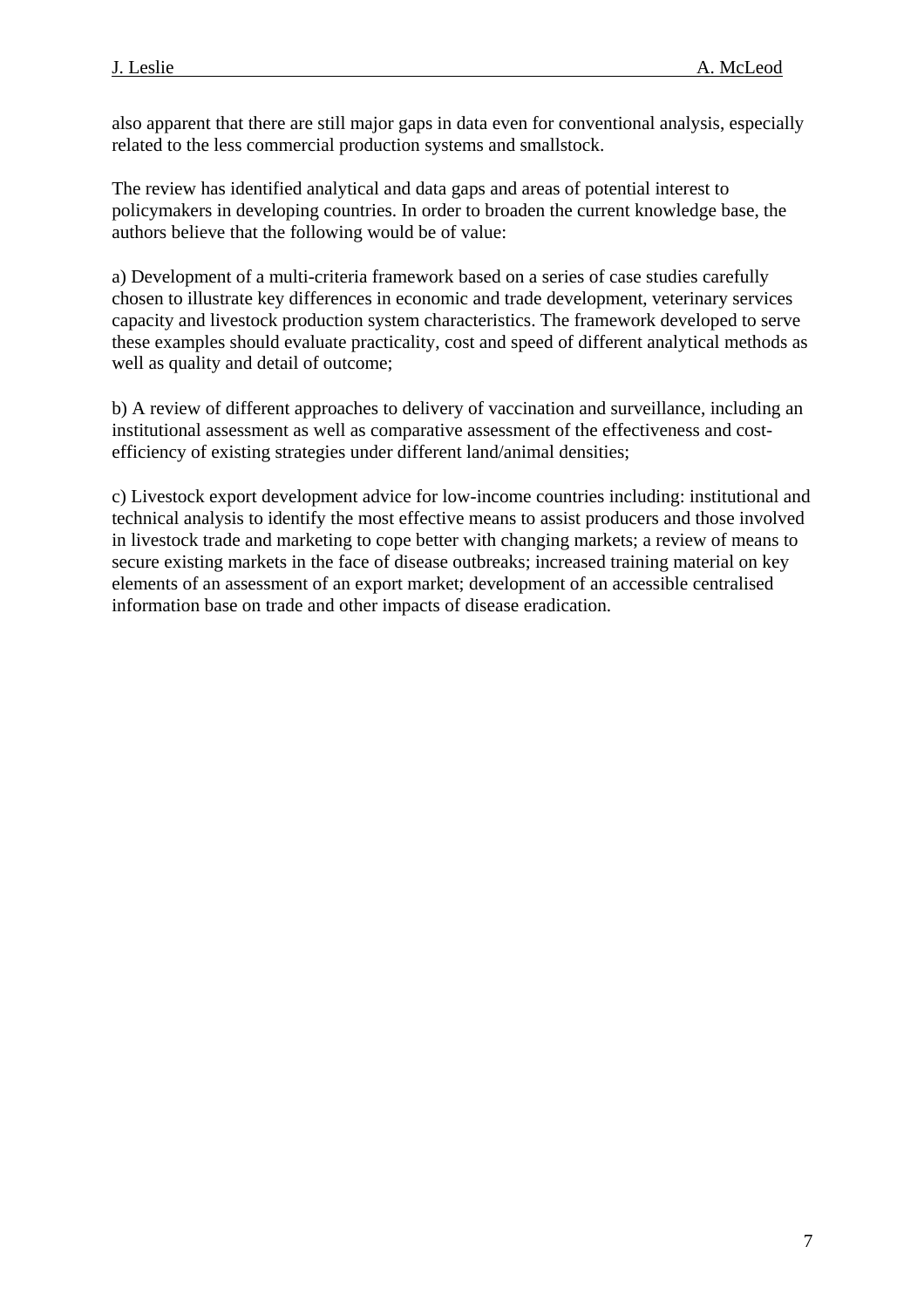also apparent that there are still major gaps in data even for conventional analysis, especially related to the less commercial production systems and smallstock.

The review has identified analytical and data gaps and areas of potential interest to policymakers in developing countries. In order to broaden the current knowledge base, the authors believe that the following would be of value:

a) Development of a multi-criteria framework based on a series of case studies carefully chosen to illustrate key differences in economic and trade development, veterinary services capacity and livestock production system characteristics. The framework developed to serve these examples should evaluate practicality, cost and speed of different analytical methods as well as quality and detail of outcome;

b) A review of different approaches to delivery of vaccination and surveillance, including an institutional assessment as well as comparative assessment of the effectiveness and cost-efficiency of existing strategies under different land/animal densities;

c) Livestock export development advice for low-income countries including: institutional and technical analysis to identify the most effective means to assist producers and those involved in livestock trade and marketing to cope better with changing markets; a review of means to secure existing markets in the face of disease outbreaks; increased training material on key elements of an assessment of an export market; development of an accessible centralised information base on trade and other impacts of disease eradication.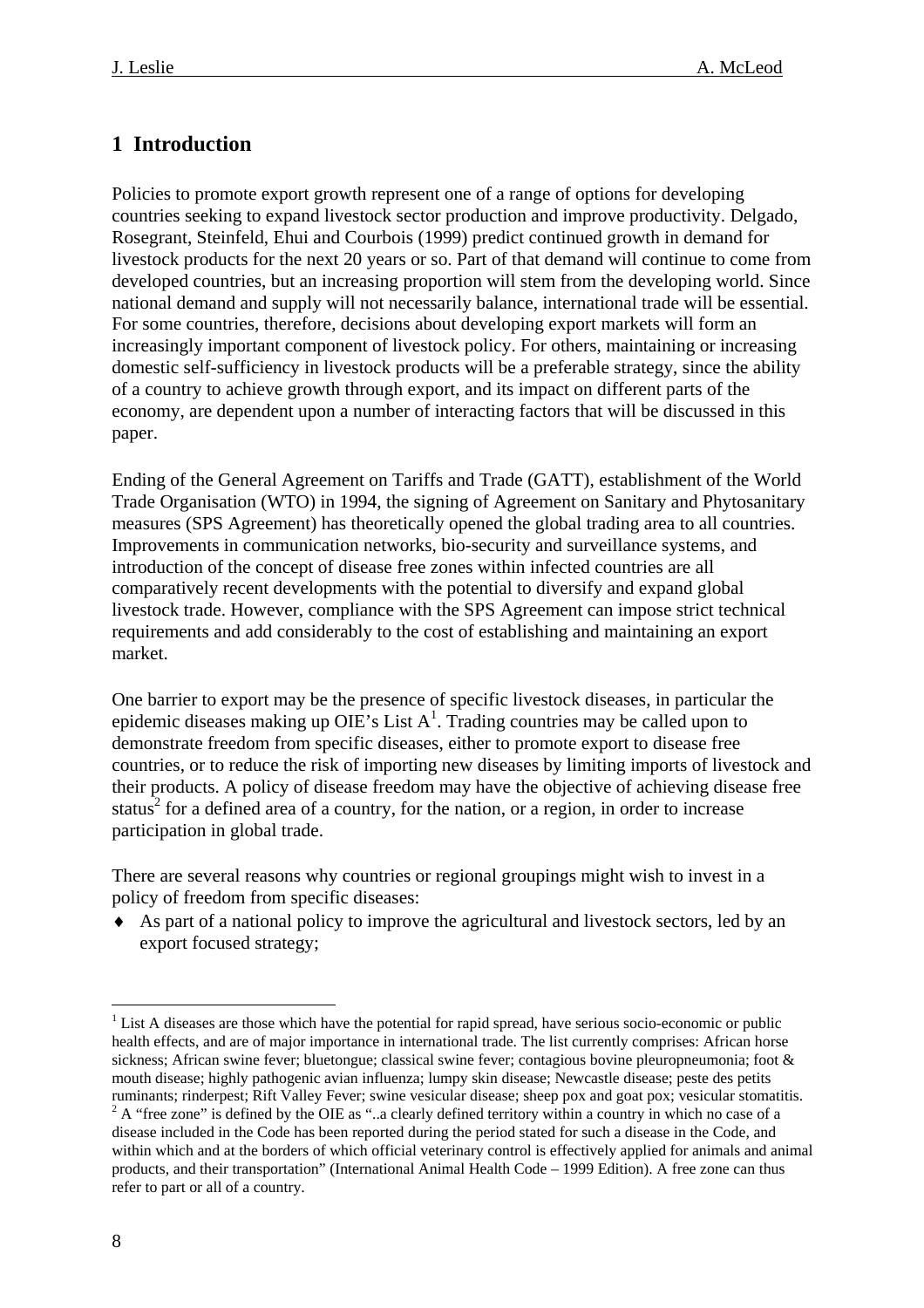# 1 Introduction

Policies to promote export growth represent one of a range of options for developing countries seeking to expand livestock sector production and improve productivity. Delgado, Rosegrant, Steinfeld, Ehui and Courbois (1999) predict continued growth in demand for livestock products for the next 20 years or so. Part of that demand will continue to come from developed countries, but an increasing proportion will stem from the developing world. Since national demand and supply will not necessarily balance, international trade will be essential. For some countries, therefore, decisions about developing export markets will form an increasingly important component of livestock policy. For others, maintaining or increasing domestic self-sufficiency in livestock products will be a preferable strategy, since the ability of a country to achieve growth through export, and its impact on different parts of the economy, are dependent upon a number of interacting factors that will be discussed in this paper.

Ending of the General Agreement on Tariffs and Trade (GATT), establishment of the World Trade Organisation (WTO) in 1994, the signing of Agreement on Sanitary and Phytosanitary measures (SPS Agreement) has theoretically opened the global trading area to all countries. Improvements in communication networks, bio-security and surveillance systems, and introduction of the concept of disease free zones within infected countries are all comparatively recent developments with the potential to diversify and expand global livestock trade. However, compliance with the SPS Agreement can impose strict technical requirements and add considerably to the cost of establishing and maintaining an export market.

One barrier to export may be the presence of specific livestock diseases, in particular the epidemic diseases making up OIE's List A[1]. Trading countries may be called upon to demonstrate freedom from specific diseases, either to promote export to disease free countries, or to reduce the risk of importing new diseases by limiting imports of livestock and their products. A policy of disease freedom may have the objective of achieving disease free status[2] for a defined area of a country, for the nation, or a region, in order to increase participation in global trade.

There are several reasons why countries or regional groupings might wish to invest in a policy of freedom from specific diseases:

- As part of a national policy to improve the agricultural and livestock sectors, led by an export focused strategy;

---

[1] List A diseases are those which have the potential for rapid spread, have serious socio-economic or public health effects, and are of major importance in international trade. The list currently comprises: African horse sickness; African swine fever; bluetongue; classical swine fever; contagious bovine pleuropneumonia; foot & mouth disease; highly pathogenic avian influenza; lumpy skin disease; Newcastle disease; peste des petits ruminants; rinderpest; Rift Valley Fever; swine vesicular disease; sheep pox and goat pox; vesicular stomatitis.

[2] A "free zone" is defined by the OIE as "..a clearly defined territory within a country in which no case of a disease included in the Code has been reported during the period stated for such a disease in the Code, and within which and at the borders of which official veterinary control is effectively applied for animals and animal products, and their transportation" (International Animal Health Code – 1999 Edition). A free zone can thus refer to part or all of a country.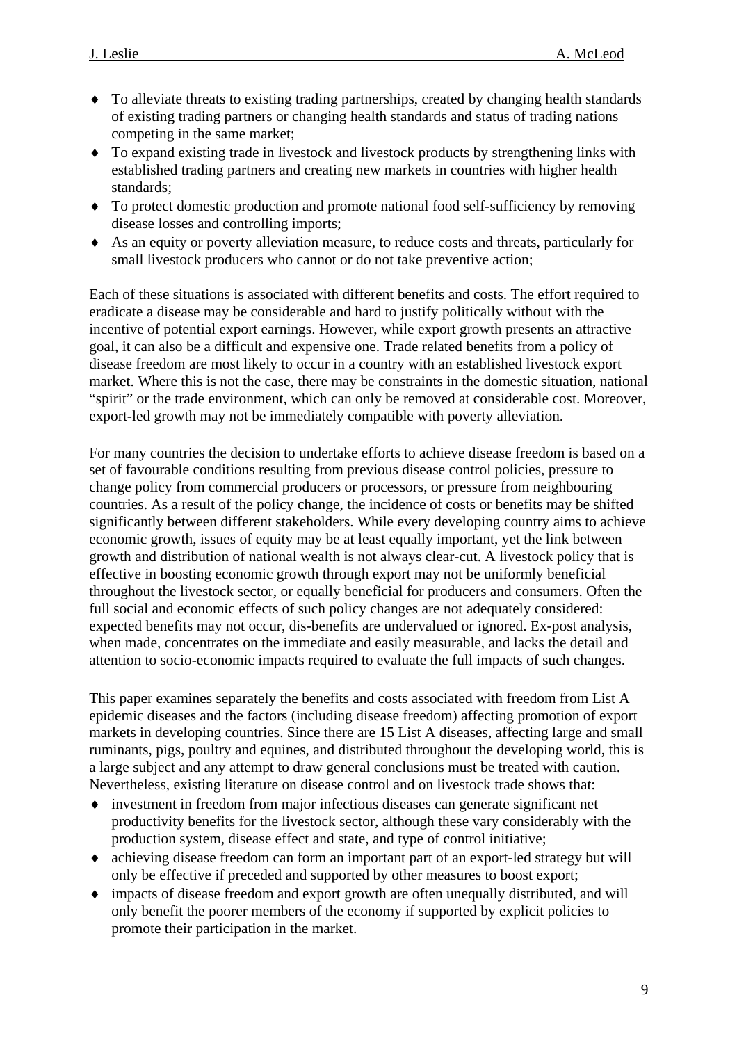- To alleviate threats to existing trading partnerships, created by changing health standards of existing trading partners or changing health standards and status of trading nations competing in the same market;
- To expand existing trade in livestock and livestock products by strengthening links with established trading partners and creating new markets in countries with higher health standards;
- To protect domestic production and promote national food self-sufficiency by removing disease losses and controlling imports;
- As an equity or poverty alleviation measure, to reduce costs and threats, particularly for small livestock producers who cannot or do not take preventive action;

Each of these situations is associated with different benefits and costs. The effort required to eradicate a disease may be considerable and hard to justify politically without with the incentive of potential export earnings. However, while export growth presents an attractive goal, it can also be a difficult and expensive one. Trade related benefits from a policy of disease freedom are most likely to occur in a country with an established livestock export market. Where this is not the case, there may be constraints in the domestic situation, national "spirit" or the trade environment, which can only be removed at considerable cost. Moreover, export-led growth may not be immediately compatible with poverty alleviation.

For many countries the decision to undertake efforts to achieve disease freedom is based on a set of favourable conditions resulting from previous disease control policies, pressure to change policy from commercial producers or processors, or pressure from neighbouring countries. As a result of the policy change, the incidence of costs or benefits may be shifted significantly between different stakeholders. While every developing country aims to achieve economic growth, issues of equity may be at least equally important, yet the link between growth and distribution of national wealth is not always clear-cut. A livestock policy that is effective in boosting economic growth through export may not be uniformly beneficial throughout the livestock sector, or equally beneficial for producers and consumers. Often the full social and economic effects of such policy changes are not adequately considered: expected benefits may not occur, dis-benefits are undervalued or ignored. Ex-post analysis, when made, concentrates on the immediate and easily measurable, and lacks the detail and attention to socio-economic impacts required to evaluate the full impacts of such changes.

This paper examines separately the benefits and costs associated with freedom from List A epidemic diseases and the factors (including disease freedom) affecting promotion of export markets in developing countries. Since there are 15 List A diseases, affecting large and small ruminants, pigs, poultry and equines, and distributed throughout the developing world, this is a large subject and any attempt to draw general conclusions must be treated with caution. Nevertheless, existing literature on disease control and on livestock trade shows that:

- investment in freedom from major infectious diseases can generate significant net productivity benefits for the livestock sector, although these vary considerably with the production system, disease effect and state, and type of control initiative;
- achieving disease freedom can form an important part of an export-led strategy but will only be effective if preceded and supported by other measures to boost export;
- impacts of disease freedom and export growth are often unequally distributed, and will only benefit the poorer members of the economy if supported by explicit policies to promote their participation in the market.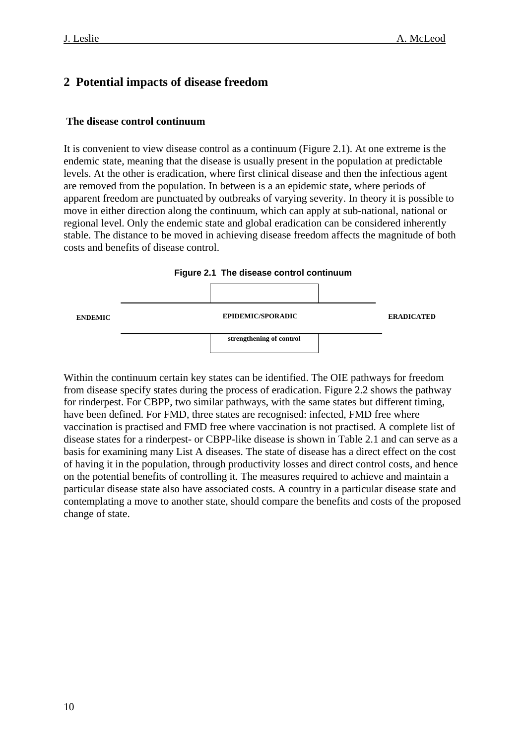# 2 Potential impacts of disease freedom

### The disease control continuum

It is convenient to view disease control as a continuum (Figure 2.1). At one extreme is the endemic state, meaning that the disease is usually present in the population at predictable levels. At the other is eradication, where first clinical disease and then the infectious agent are removed from the population. In between is a an epidemic state, where periods of apparent freedom are punctuated by outbreaks of varying severity. In theory it is possible to move in either direction along the continuum, which can apply at sub-national, national or regional level. Only the endemic state and global eradication can be considered inherently stable. The distance to be moved in achieving disease freedom affects the magnitude of both costs and benefits of disease control.

**Figure 2.1 The disease control continuum**

ENDEMIC — EPIDEMIC/SPORADIC — ERADICATED

strengthening of control

Within the continuum certain key states can be identified. The OIE pathways for freedom from disease specify states during the process of eradication. Figure 2.2 shows the pathway for rinderpest. For CBPP, two similar pathways, with the same states but different timing, have been defined. For FMD, three states are recognised: infected, FMD free where vaccination is practised and FMD free where vaccination is not practised. A complete list of disease states for a rinderpest- or CBPP-like disease is shown in Table 2.1 and can serve as a basis for examining many List A diseases. The state of disease has a direct effect on the cost of having it in the population, through productivity losses and direct control costs, and hence on the potential benefits of controlling it. The measures required to achieve and maintain a particular disease state also have associated costs. A country in a particular disease state and contemplating a move to another state, should compare the benefits and costs of the proposed change of state.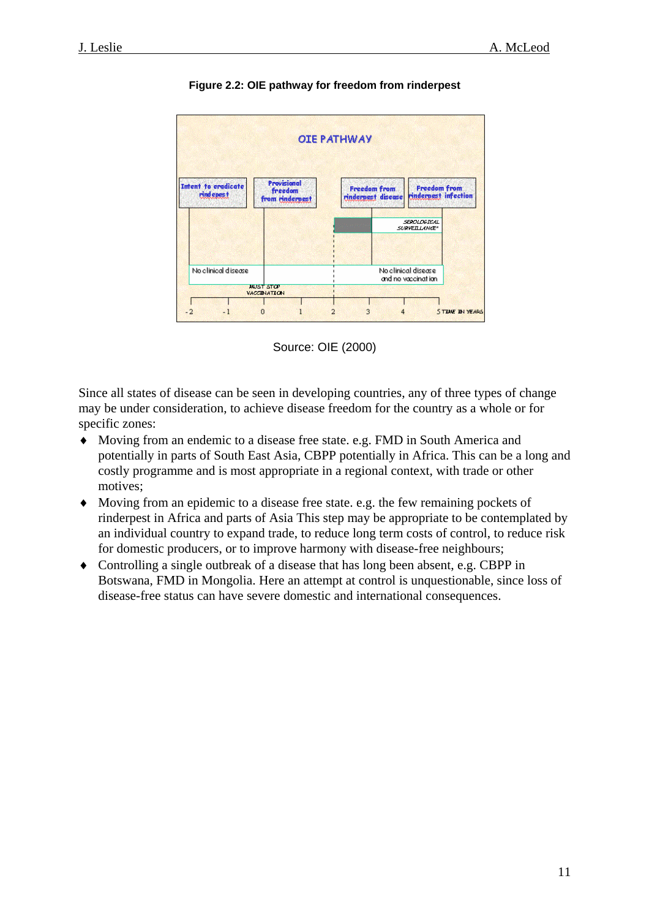**Figure 2.2: OIE pathway for freedom from rinderpest**

Source: OIE (2000)

Since all states of disease can be seen in developing countries, any of three types of change may be under consideration, to achieve disease freedom for the country as a whole or for specific zones:

- Moving from an endemic to a disease free state. e.g. FMD in South America and potentially in parts of South East Asia, CBPP potentially in Africa. This can be a long and costly programme and is most appropriate in a regional context, with trade or other motives;
- Moving from an epidemic to a disease free state. e.g. the few remaining pockets of rinderpest in Africa and parts of Asia This step may be appropriate to be contemplated by an individual country to expand trade, to reduce long term costs of control, to reduce risk for domestic producers, or to improve harmony with disease-free neighbours;
- Controlling a single outbreak of a disease that has long been absent, e.g. CBPP in Botswana, FMD in Mongolia. Here an attempt at control is unquestionable, since loss of disease-free status can have severe domestic and international consequences.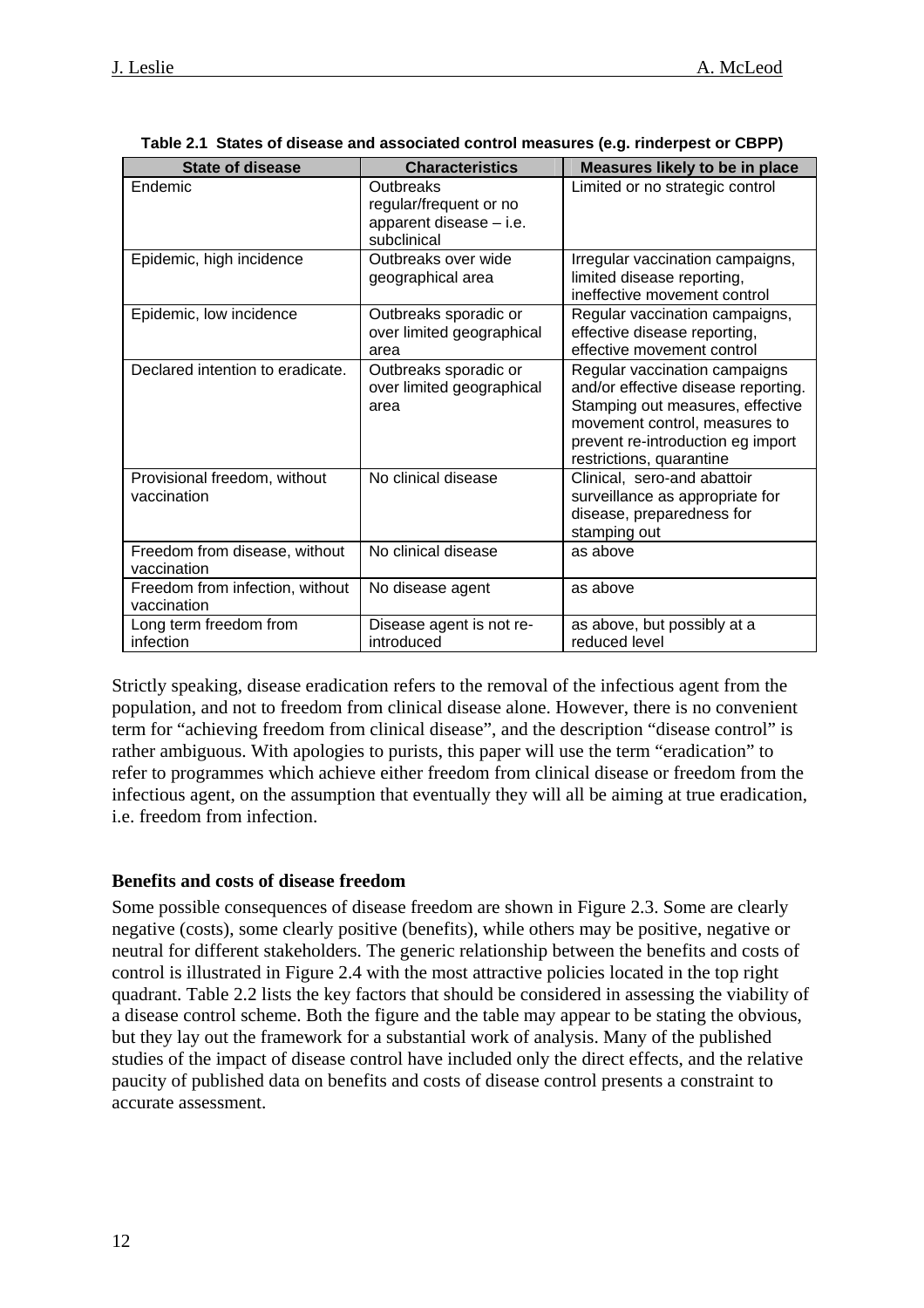**Table 2.1 States of disease and associated control measures (e.g. rinderpest or CBPP)**

| State of disease | Characteristics | Measures likely to be in place |
|---|---|---|
| Endemic | Outbreaks regular/frequent or no apparent disease – i.e. subclinical | Limited or no strategic control |
| Epidemic, high incidence | Outbreaks over wide geographical area | Irregular vaccination campaigns, limited disease reporting, ineffective movement control |
| Epidemic, low incidence | Outbreaks sporadic or over limited geographical area | Regular vaccination campaigns, effective disease reporting, effective movement control |
| Declared intention to eradicate. | Outbreaks sporadic or over limited geographical area | Regular vaccination campaigns and/or effective disease reporting. Stamping out measures, effective movement control, measures to prevent re-introduction eg import restrictions, quarantine |
| Provisional freedom, without vaccination | No clinical disease | Clinical, sero-and abattoir surveillance as appropriate for disease, preparedness for stamping out |
| Freedom from disease, without vaccination | No clinical disease | as above |
| Freedom from infection, without vaccination | No disease agent | as above |
| Long term freedom from infection | Disease agent is not re-introduced | as above, but possibly at a reduced level |

Strictly speaking, disease eradication refers to the removal of the infectious agent from the population, and not to freedom from clinical disease alone. However, there is no convenient term for "achieving freedom from clinical disease", and the description "disease control" is rather ambiguous. With apologies to purists, this paper will use the term "eradication" to refer to programmes which achieve either freedom from clinical disease or freedom from the infectious agent, on the assumption that eventually they will all be aiming at true eradication, i.e. freedom from infection.

### Benefits and costs of disease freedom

Some possible consequences of disease freedom are shown in Figure 2.3. Some are clearly negative (costs), some clearly positive (benefits), while others may be positive, negative or neutral for different stakeholders. The generic relationship between the benefits and costs of control is illustrated in Figure 2.4 with the most attractive policies located in the top right quadrant. Table 2.2 lists the key factors that should be considered in assessing the viability of a disease control scheme. Both the figure and the table may appear to be stating the obvious, but they lay out the framework for a substantial work of analysis. Many of the published studies of the impact of disease control have included only the direct effects, and the relative paucity of published data on benefits and costs of disease control presents a constraint to accurate assessment.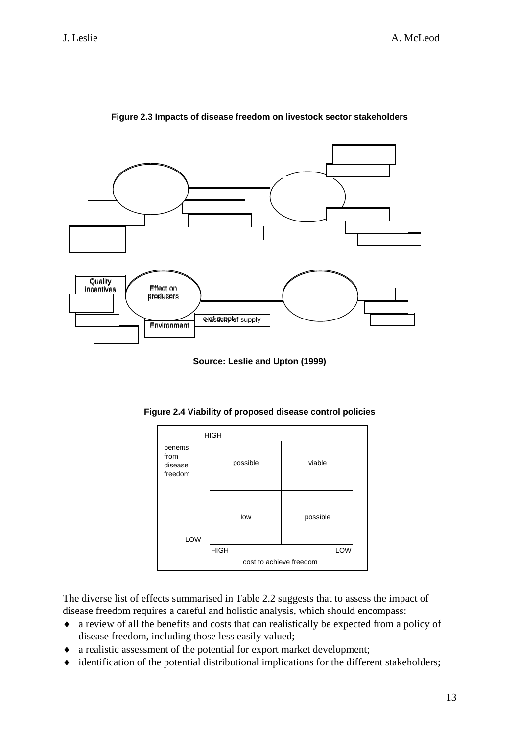**Figure 2.3 Impacts of disease freedom on livestock sector stakeholders**

Quality incentives

Effect on producers

Environment

elasticity of supply

**Source: Leslie and Upton (1999)**

**Figure 2.4 Viability of proposed disease control policies**

| benefits from disease freedom | cost to achieve freedom: HIGH | cost to achieve freedom: LOW |
|---|---|---|
| HIGH | possible | viable |
| LOW | low | possible |

The diverse list of effects summarised in Table 2.2 suggests that to assess the impact of disease freedom requires a careful and holistic analysis, which should encompass:

- a review of all the benefits and costs that can realistically be expected from a policy of disease freedom, including those less easily valued;
- a realistic assessment of the potential for export market development;
- identification of the potential distributional implications for the different stakeholders;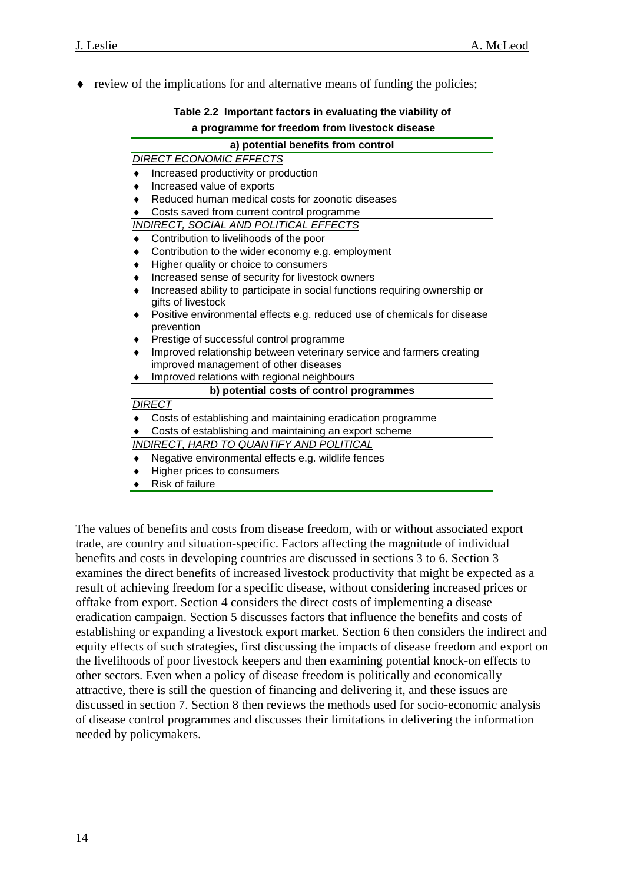- review of the implications for and alternative means of funding the policies;

**Table 2.2 Important factors in evaluating the viability of a programme for freedom from livestock disease**

| a) potential benefits from control |
|---|
| *DIRECT ECONOMIC EFFECTS* |
| ♦ Increased productivity or production |
| ♦ Increased value of exports |
| ♦ Reduced human medical costs for zoonotic diseases |
| ♦ Costs saved from current control programme |
| *INDIRECT, SOCIAL AND POLITICAL EFFECTS* |
| ♦ Contribution to livelihoods of the poor |
| ♦ Contribution to the wider economy e.g. employment |
| ♦ Higher quality or choice to consumers |
| ♦ Increased sense of security for livestock owners |
| ♦ Increased ability to participate in social functions requiring ownership or gifts of livestock |
| ♦ Positive environmental effects e.g. reduced use of chemicals for disease prevention |
| ♦ Prestige of successful control programme |
| ♦ Improved relationship between veterinary service and farmers creating improved management of other diseases |
| ♦ Improved relations with regional neighbours |
| **b) potential costs of control programmes** |
| *DIRECT* |
| ♦ Costs of establishing and maintaining eradication programme |
| ♦ Costs of establishing and maintaining an export scheme |
| *INDIRECT, HARD TO QUANTIFY AND POLITICAL* |
| ♦ Negative environmental effects e.g. wildlife fences |
| ♦ Higher prices to consumers |
| ♦ Risk of failure |

The values of benefits and costs from disease freedom, with or without associated export trade, are country and situation-specific. Factors affecting the magnitude of individual benefits and costs in developing countries are discussed in sections 3 to 6. Section 3 examines the direct benefits of increased livestock productivity that might be expected as a result of achieving freedom for a specific disease, without considering increased prices or offtake from export. Section 4 considers the direct costs of implementing a disease eradication campaign. Section 5 discusses factors that influence the benefits and costs of establishing or expanding a livestock export market. Section 6 then considers the indirect and equity effects of such strategies, first discussing the impacts of disease freedom and export on the livelihoods of poor livestock keepers and then examining potential knock-on effects to other sectors. Even when a policy of disease freedom is politically and economically attractive, there is still the question of financing and delivering it, and these issues are discussed in section 7. Section 8 then reviews the methods used for socio-economic analysis of disease control programmes and discusses their limitations in delivering the information needed by policymakers.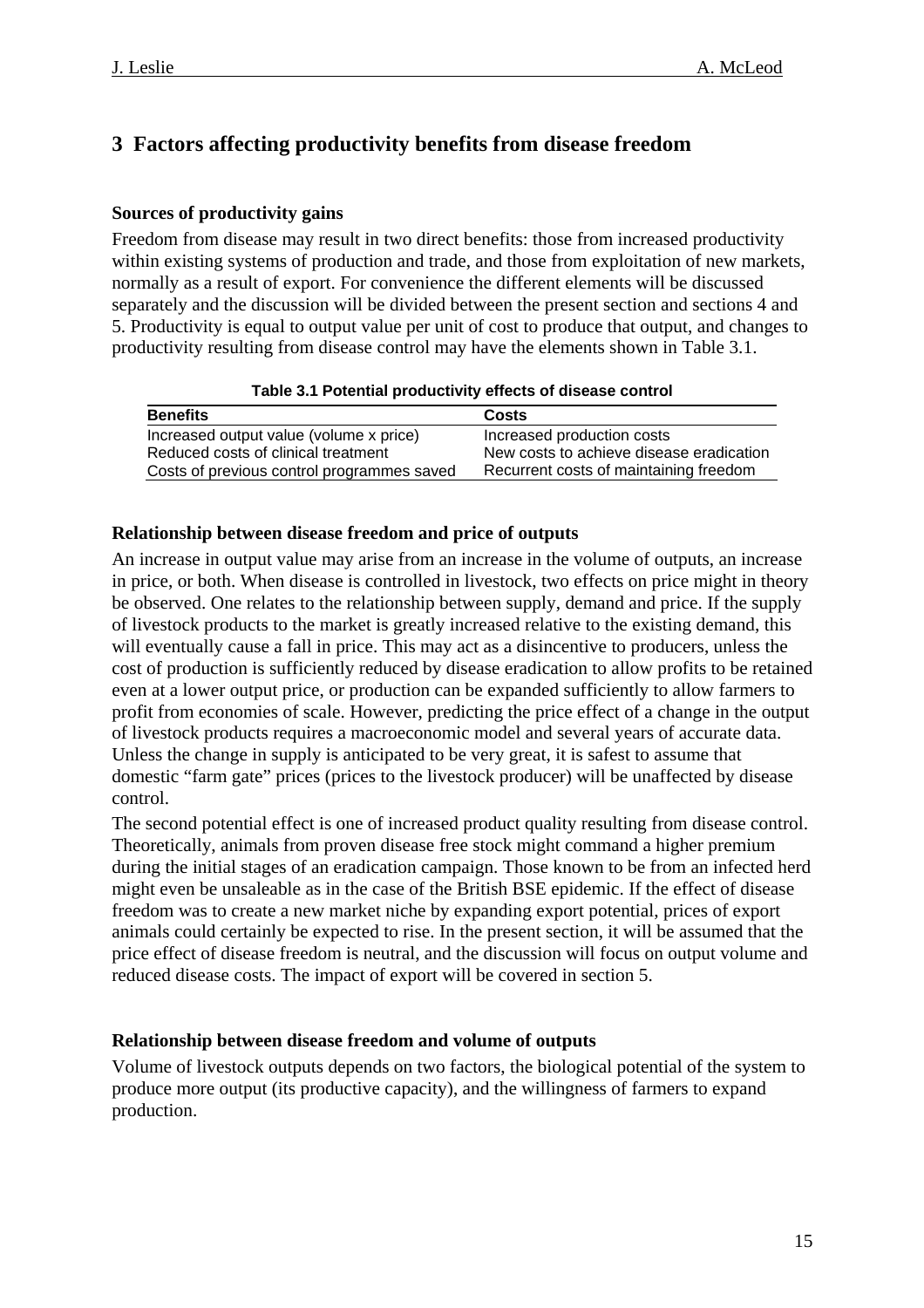## 3 Factors affecting productivity benefits from disease freedom

### Sources of productivity gains

Freedom from disease may result in two direct benefits: those from increased productivity within existing systems of production and trade, and those from exploitation of new markets, normally as a result of export. For convenience the different elements will be discussed separately and the discussion will be divided between the present section and sections 4 and 5. Productivity is equal to output value per unit of cost to produce that output, and changes to productivity resulting from disease control may have the elements shown in Table 3.1.

**Table 3.1 Potential productivity effects of disease control**

| Benefits | Costs |
|---|---|
| Increased output value (volume x price) | Increased production costs |
| Reduced costs of clinical treatment | New costs to achieve disease eradication |
| Costs of previous control programmes saved | Recurrent costs of maintaining freedom |

### Relationship between disease freedom and price of outputs

An increase in output value may arise from an increase in the volume of outputs, an increase in price, or both. When disease is controlled in livestock, two effects on price might in theory be observed. One relates to the relationship between supply, demand and price. If the supply of livestock products to the market is greatly increased relative to the existing demand, this will eventually cause a fall in price. This may act as a disincentive to producers, unless the cost of production is sufficiently reduced by disease eradication to allow profits to be retained even at a lower output price, or production can be expanded sufficiently to allow farmers to profit from economies of scale. However, predicting the price effect of a change in the output of livestock products requires a macroeconomic model and several years of accurate data. Unless the change in supply is anticipated to be very great, it is safest to assume that domestic "farm gate" prices (prices to the livestock producer) will be unaffected by disease control.

The second potential effect is one of increased product quality resulting from disease control. Theoretically, animals from proven disease free stock might command a higher premium during the initial stages of an eradication campaign. Those known to be from an infected herd might even be unsaleable as in the case of the British BSE epidemic. If the effect of disease freedom was to create a new market niche by expanding export potential, prices of export animals could certainly be expected to rise. In the present section, it will be assumed that the price effect of disease freedom is neutral, and the discussion will focus on output volume and reduced disease costs. The impact of export will be covered in section 5.

### Relationship between disease freedom and volume of outputs

Volume of livestock outputs depends on two factors, the biological potential of the system to produce more output (its productive capacity), and the willingness of farmers to expand production.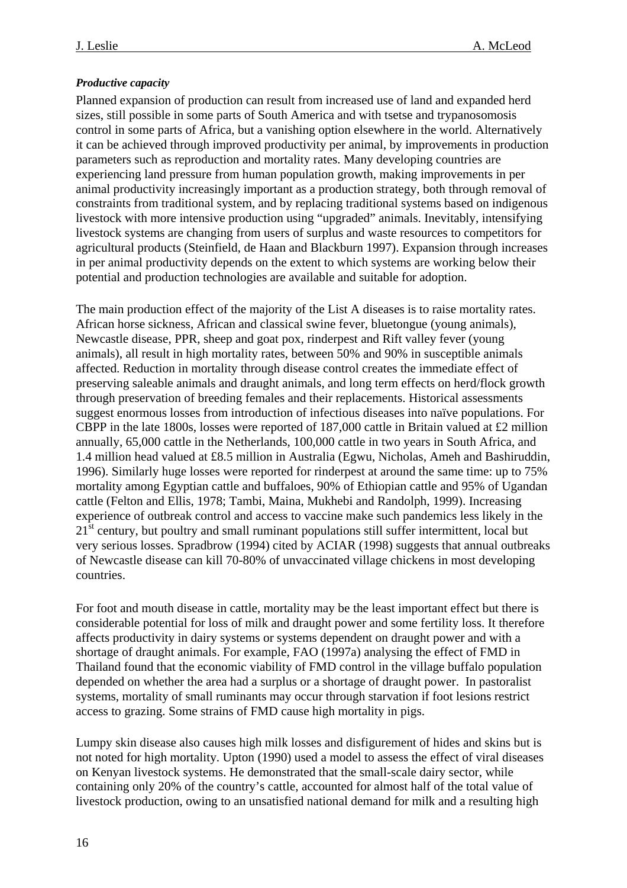***Productive capacity***

Planned expansion of production can result from increased use of land and expanded herd sizes, still possible in some parts of South America and with tsetse and trypanosomosis control in some parts of Africa, but a vanishing option elsewhere in the world. Alternatively it can be achieved through improved productivity per animal, by improvements in production parameters such as reproduction and mortality rates. Many developing countries are experiencing land pressure from human population growth, making improvements in per animal productivity increasingly important as a production strategy, both through removal of constraints from traditional system, and by replacing traditional systems based on indigenous livestock with more intensive production using "upgraded" animals. Inevitably, intensifying livestock systems are changing from users of surplus and waste resources to competitors for agricultural products (Steinfield, de Haan and Blackburn 1997). Expansion through increases in per animal productivity depends on the extent to which systems are working below their potential and production technologies are available and suitable for adoption.

The main production effect of the majority of the List A diseases is to raise mortality rates. African horse sickness, African and classical swine fever, bluetongue (young animals), Newcastle disease, PPR, sheep and goat pox, rinderpest and Rift valley fever (young animals), all result in high mortality rates, between 50% and 90% in susceptible animals affected. Reduction in mortality through disease control creates the immediate effect of preserving saleable animals and draught animals, and long term effects on herd/flock growth through preservation of breeding females and their replacements. Historical assessments suggest enormous losses from introduction of infectious diseases into naïve populations. For CBPP in the late 1800s, losses were reported of 187,000 cattle in Britain valued at £2 million annually, 65,000 cattle in the Netherlands, 100,000 cattle in two years in South Africa, and 1.4 million head valued at £8.5 million in Australia (Egwu, Nicholas, Ameh and Bashiruddin, 1996). Similarly huge losses were reported for rinderpest at around the same time: up to 75% mortality among Egyptian cattle and buffaloes, 90% of Ethiopian cattle and 95% of Ugandan cattle (Felton and Ellis, 1978; Tambi, Maina, Mukhebi and Randolph, 1999). Increasing experience of outbreak control and access to vaccine make such pandemics less likely in the 21st century, but poultry and small ruminant populations still suffer intermittent, local but very serious losses. Spradbrow (1994) cited by ACIAR (1998) suggests that annual outbreaks of Newcastle disease can kill 70-80% of unvaccinated village chickens in most developing countries.

For foot and mouth disease in cattle, mortality may be the least important effect but there is considerable potential for loss of milk and draught power and some fertility loss. It therefore affects productivity in dairy systems or systems dependent on draught power and with a shortage of draught animals. For example, FAO (1997a) analysing the effect of FMD in Thailand found that the economic viability of FMD control in the village buffalo population depended on whether the area had a surplus or a shortage of draught power. In pastoralist systems, mortality of small ruminants may occur through starvation if foot lesions restrict access to grazing. Some strains of FMD cause high mortality in pigs.

Lumpy skin disease also causes high milk losses and disfigurement of hides and skins but is not noted for high mortality. Upton (1990) used a model to assess the effect of viral diseases on Kenyan livestock systems. He demonstrated that the small-scale dairy sector, while containing only 20% of the country's cattle, accounted for almost half of the total value of livestock production, owing to an unsatisfied national demand for milk and a resulting high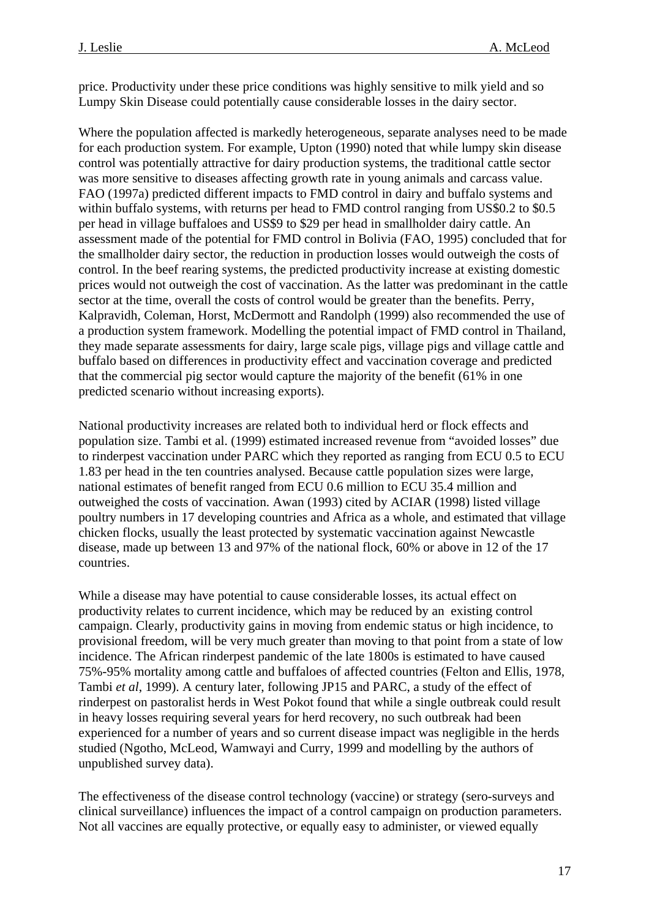price. Productivity under these price conditions was highly sensitive to milk yield and so Lumpy Skin Disease could potentially cause considerable losses in the dairy sector.

Where the population affected is markedly heterogeneous, separate analyses need to be made for each production system. For example, Upton (1990) noted that while lumpy skin disease control was potentially attractive for dairy production systems, the traditional cattle sector was more sensitive to diseases affecting growth rate in young animals and carcass value. FAO (1997a) predicted different impacts to FMD control in dairy and buffalo systems and within buffalo systems, with returns per head to FMD control ranging from US$0.2 to $0.5 per head in village buffaloes and US$9 to $29 per head in smallholder dairy cattle. An assessment made of the potential for FMD control in Bolivia (FAO, 1995) concluded that for the smallholder dairy sector, the reduction in production losses would outweigh the costs of control. In the beef rearing systems, the predicted productivity increase at existing domestic prices would not outweigh the cost of vaccination. As the latter was predominant in the cattle sector at the time, overall the costs of control would be greater than the benefits. Perry, Kalpravidh, Coleman, Horst, McDermott and Randolph (1999) also recommended the use of a production system framework. Modelling the potential impact of FMD control in Thailand, they made separate assessments for dairy, large scale pigs, village pigs and village cattle and buffalo based on differences in productivity effect and vaccination coverage and predicted that the commercial pig sector would capture the majority of the benefit (61% in one predicted scenario without increasing exports).

National productivity increases are related both to individual herd or flock effects and population size. Tambi et al. (1999) estimated increased revenue from "avoided losses" due to rinderpest vaccination under PARC which they reported as ranging from ECU 0.5 to ECU 1.83 per head in the ten countries analysed. Because cattle population sizes were large, national estimates of benefit ranged from ECU 0.6 million to ECU 35.4 million and outweighed the costs of vaccination. Awan (1993) cited by ACIAR (1998) listed village poultry numbers in 17 developing countries and Africa as a whole, and estimated that village chicken flocks, usually the least protected by systematic vaccination against Newcastle disease, made up between 13 and 97% of the national flock, 60% or above in 12 of the 17 countries.

While a disease may have potential to cause considerable losses, its actual effect on productivity relates to current incidence, which may be reduced by an existing control campaign. Clearly, productivity gains in moving from endemic status or high incidence, to provisional freedom, will be very much greater than moving to that point from a state of low incidence. The African rinderpest pandemic of the late 1800s is estimated to have caused 75%-95% mortality among cattle and buffaloes of affected countries (Felton and Ellis, 1978, Tambi *et al*, 1999). A century later, following JP15 and PARC, a study of the effect of rinderpest on pastoralist herds in West Pokot found that while a single outbreak could result in heavy losses requiring several years for herd recovery, no such outbreak had been experienced for a number of years and so current disease impact was negligible in the herds studied (Ngotho, McLeod, Wamwayi and Curry, 1999 and modelling by the authors of unpublished survey data).

The effectiveness of the disease control technology (vaccine) or strategy (sero-surveys and clinical surveillance) influences the impact of a control campaign on production parameters. Not all vaccines are equally protective, or equally easy to administer, or viewed equally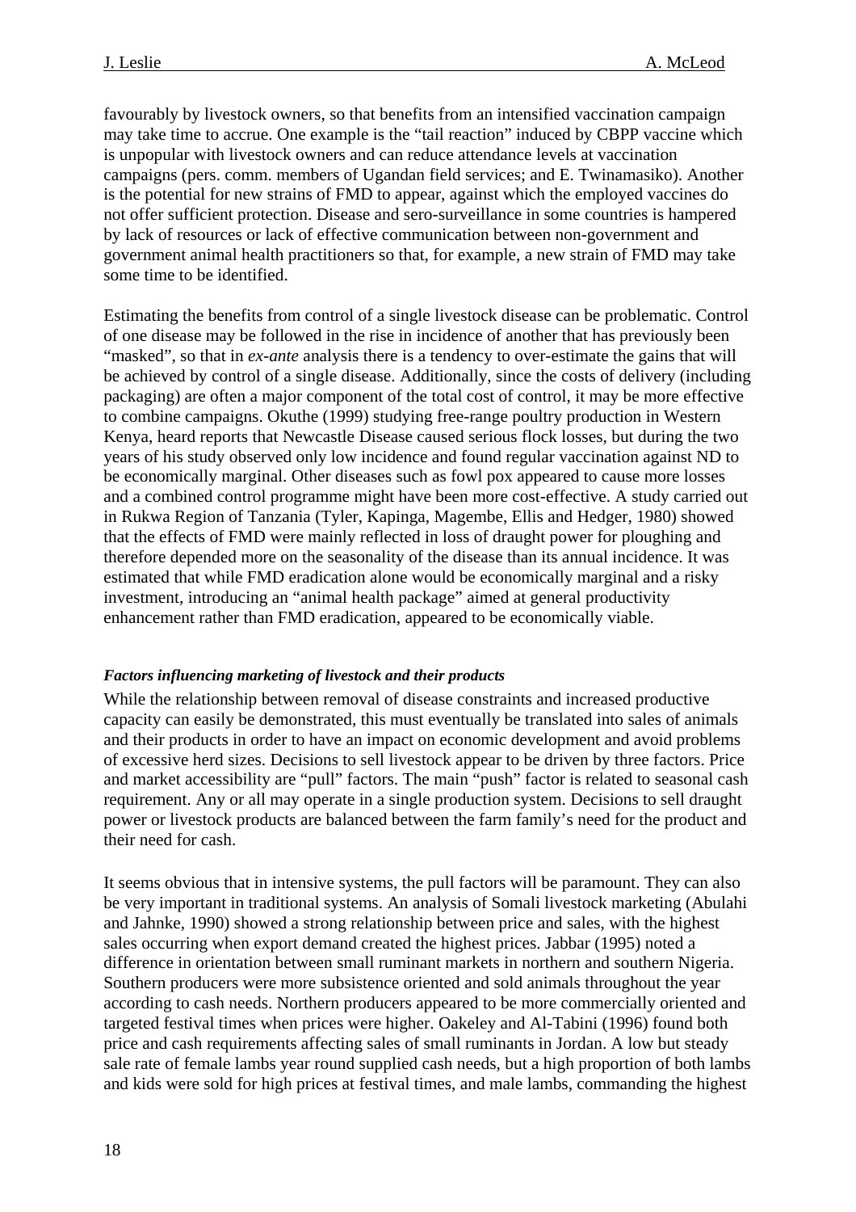favourably by livestock owners, so that benefits from an intensified vaccination campaign may take time to accrue. One example is the "tail reaction" induced by CBPP vaccine which is unpopular with livestock owners and can reduce attendance levels at vaccination campaigns (pers. comm. members of Ugandan field services; and E. Twinamasiko). Another is the potential for new strains of FMD to appear, against which the employed vaccines do not offer sufficient protection. Disease and sero-surveillance in some countries is hampered by lack of resources or lack of effective communication between non-government and government animal health practitioners so that, for example, a new strain of FMD may take some time to be identified.

Estimating the benefits from control of a single livestock disease can be problematic. Control of one disease may be followed in the rise in incidence of another that has previously been "masked", so that in *ex-ante* analysis there is a tendency to over-estimate the gains that will be achieved by control of a single disease. Additionally, since the costs of delivery (including packaging) are often a major component of the total cost of control, it may be more effective to combine campaigns. Okuthe (1999) studying free-range poultry production in Western Kenya, heard reports that Newcastle Disease caused serious flock losses, but during the two years of his study observed only low incidence and found regular vaccination against ND to be economically marginal. Other diseases such as fowl pox appeared to cause more losses and a combined control programme might have been more cost-effective. A study carried out in Rukwa Region of Tanzania (Tyler, Kapinga, Magembe, Ellis and Hedger, 1980) showed that the effects of FMD were mainly reflected in loss of draught power for ploughing and therefore depended more on the seasonality of the disease than its annual incidence. It was estimated that while FMD eradication alone would be economically marginal and a risky investment, introducing an "animal health package" aimed at general productivity enhancement rather than FMD eradication, appeared to be economically viable.

***Factors influencing marketing of livestock and their products***

While the relationship between removal of disease constraints and increased productive capacity can easily be demonstrated, this must eventually be translated into sales of animals and their products in order to have an impact on economic development and avoid problems of excessive herd sizes. Decisions to sell livestock appear to be driven by three factors. Price and market accessibility are "pull" factors. The main "push" factor is related to seasonal cash requirement. Any or all may operate in a single production system. Decisions to sell draught power or livestock products are balanced between the farm family's need for the product and their need for cash.

It seems obvious that in intensive systems, the pull factors will be paramount. They can also be very important in traditional systems. An analysis of Somali livestock marketing (Abulahi and Jahnke, 1990) showed a strong relationship between price and sales, with the highest sales occurring when export demand created the highest prices. Jabbar (1995) noted a difference in orientation between small ruminant markets in northern and southern Nigeria. Southern producers were more subsistence oriented and sold animals throughout the year according to cash needs. Northern producers appeared to be more commercially oriented and targeted festival times when prices were higher. Oakeley and Al-Tabini (1996) found both price and cash requirements affecting sales of small ruminants in Jordan. A low but steady sale rate of female lambs year round supplied cash needs, but a high proportion of both lambs and kids were sold for high prices at festival times, and male lambs, commanding the highest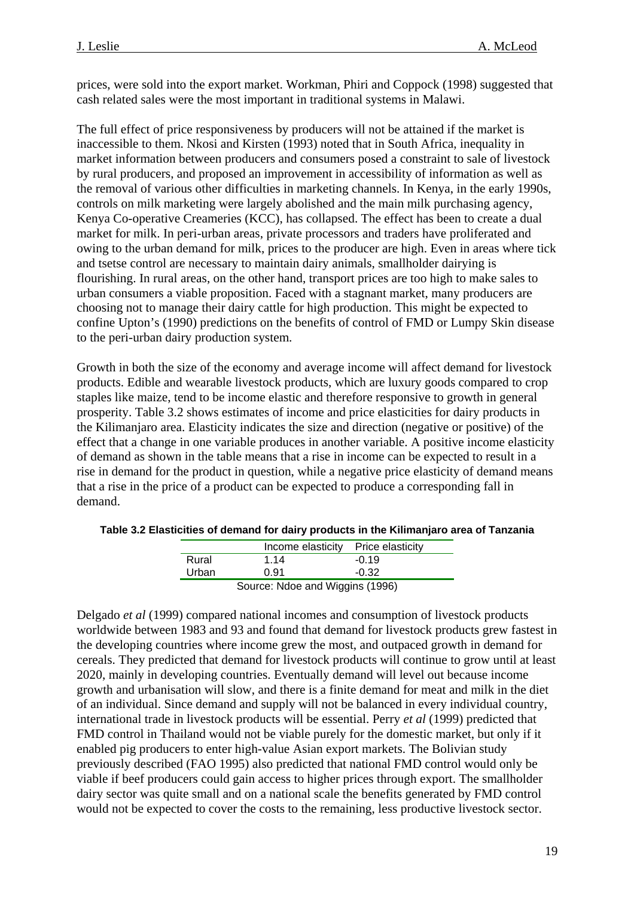prices, were sold into the export market. Workman, Phiri and Coppock (1998) suggested that cash related sales were the most important in traditional systems in Malawi.

The full effect of price responsiveness by producers will not be attained if the market is inaccessible to them. Nkosi and Kirsten (1993) noted that in South Africa, inequality in market information between producers and consumers posed a constraint to sale of livestock by rural producers, and proposed an improvement in accessibility of information as well as the removal of various other difficulties in marketing channels. In Kenya, in the early 1990s, controls on milk marketing were largely abolished and the main milk purchasing agency, Kenya Co-operative Creameries (KCC), has collapsed. The effect has been to create a dual market for milk. In peri-urban areas, private processors and traders have proliferated and owing to the urban demand for milk, prices to the producer are high. Even in areas where tick and tsetse control are necessary to maintain dairy animals, smallholder dairying is flourishing. In rural areas, on the other hand, transport prices are too high to make sales to urban consumers a viable proposition. Faced with a stagnant market, many producers are choosing not to manage their dairy cattle for high production. This might be expected to confine Upton's (1990) predictions on the benefits of control of FMD or Lumpy Skin disease to the peri-urban dairy production system.

Growth in both the size of the economy and average income will affect demand for livestock products. Edible and wearable livestock products, which are luxury goods compared to crop staples like maize, tend to be income elastic and therefore responsive to growth in general prosperity. Table 3.2 shows estimates of income and price elasticities for dairy products in the Kilimanjaro area. Elasticity indicates the size and direction (negative or positive) of the effect that a change in one variable produces in another variable. A positive income elasticity of demand as shown in the table means that a rise in income can be expected to result in a rise in demand for the product in question, while a negative price elasticity of demand means that a rise in the price of a product can be expected to produce a corresponding fall in demand.

**Table 3.2 Elasticities of demand for dairy products in the Kilimanjaro area of Tanzania**

| | Income elasticity | Price elasticity |
|---|---|---|
| Rural | 1.14 | -0.19 |
| Urban | 0.91 | -0.32 |

Source: Ndoe and Wiggins (1996)

Delgado *et al* (1999) compared national incomes and consumption of livestock products worldwide between 1983 and 93 and found that demand for livestock products grew fastest in the developing countries where income grew the most, and outpaced growth in demand for cereals. They predicted that demand for livestock products will continue to grow until at least 2020, mainly in developing countries. Eventually demand will level out because income growth and urbanisation will slow, and there is a finite demand for meat and milk in the diet of an individual. Since demand and supply will not be balanced in every individual country, international trade in livestock products will be essential. Perry *et al* (1999) predicted that FMD control in Thailand would not be viable purely for the domestic market, but only if it enabled pig producers to enter high-value Asian export markets. The Bolivian study previously described (FAO 1995) also predicted that national FMD control would only be viable if beef producers could gain access to higher prices through export. The smallholder dairy sector was quite small and on a national scale the benefits generated by FMD control would not be expected to cover the costs to the remaining, less productive livestock sector.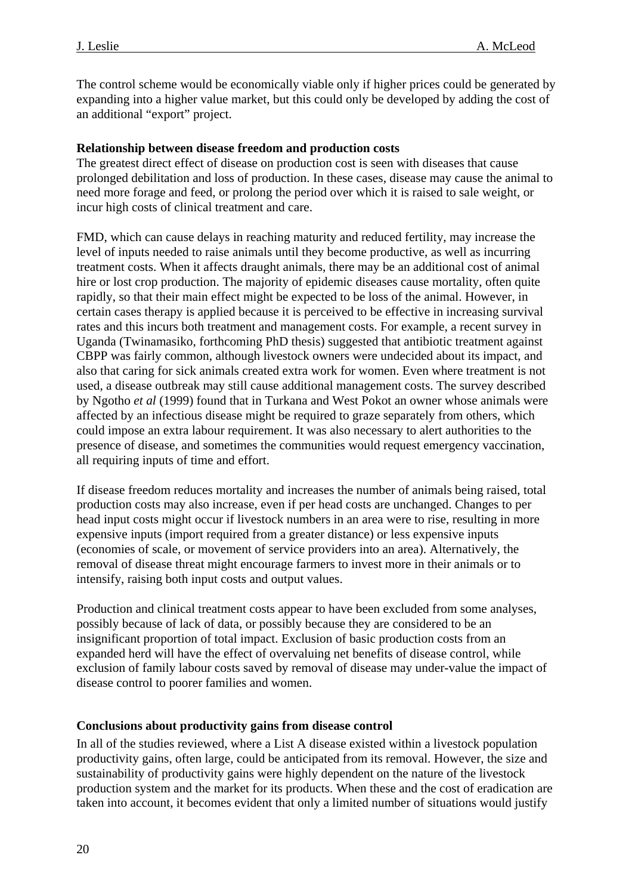The control scheme would be economically viable only if higher prices could be generated by expanding into a higher value market, but this could only be developed by adding the cost of an additional "export" project.

**Relationship between disease freedom and production costs**

The greatest direct effect of disease on production cost is seen with diseases that cause prolonged debilitation and loss of production. In these cases, disease may cause the animal to need more forage and feed, or prolong the period over which it is raised to sale weight, or incur high costs of clinical treatment and care.

FMD, which can cause delays in reaching maturity and reduced fertility, may increase the level of inputs needed to raise animals until they become productive, as well as incurring treatment costs. When it affects draught animals, there may be an additional cost of animal hire or lost crop production. The majority of epidemic diseases cause mortality, often quite rapidly, so that their main effect might be expected to be loss of the animal. However, in certain cases therapy is applied because it is perceived to be effective in increasing survival rates and this incurs both treatment and management costs. For example, a recent survey in Uganda (Twinamasiko, forthcoming PhD thesis) suggested that antibiotic treatment against CBPP was fairly common, although livestock owners were undecided about its impact, and also that caring for sick animals created extra work for women. Even where treatment is not used, a disease outbreak may still cause additional management costs. The survey described by Ngotho *et al* (1999) found that in Turkana and West Pokot an owner whose animals were affected by an infectious disease might be required to graze separately from others, which could impose an extra labour requirement. It was also necessary to alert authorities to the presence of disease, and sometimes the communities would request emergency vaccination, all requiring inputs of time and effort.

If disease freedom reduces mortality and increases the number of animals being raised, total production costs may also increase, even if per head costs are unchanged. Changes to per head input costs might occur if livestock numbers in an area were to rise, resulting in more expensive inputs (import required from a greater distance) or less expensive inputs (economies of scale, or movement of service providers into an area). Alternatively, the removal of disease threat might encourage farmers to invest more in their animals or to intensify, raising both input costs and output values.

Production and clinical treatment costs appear to have been excluded from some analyses, possibly because of lack of data, or possibly because they are considered to be an insignificant proportion of total impact. Exclusion of basic production costs from an expanded herd will have the effect of overvaluing net benefits of disease control, while exclusion of family labour costs saved by removal of disease may under-value the impact of disease control to poorer families and women.

**Conclusions about productivity gains from disease control**

In all of the studies reviewed, where a List A disease existed within a livestock population productivity gains, often large, could be anticipated from its removal. However, the size and sustainability of productivity gains were highly dependent on the nature of the livestock production system and the market for its products. When these and the cost of eradication are taken into account, it becomes evident that only a limited number of situations would justify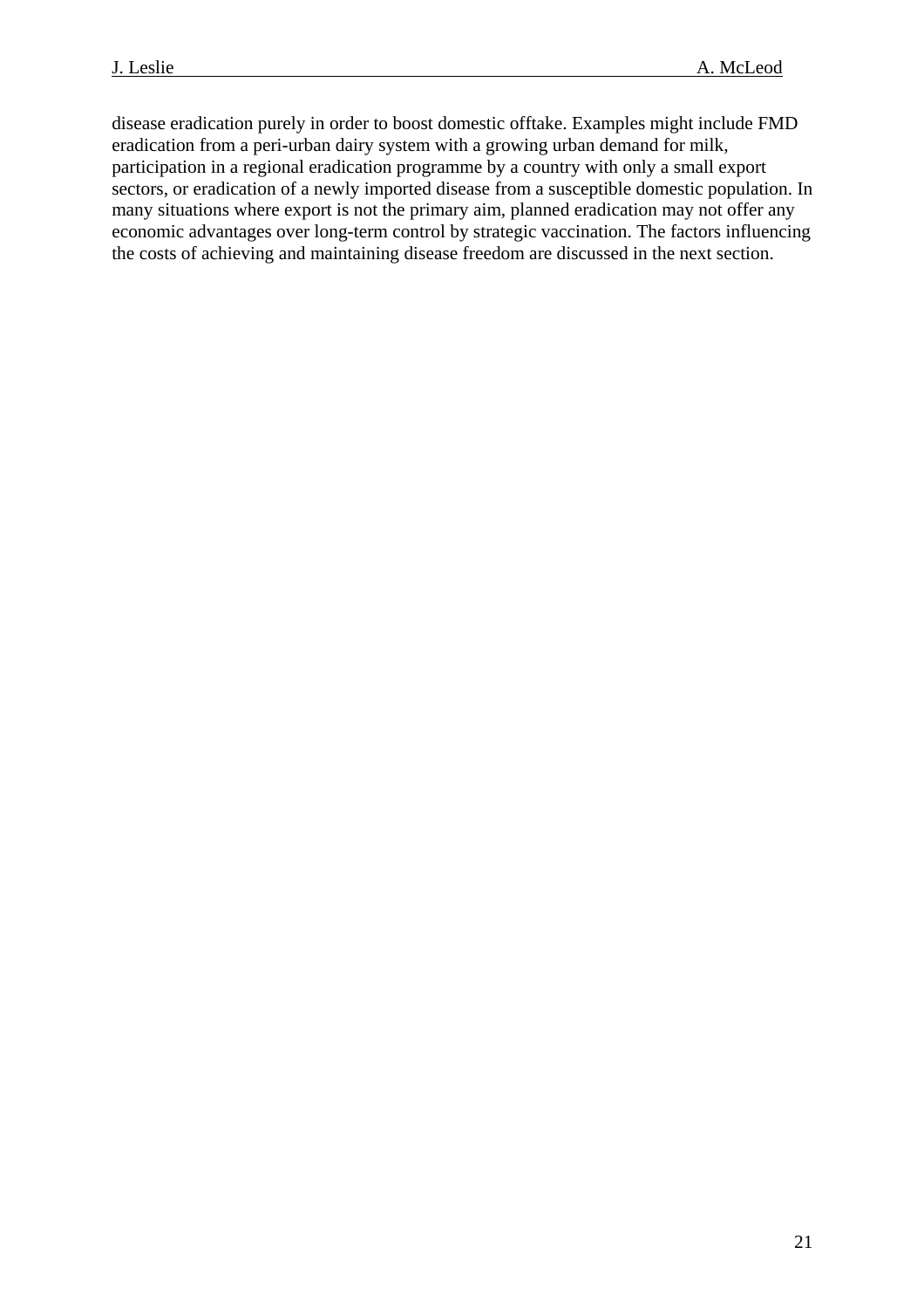disease eradication purely in order to boost domestic offtake. Examples might include FMD eradication from a peri-urban dairy system with a growing urban demand for milk, participation in a regional eradication programme by a country with only a small export sectors, or eradication of a newly imported disease from a susceptible domestic population. In many situations where export is not the primary aim, planned eradication may not offer any economic advantages over long-term control by strategic vaccination. The factors influencing the costs of achieving and maintaining disease freedom are discussed in the next section.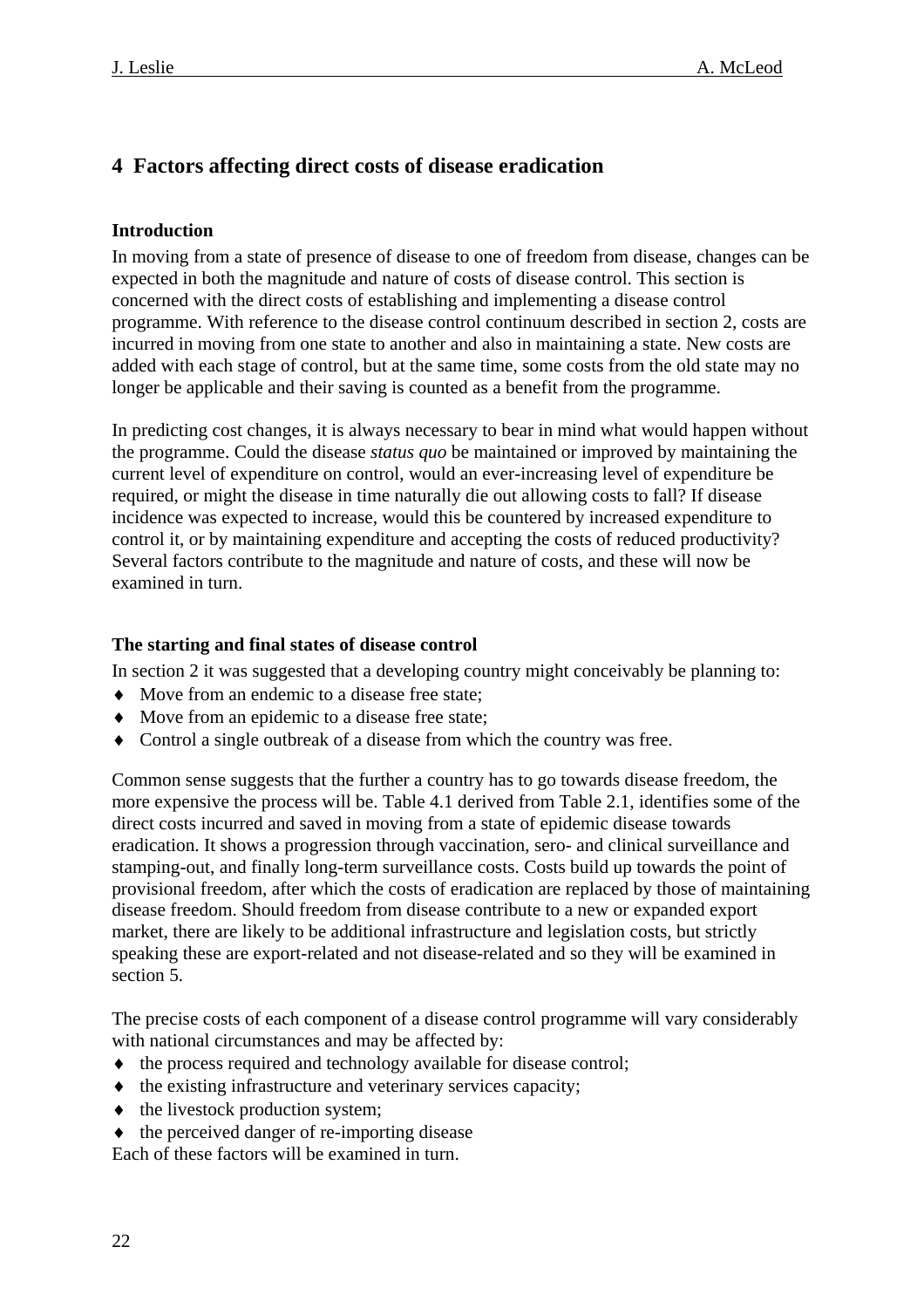## 4 Factors affecting direct costs of disease eradication

### Introduction

In moving from a state of presence of disease to one of freedom from disease, changes can be expected in both the magnitude and nature of costs of disease control. This section is concerned with the direct costs of establishing and implementing a disease control programme. With reference to the disease control continuum described in section 2, costs are incurred in moving from one state to another and also in maintaining a state. New costs are added with each stage of control, but at the same time, some costs from the old state may no longer be applicable and their saving is counted as a benefit from the programme.

In predicting cost changes, it is always necessary to bear in mind what would happen without the programme. Could the disease *status quo* be maintained or improved by maintaining the current level of expenditure on control, would an ever-increasing level of expenditure be required, or might the disease in time naturally die out allowing costs to fall? If disease incidence was expected to increase, would this be countered by increased expenditure to control it, or by maintaining expenditure and accepting the costs of reduced productivity? Several factors contribute to the magnitude and nature of costs, and these will now be examined in turn.

### The starting and final states of disease control

In section 2 it was suggested that a developing country might conceivably be planning to:

- Move from an endemic to a disease free state;
- Move from an epidemic to a disease free state;
- Control a single outbreak of a disease from which the country was free.

Common sense suggests that the further a country has to go towards disease freedom, the more expensive the process will be. Table 4.1 derived from Table 2.1, identifies some of the direct costs incurred and saved in moving from a state of epidemic disease towards eradication. It shows a progression through vaccination, sero- and clinical surveillance and stamping-out, and finally long-term surveillance costs. Costs build up towards the point of provisional freedom, after which the costs of eradication are replaced by those of maintaining disease freedom. Should freedom from disease contribute to a new or expanded export market, there are likely to be additional infrastructure and legislation costs, but strictly speaking these are export-related and not disease-related and so they will be examined in section 5.

The precise costs of each component of a disease control programme will vary considerably with national circumstances and may be affected by:

- the process required and technology available for disease control;
- the existing infrastructure and veterinary services capacity;
- the livestock production system;
- the perceived danger of re-importing disease

Each of these factors will be examined in turn.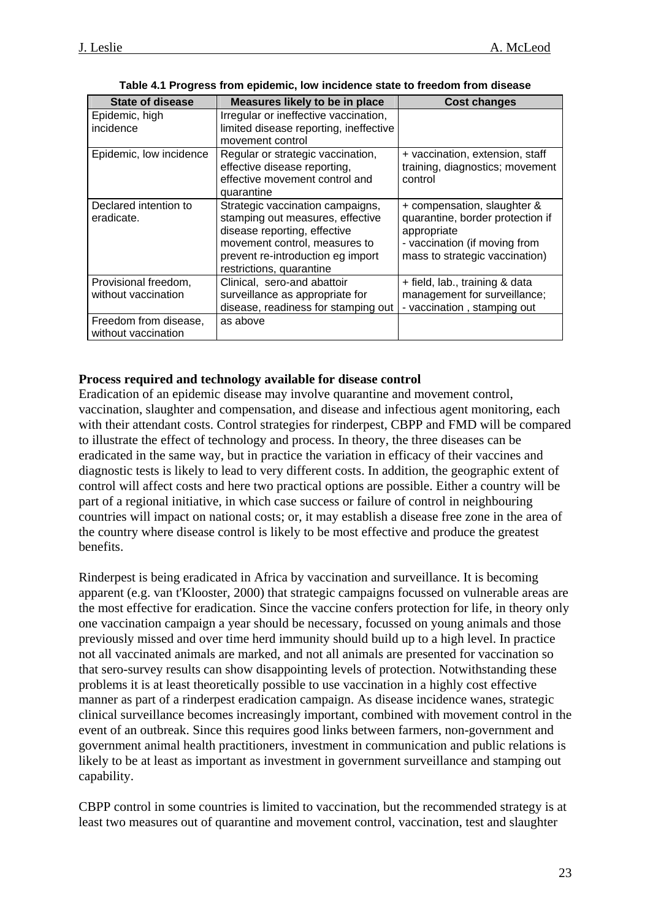**Table 4.1 Progress from epidemic, low incidence state to freedom from disease**

| State of disease | Measures likely to be in place | Cost changes |
|---|---|---|
| Epidemic, high incidence | Irregular or ineffective vaccination, limited disease reporting, ineffective movement control | |
| Epidemic, low incidence | Regular or strategic vaccination, effective disease reporting, effective movement control and quarantine | + vaccination, extension, staff training, diagnostics; movement control |
| Declared intention to eradicate. | Strategic vaccination campaigns, stamping out measures, effective disease reporting, effective movement control, measures to prevent re-introduction eg import restrictions, quarantine | + compensation, slaughter & quarantine, border protection if appropriate<br>- vaccination (if moving from mass to strategic vaccination) |
| Provisional freedom, without vaccination | Clinical, sero-and abattoir surveillance as appropriate for disease, readiness for stamping out | + field, lab., training & data management for surveillance;<br>- vaccination , stamping out |
| Freedom from disease, without vaccination | as above | |

**Process required and technology available for disease control**

Eradication of an epidemic disease may involve quarantine and movement control, vaccination, slaughter and compensation, and disease and infectious agent monitoring, each with their attendant costs. Control strategies for rinderpest, CBPP and FMD will be compared to illustrate the effect of technology and process. In theory, the three diseases can be eradicated in the same way, but in practice the variation in efficacy of their vaccines and diagnostic tests is likely to lead to very different costs. In addition, the geographic extent of control will affect costs and here two practical options are possible. Either a country will be part of a regional initiative, in which case success or failure of control in neighbouring countries will impact on national costs; or, it may establish a disease free zone in the area of the country where disease control is likely to be most effective and produce the greatest benefits.

Rinderpest is being eradicated in Africa by vaccination and surveillance. It is becoming apparent (e.g. van t'Klooster, 2000) that strategic campaigns focussed on vulnerable areas are the most effective for eradication. Since the vaccine confers protection for life, in theory only one vaccination campaign a year should be necessary, focussed on young animals and those previously missed and over time herd immunity should build up to a high level. In practice not all vaccinated animals are marked, and not all animals are presented for vaccination so that sero-survey results can show disappointing levels of protection. Notwithstanding these problems it is at least theoretically possible to use vaccination in a highly cost effective manner as part of a rinderpest eradication campaign. As disease incidence wanes, strategic clinical surveillance becomes increasingly important, combined with movement control in the event of an outbreak. Since this requires good links between farmers, non-government and government animal health practitioners, investment in communication and public relations is likely to be at least as important as investment in government surveillance and stamping out capability.

CBPP control in some countries is limited to vaccination, but the recommended strategy is at least two measures out of quarantine and movement control, vaccination, test and slaughter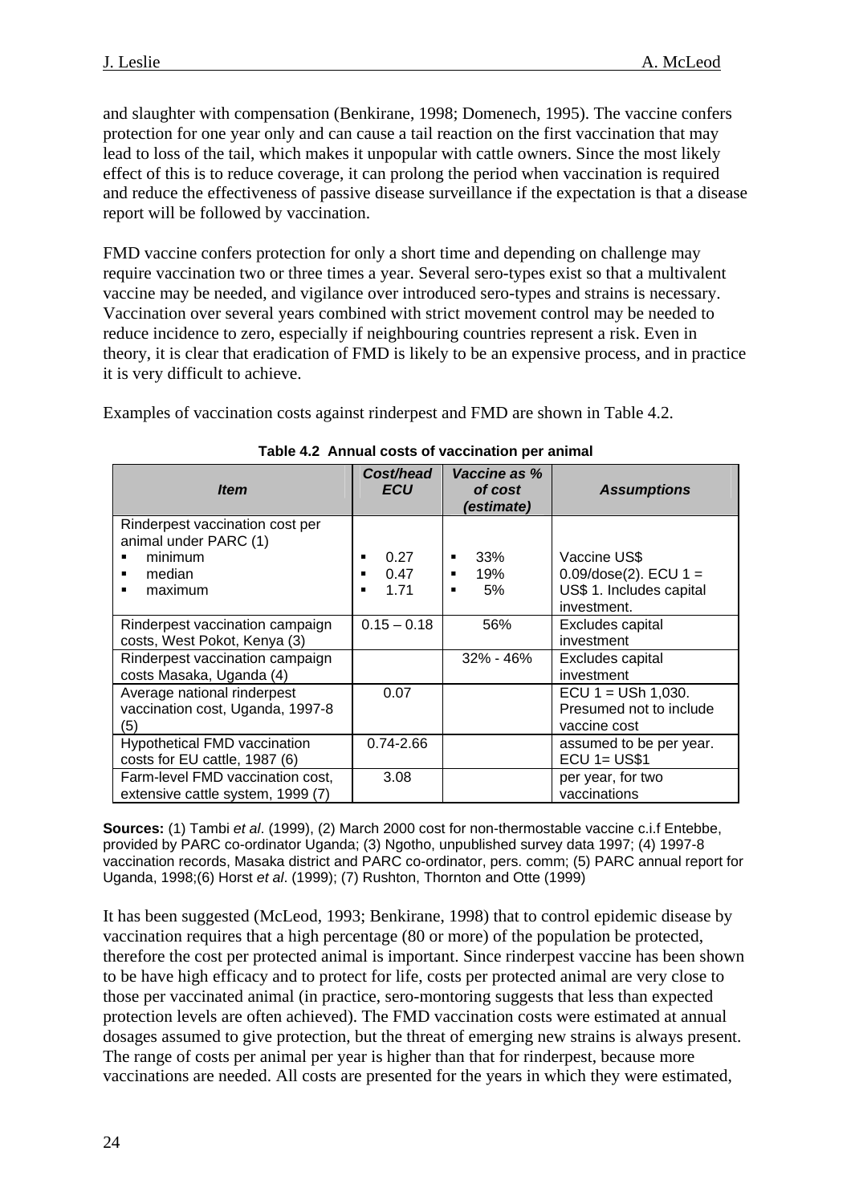and slaughter with compensation (Benkirane, 1998; Domenech, 1995). The vaccine confers protection for one year only and can cause a tail reaction on the first vaccination that may lead to loss of the tail, which makes it unpopular with cattle owners. Since the most likely effect of this is to reduce coverage, it can prolong the period when vaccination is required and reduce the effectiveness of passive disease surveillance if the expectation is that a disease report will be followed by vaccination.

FMD vaccine confers protection for only a short time and depending on challenge may require vaccination two or three times a year. Several sero-types exist so that a multivalent vaccine may be needed, and vigilance over introduced sero-types and strains is necessary. Vaccination over several years combined with strict movement control may be needed to reduce incidence to zero, especially if neighbouring countries represent a risk. Even in theory, it is clear that eradication of FMD is likely to be an expensive process, and in practice it is very difficult to achieve.

Examples of vaccination costs against rinderpest and FMD are shown in Table 4.2.

**Table 4.2 Annual costs of vaccination per animal**

| *Item* | *Cost/head ECU* | *Vaccine as % of cost (estimate)* | *Assumptions* |
|---|---|---|---|
| Rinderpest vaccination cost per animal under PARC (1)<br>▪ minimum<br>▪ median<br>▪ maximum | <br><br>▪ 0.27<br>▪ 0.47<br>▪ 1.71 | <br><br>▪ 33%<br>▪ 19%<br>▪ 5% | <br><br>Vaccine US$ 0.09/dose(2). ECU 1 = US$ 1. Includes capital investment. |
| Rinderpest vaccination campaign costs, West Pokot, Kenya (3) | 0.15 – 0.18 | 56% | Excludes capital investment |
| Rinderpest vaccination campaign costs Masaka, Uganda (4) | | 32% - 46% | Excludes capital investment |
| Average national rinderpest vaccination cost, Uganda, 1997-8 (5) | 0.07 | | ECU 1 = USh 1,030. Presumed not to include vaccine cost |
| Hypothetical FMD vaccination costs for EU cattle, 1987 (6) | 0.74-2.66 | | assumed to be per year. ECU 1= US$1 |
| Farm-level FMD vaccination cost, extensive cattle system, 1999 (7) | 3.08 | | per year, for two vaccinations |

**Sources:** (1) Tambi *et al*. (1999), (2) March 2000 cost for non-thermostable vaccine c.i.f Entebbe, provided by PARC co-ordinator Uganda; (3) Ngotho, unpublished survey data 1997; (4) 1997-8 vaccination records, Masaka district and PARC co-ordinator, pers. comm; (5) PARC annual report for Uganda, 1998;(6) Horst *et al*. (1999); (7) Rushton, Thornton and Otte (1999)

It has been suggested (McLeod, 1993; Benkirane, 1998) that to control epidemic disease by vaccination requires that a high percentage (80 or more) of the population be protected, therefore the cost per protected animal is important. Since rinderpest vaccine has been shown to be have high efficacy and to protect for life, costs per protected animal are very close to those per vaccinated animal (in practice, sero-montoring suggests that less than expected protection levels are often achieved). The FMD vaccination costs were estimated at annual dosages assumed to give protection, but the threat of emerging new strains is always present. The range of costs per animal per year is higher than that for rinderpest, because more vaccinations are needed. All costs are presented for the years in which they were estimated,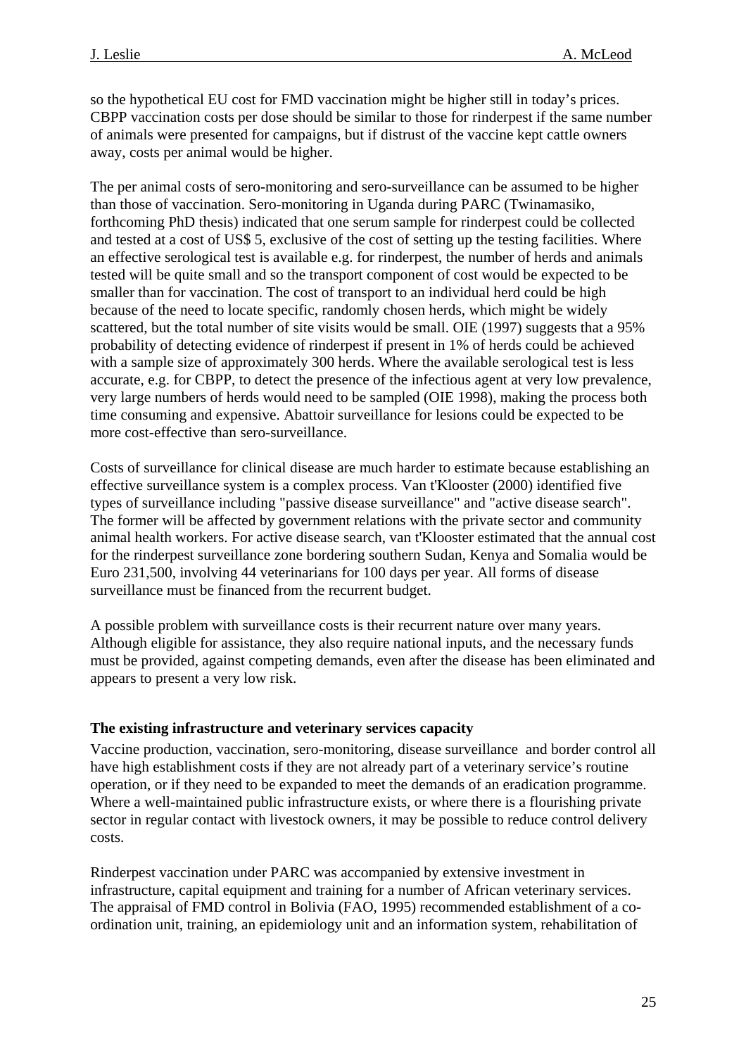so the hypothetical EU cost for FMD vaccination might be higher still in today's prices. CBPP vaccination costs per dose should be similar to those for rinderpest if the same number of animals were presented for campaigns, but if distrust of the vaccine kept cattle owners away, costs per animal would be higher.

The per animal costs of sero-monitoring and sero-surveillance can be assumed to be higher than those of vaccination. Sero-monitoring in Uganda during PARC (Twinamasiko, forthcoming PhD thesis) indicated that one serum sample for rinderpest could be collected and tested at a cost of US$ 5, exclusive of the cost of setting up the testing facilities. Where an effective serological test is available e.g. for rinderpest, the number of herds and animals tested will be quite small and so the transport component of cost would be expected to be smaller than for vaccination. The cost of transport to an individual herd could be high because of the need to locate specific, randomly chosen herds, which might be widely scattered, but the total number of site visits would be small. OIE (1997) suggests that a 95% probability of detecting evidence of rinderpest if present in 1% of herds could be achieved with a sample size of approximately 300 herds. Where the available serological test is less accurate, e.g. for CBPP, to detect the presence of the infectious agent at very low prevalence, very large numbers of herds would need to be sampled (OIE 1998), making the process both time consuming and expensive. Abattoir surveillance for lesions could be expected to be more cost-effective than sero-surveillance.

Costs of surveillance for clinical disease are much harder to estimate because establishing an effective surveillance system is a complex process. Van t'Klooster (2000) identified five types of surveillance including "passive disease surveillance" and "active disease search". The former will be affected by government relations with the private sector and community animal health workers. For active disease search, van t'Klooster estimated that the annual cost for the rinderpest surveillance zone bordering southern Sudan, Kenya and Somalia would be Euro 231,500, involving 44 veterinarians for 100 days per year. All forms of disease surveillance must be financed from the recurrent budget.

A possible problem with surveillance costs is their recurrent nature over many years. Although eligible for assistance, they also require national inputs, and the necessary funds must be provided, against competing demands, even after the disease has been eliminated and appears to present a very low risk.

**The existing infrastructure and veterinary services capacity**

Vaccine production, vaccination, sero-monitoring, disease surveillance and border control all have high establishment costs if they are not already part of a veterinary service's routine operation, or if they need to be expanded to meet the demands of an eradication programme. Where a well-maintained public infrastructure exists, or where there is a flourishing private sector in regular contact with livestock owners, it may be possible to reduce control delivery costs.

Rinderpest vaccination under PARC was accompanied by extensive investment in infrastructure, capital equipment and training for a number of African veterinary services. The appraisal of FMD control in Bolivia (FAO, 1995) recommended establishment of a co-ordination unit, training, an epidemiology unit and an information system, rehabilitation of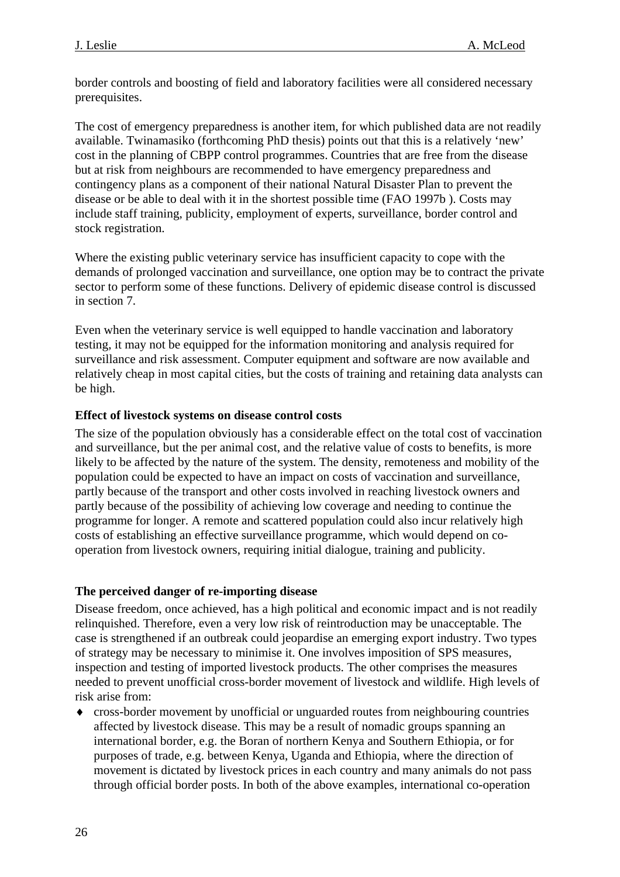border controls and boosting of field and laboratory facilities were all considered necessary prerequisites.

The cost of emergency preparedness is another item, for which published data are not readily available. Twinamasiko (forthcoming PhD thesis) points out that this is a relatively 'new' cost in the planning of CBPP control programmes. Countries that are free from the disease but at risk from neighbours are recommended to have emergency preparedness and contingency plans as a component of their national Natural Disaster Plan to prevent the disease or be able to deal with it in the shortest possible time (FAO 1997b ). Costs may include staff training, publicity, employment of experts, surveillance, border control and stock registration.

Where the existing public veterinary service has insufficient capacity to cope with the demands of prolonged vaccination and surveillance, one option may be to contract the private sector to perform some of these functions. Delivery of epidemic disease control is discussed in section 7.

Even when the veterinary service is well equipped to handle vaccination and laboratory testing, it may not be equipped for the information monitoring and analysis required for surveillance and risk assessment. Computer equipment and software are now available and relatively cheap in most capital cities, but the costs of training and retaining data analysts can be high.

**Effect of livestock systems on disease control costs**

The size of the population obviously has a considerable effect on the total cost of vaccination and surveillance, but the per animal cost, and the relative value of costs to benefits, is more likely to be affected by the nature of the system. The density, remoteness and mobility of the population could be expected to have an impact on costs of vaccination and surveillance, partly because of the transport and other costs involved in reaching livestock owners and partly because of the possibility of achieving low coverage and needing to continue the programme for longer. A remote and scattered population could also incur relatively high costs of establishing an effective surveillance programme, which would depend on co-operation from livestock owners, requiring initial dialogue, training and publicity.

**The perceived danger of re-importing disease**

Disease freedom, once achieved, has a high political and economic impact and is not readily relinquished. Therefore, even a very low risk of reintroduction may be unacceptable. The case is strengthened if an outbreak could jeopardise an emerging export industry. Two types of strategy may be necessary to minimise it. One involves imposition of SPS measures, inspection and testing of imported livestock products. The other comprises the measures needed to prevent unofficial cross-border movement of livestock and wildlife. High levels of risk arise from:

- cross-border movement by unofficial or unguarded routes from neighbouring countries affected by livestock disease. This may be a result of nomadic groups spanning an international border, e.g. the Boran of northern Kenya and Southern Ethiopia, or for purposes of trade, e.g. between Kenya, Uganda and Ethiopia, where the direction of movement is dictated by livestock prices in each country and many animals do not pass through official border posts. In both of the above examples, international co-operation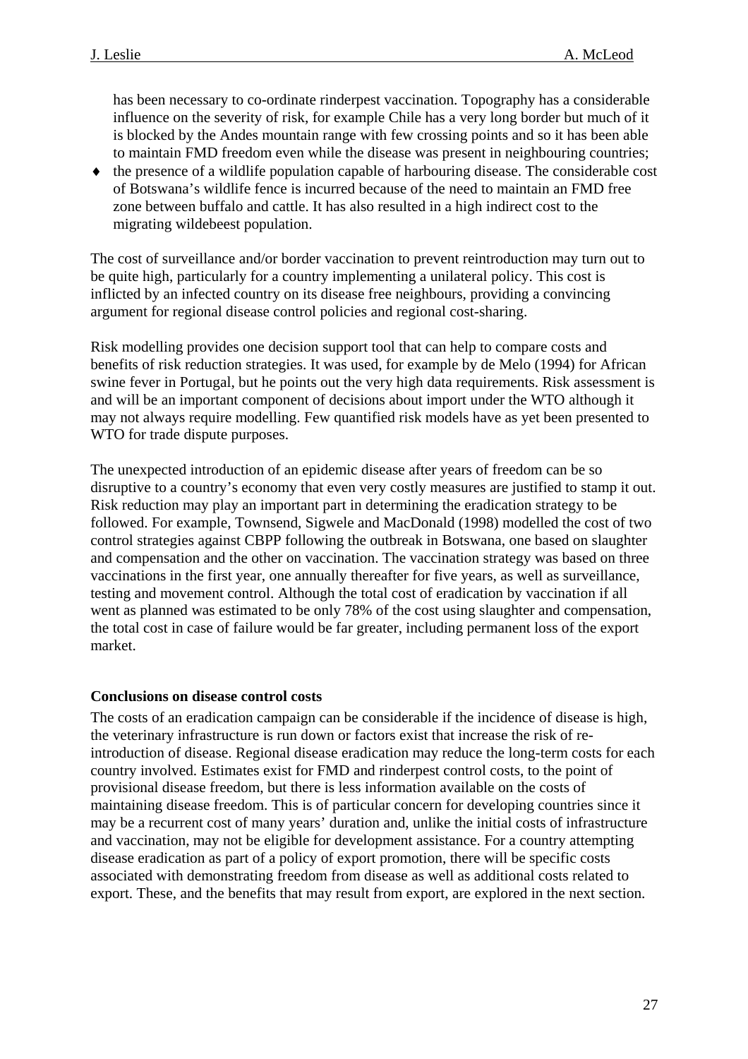has been necessary to co-ordinate rinderpest vaccination. Topography has a considerable influence on the severity of risk, for example Chile has a very long border but much of it is blocked by the Andes mountain range with few crossing points and so it has been able to maintain FMD freedom even while the disease was present in neighbouring countries;

- the presence of a wildlife population capable of harbouring disease. The considerable cost of Botswana's wildlife fence is incurred because of the need to maintain an FMD free zone between buffalo and cattle. It has also resulted in a high indirect cost to the migrating wildebeest population.

The cost of surveillance and/or border vaccination to prevent reintroduction may turn out to be quite high, particularly for a country implementing a unilateral policy. This cost is inflicted by an infected country on its disease free neighbours, providing a convincing argument for regional disease control policies and regional cost-sharing.

Risk modelling provides one decision support tool that can help to compare costs and benefits of risk reduction strategies. It was used, for example by de Melo (1994) for African swine fever in Portugal, but he points out the very high data requirements. Risk assessment is and will be an important component of decisions about import under the WTO although it may not always require modelling. Few quantified risk models have as yet been presented to WTO for trade dispute purposes.

The unexpected introduction of an epidemic disease after years of freedom can be so disruptive to a country's economy that even very costly measures are justified to stamp it out. Risk reduction may play an important part in determining the eradication strategy to be followed. For example, Townsend, Sigwele and MacDonald (1998) modelled the cost of two control strategies against CBPP following the outbreak in Botswana, one based on slaughter and compensation and the other on vaccination. The vaccination strategy was based on three vaccinations in the first year, one annually thereafter for five years, as well as surveillance, testing and movement control. Although the total cost of eradication by vaccination if all went as planned was estimated to be only 78% of the cost using slaughter and compensation, the total cost in case of failure would be far greater, including permanent loss of the export market.

**Conclusions on disease control costs**

The costs of an eradication campaign can be considerable if the incidence of disease is high, the veterinary infrastructure is run down or factors exist that increase the risk of re-introduction of disease. Regional disease eradication may reduce the long-term costs for each country involved. Estimates exist for FMD and rinderpest control costs, to the point of provisional disease freedom, but there is less information available on the costs of maintaining disease freedom. This is of particular concern for developing countries since it may be a recurrent cost of many years' duration and, unlike the initial costs of infrastructure and vaccination, may not be eligible for development assistance. For a country attempting disease eradication as part of a policy of export promotion, there will be specific costs associated with demonstrating freedom from disease as well as additional costs related to export. These, and the benefits that may result from export, are explored in the next section.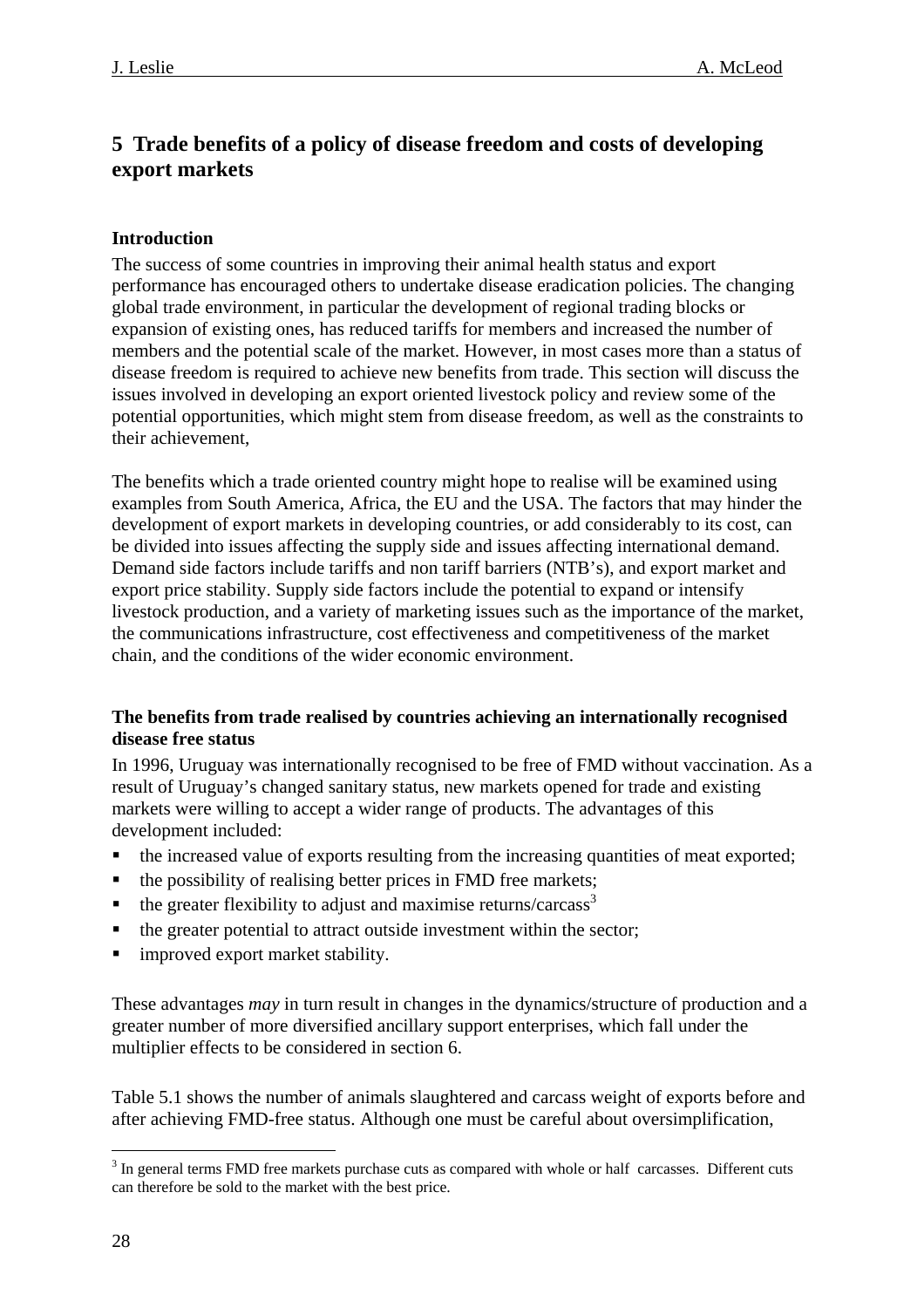## 5 Trade benefits of a policy of disease freedom and costs of developing export markets

### Introduction

The success of some countries in improving their animal health status and export performance has encouraged others to undertake disease eradication policies. The changing global trade environment, in particular the development of regional trading blocks or expansion of existing ones, has reduced tariffs for members and increased the number of members and the potential scale of the market. However, in most cases more than a status of disease freedom is required to achieve new benefits from trade. This section will discuss the issues involved in developing an export oriented livestock policy and review some of the potential opportunities, which might stem from disease freedom, as well as the constraints to their achievement,

The benefits which a trade oriented country might hope to realise will be examined using examples from South America, Africa, the EU and the USA. The factors that may hinder the development of export markets in developing countries, or add considerably to its cost, can be divided into issues affecting the supply side and issues affecting international demand. Demand side factors include tariffs and non tariff barriers (NTB's), and export market and export price stability. Supply side factors include the potential to expand or intensify livestock production, and a variety of marketing issues such as the importance of the market, the communications infrastructure, cost effectiveness and competitiveness of the market chain, and the conditions of the wider economic environment.

### The benefits from trade realised by countries achieving an internationally recognised disease free status

In 1996, Uruguay was internationally recognised to be free of FMD without vaccination. As a result of Uruguay's changed sanitary status, new markets opened for trade and existing markets were willing to accept a wider range of products. The advantages of this development included:

- the increased value of exports resulting from the increasing quantities of meat exported;
- the possibility of realising better prices in FMD free markets;
- the greater flexibility to adjust and maximise returns/carcass[3]
- the greater potential to attract outside investment within the sector;
- improved export market stability.

These advantages *may* in turn result in changes in the dynamics/structure of production and a greater number of more diversified ancillary support enterprises, which fall under the multiplier effects to be considered in section 6.

Table 5.1 shows the number of animals slaughtered and carcass weight of exports before and after achieving FMD-free status. Although one must be careful about oversimplification,

[3] In general terms FMD free markets purchase cuts as compared with whole or half carcasses. Different cuts can therefore be sold to the market with the best price.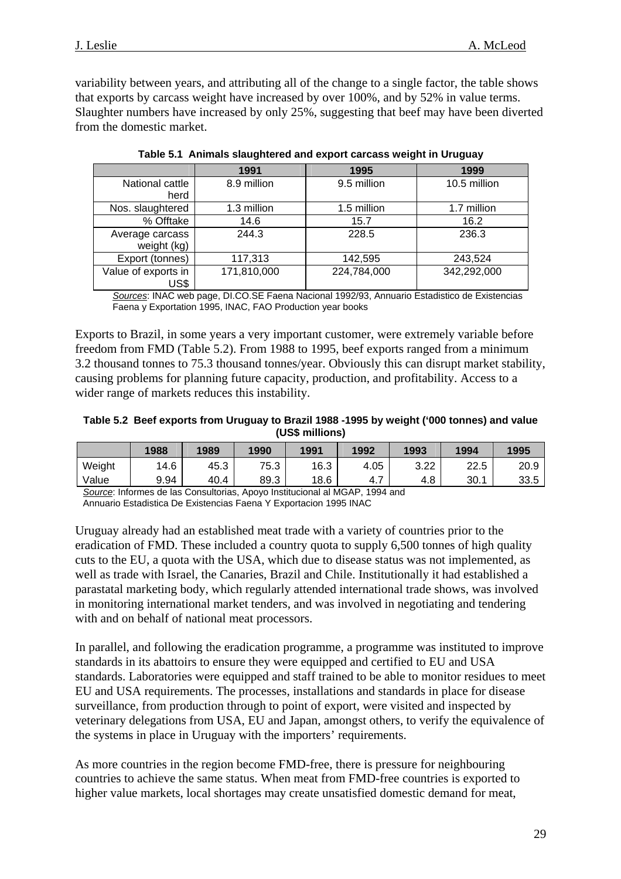variability between years, and attributing all of the change to a single factor, the table shows that exports by carcass weight have increased by over 100%, and by 52% in value terms. Slaughter numbers have increased by only 25%, suggesting that beef may have been diverted from the domestic market.

**Table 5.1 Animals slaughtered and export carcass weight in Uruguay**

| | 1991 | 1995 | 1999 |
|---|---|---|---|
| National cattle herd | 8.9 million | 9.5 million | 10.5 million |
| Nos. slaughtered | 1.3 million | 1.5 million | 1.7 million |
| % Offtake | 14.6 | 15.7 | 16.2 |
| Average carcass weight (kg) | 244.3 | 228.5 | 236.3 |
| Export (tonnes) | 117,313 | 142,595 | 243,524 |
| Value of exports in US$ | 171,810,000 | 224,784,000 | 342,292,000 |

*Sources*: INAC web page, DI.CO.SE Faena Nacional 1992/93, Annuario Estadistico de Existencias Faena y Exportation 1995, INAC, FAO Production year books

Exports to Brazil, in some years a very important customer, were extremely variable before freedom from FMD (Table 5.2). From 1988 to 1995, beef exports ranged from a minimum 3.2 thousand tonnes to 75.3 thousand tonnes/year. Obviously this can disrupt market stability, causing problems for planning future capacity, production, and profitability. Access to a wider range of markets reduces this instability.

**Table 5.2 Beef exports from Uruguay to Brazil 1988 -1995 by weight ('000 tonnes) and value (US$ millions)**

| | 1988 | 1989 | 1990 | 1991 | 1992 | 1993 | 1994 | 1995 |
|---|---|---|---|---|---|---|---|---|
| Weight | 14.6 | 45.3 | 75.3 | 16.3 | 4.05 | 3.22 | 22.5 | 20.9 |
| Value | 9.94 | 40.4 | 89.3 | 18.6 | 4.7 | 4.8 | 30.1 | 33.5 |

*Source*: Informes de las Consultorias, Apoyo Institucional al MGAP, 1994 and Annuario Estadistica De Existencias Faena Y Exportacion 1995 INAC

Uruguay already had an established meat trade with a variety of countries prior to the eradication of FMD. These included a country quota to supply 6,500 tonnes of high quality cuts to the EU, a quota with the USA, which due to disease status was not implemented, as well as trade with Israel, the Canaries, Brazil and Chile. Institutionally it had established a parastatal marketing body, which regularly attended international trade shows, was involved in monitoring international market tenders, and was involved in negotiating and tendering with and on behalf of national meat processors.

In parallel, and following the eradication programme, a programme was instituted to improve standards in its abattoirs to ensure they were equipped and certified to EU and USA standards. Laboratories were equipped and staff trained to be able to monitor residues to meet EU and USA requirements. The processes, installations and standards in place for disease surveillance, from production through to point of export, were visited and inspected by veterinary delegations from USA, EU and Japan, amongst others, to verify the equivalence of the systems in place in Uruguay with the importers' requirements.

As more countries in the region become FMD-free, there is pressure for neighbouring countries to achieve the same status. When meat from FMD-free countries is exported to higher value markets, local shortages may create unsatisfied domestic demand for meat,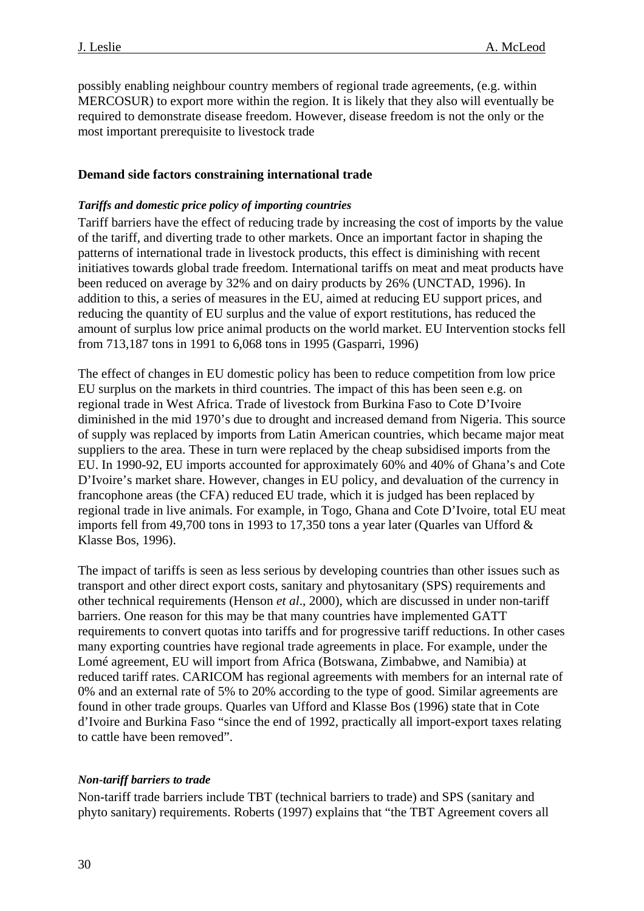possibly enabling neighbour country members of regional trade agreements, (e.g. within MERCOSUR) to export more within the region. It is likely that they also will eventually be required to demonstrate disease freedom. However, disease freedom is not the only or the most important prerequisite to livestock trade

## Demand side factors constraining international trade

### *Tariffs and domestic price policy of importing countries*

Tariff barriers have the effect of reducing trade by increasing the cost of imports by the value of the tariff, and diverting trade to other markets. Once an important factor in shaping the patterns of international trade in livestock products, this effect is diminishing with recent initiatives towards global trade freedom. International tariffs on meat and meat products have been reduced on average by 32% and on dairy products by 26% (UNCTAD, 1996). In addition to this, a series of measures in the EU, aimed at reducing EU support prices, and reducing the quantity of EU surplus and the value of export restitutions, has reduced the amount of surplus low price animal products on the world market. EU Intervention stocks fell from 713,187 tons in 1991 to 6,068 tons in 1995 (Gasparri, 1996)

The effect of changes in EU domestic policy has been to reduce competition from low price EU surplus on the markets in third countries. The impact of this has been seen e.g. on regional trade in West Africa. Trade of livestock from Burkina Faso to Cote D'Ivoire diminished in the mid 1970's due to drought and increased demand from Nigeria. This source of supply was replaced by imports from Latin American countries, which became major meat suppliers to the area. These in turn were replaced by the cheap subsidised imports from the EU. In 1990-92, EU imports accounted for approximately 60% and 40% of Ghana's and Cote D'Ivoire's market share. However, changes in EU policy, and devaluation of the currency in francophone areas (the CFA) reduced EU trade, which it is judged has been replaced by regional trade in live animals. For example, in Togo, Ghana and Cote D'Ivoire, total EU meat imports fell from 49,700 tons in 1993 to 17,350 tons a year later (Quarles van Ufford & Klasse Bos, 1996).

The impact of tariffs is seen as less serious by developing countries than other issues such as transport and other direct export costs, sanitary and phytosanitary (SPS) requirements and other technical requirements (Henson *et al*., 2000), which are discussed in under non-tariff barriers. One reason for this may be that many countries have implemented GATT requirements to convert quotas into tariffs and for progressive tariff reductions. In other cases many exporting countries have regional trade agreements in place. For example, under the Lomé agreement, EU will import from Africa (Botswana, Zimbabwe, and Namibia) at reduced tariff rates. CARICOM has regional agreements with members for an internal rate of 0% and an external rate of 5% to 20% according to the type of good. Similar agreements are found in other trade groups. Quarles van Ufford and Klasse Bos (1996) state that in Cote d'Ivoire and Burkina Faso "since the end of 1992, practically all import-export taxes relating to cattle have been removed".

### *Non-tariff barriers to trade*

Non-tariff trade barriers include TBT (technical barriers to trade) and SPS (sanitary and phyto sanitary) requirements. Roberts (1997) explains that "the TBT Agreement covers all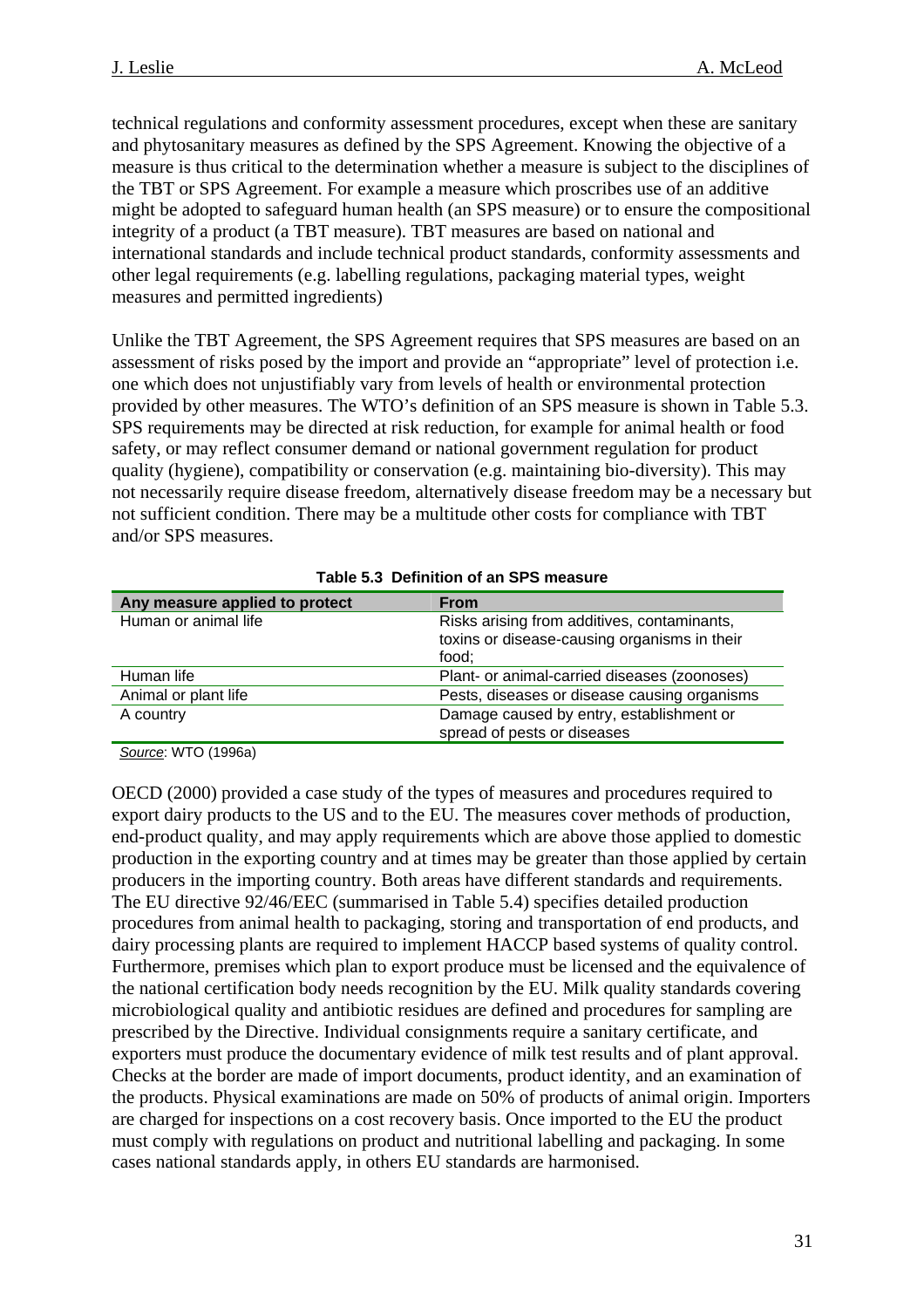technical regulations and conformity assessment procedures, except when these are sanitary and phytosanitary measures as defined by the SPS Agreement. Knowing the objective of a measure is thus critical to the determination whether a measure is subject to the disciplines of the TBT or SPS Agreement. For example a measure which proscribes use of an additive might be adopted to safeguard human health (an SPS measure) or to ensure the compositional integrity of a product (a TBT measure). TBT measures are based on national and international standards and include technical product standards, conformity assessments and other legal requirements (e.g. labelling regulations, packaging material types, weight measures and permitted ingredients)

Unlike the TBT Agreement, the SPS Agreement requires that SPS measures are based on an assessment of risks posed by the import and provide an "appropriate" level of protection i.e. one which does not unjustifiably vary from levels of health or environmental protection provided by other measures. The WTO's definition of an SPS measure is shown in Table 5.3. SPS requirements may be directed at risk reduction, for example for animal health or food safety, or may reflect consumer demand or national government regulation for product quality (hygiene), compatibility or conservation (e.g. maintaining bio-diversity). This may not necessarily require disease freedom, alternatively disease freedom may be a necessary but not sufficient condition. There may be a multitude other costs for compliance with TBT and/or SPS measures.

**Table 5.3 Definition of an SPS measure**

| Any measure applied to protect | From |
|---|---|
| Human or animal life | Risks arising from additives, contaminants, toxins or disease-causing organisms in their food; |
| Human life | Plant- or animal-carried diseases (zoonoses) |
| Animal or plant life | Pests, diseases or disease causing organisms |
| A country | Damage caused by entry, establishment or spread of pests or diseases |

*Source*: WTO (1996a)

OECD (2000) provided a case study of the types of measures and procedures required to export dairy products to the US and to the EU. The measures cover methods of production, end-product quality, and may apply requirements which are above those applied to domestic production in the exporting country and at times may be greater than those applied by certain producers in the importing country. Both areas have different standards and requirements. The EU directive 92/46/EEC (summarised in Table 5.4) specifies detailed production procedures from animal health to packaging, storing and transportation of end products, and dairy processing plants are required to implement HACCP based systems of quality control. Furthermore, premises which plan to export produce must be licensed and the equivalence of the national certification body needs recognition by the EU. Milk quality standards covering microbiological quality and antibiotic residues are defined and procedures for sampling are prescribed by the Directive. Individual consignments require a sanitary certificate, and exporters must produce the documentary evidence of milk test results and of plant approval. Checks at the border are made of import documents, product identity, and an examination of the products. Physical examinations are made on 50% of products of animal origin. Importers are charged for inspections on a cost recovery basis. Once imported to the EU the product must comply with regulations on product and nutritional labelling and packaging. In some cases national standards apply, in others EU standards are harmonised.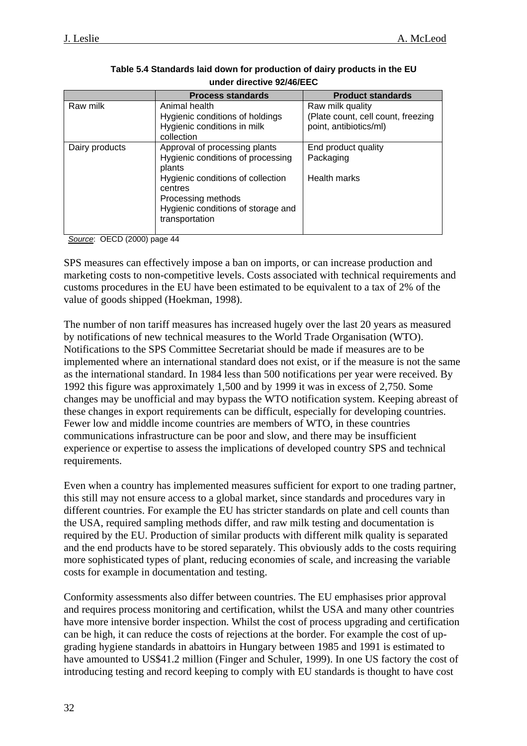**Table 5.4 Standards laid down for production of dairy products in the EU under directive 92/46/EEC**

| | Process standards | Product standards |
|---|---|---|
| Raw milk | Animal health<br>Hygienic conditions of holdings<br>Hygienic conditions in milk collection | Raw milk quality<br>(Plate count, cell count, freezing point, antibiotics/ml) |
| Dairy products | Approval of processing plants<br>Hygienic conditions of processing plants<br>Hygienic conditions of collection centres<br>Processing methods<br>Hygienic conditions of storage and transportation | End product quality<br>Packaging<br>Health marks |

*Source*: OECD (2000) page 44

SPS measures can effectively impose a ban on imports, or can increase production and marketing costs to non-competitive levels. Costs associated with technical requirements and customs procedures in the EU have been estimated to be equivalent to a tax of 2% of the value of goods shipped (Hoekman, 1998).

The number of non tariff measures has increased hugely over the last 20 years as measured by notifications of new technical measures to the World Trade Organisation (WTO). Notifications to the SPS Committee Secretariat should be made if measures are to be implemented where an international standard does not exist, or if the measure is not the same as the international standard. In 1984 less than 500 notifications per year were received. By 1992 this figure was approximately 1,500 and by 1999 it was in excess of 2,750. Some changes may be unofficial and may bypass the WTO notification system. Keeping abreast of these changes in export requirements can be difficult, especially for developing countries. Fewer low and middle income countries are members of WTO, in these countries communications infrastructure can be poor and slow, and there may be insufficient experience or expertise to assess the implications of developed country SPS and technical requirements.

Even when a country has implemented measures sufficient for export to one trading partner, this still may not ensure access to a global market, since standards and procedures vary in different countries. For example the EU has stricter standards on plate and cell counts than the USA, required sampling methods differ, and raw milk testing and documentation is required by the EU. Production of similar products with different milk quality is separated and the end products have to be stored separately. This obviously adds to the costs requiring more sophisticated types of plant, reducing economies of scale, and increasing the variable costs for example in documentation and testing.

Conformity assessments also differ between countries. The EU emphasises prior approval and requires process monitoring and certification, whilst the USA and many other countries have more intensive border inspection. Whilst the cost of process upgrading and certification can be high, it can reduce the costs of rejections at the border. For example the cost of up-grading hygiene standards in abattoirs in Hungary between 1985 and 1991 is estimated to have amounted to US$41.2 million (Finger and Schuler, 1999). In one US factory the cost of introducing testing and record keeping to comply with EU standards is thought to have cost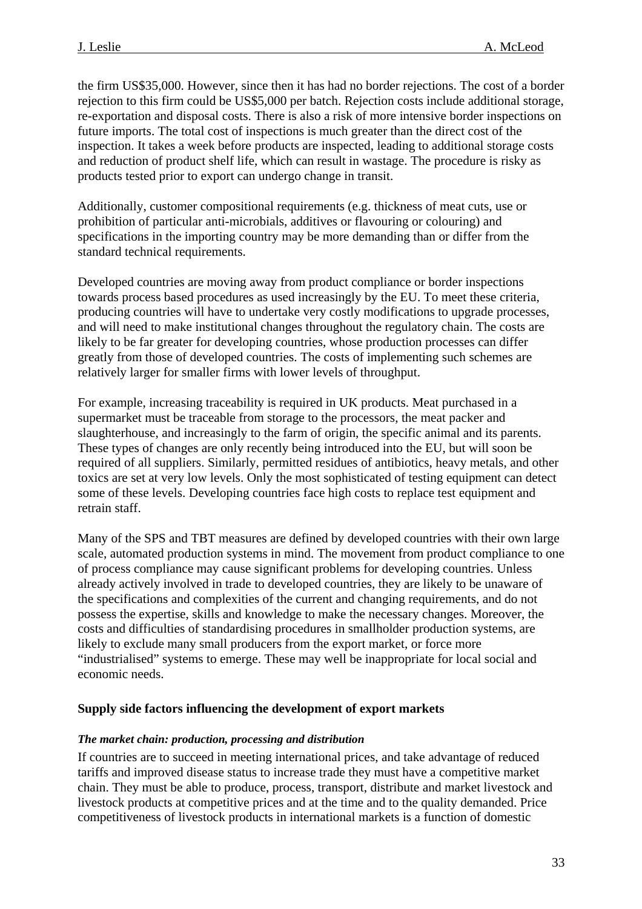the firm US$35,000. However, since then it has had no border rejections. The cost of a border rejection to this firm could be US$5,000 per batch. Rejection costs include additional storage, re-exportation and disposal costs. There is also a risk of more intensive border inspections on future imports. The total cost of inspections is much greater than the direct cost of the inspection. It takes a week before products are inspected, leading to additional storage costs and reduction of product shelf life, which can result in wastage. The procedure is risky as products tested prior to export can undergo change in transit.

Additionally, customer compositional requirements (e.g. thickness of meat cuts, use or prohibition of particular anti-microbials, additives or flavouring or colouring) and specifications in the importing country may be more demanding than or differ from the standard technical requirements.

Developed countries are moving away from product compliance or border inspections towards process based procedures as used increasingly by the EU. To meet these criteria, producing countries will have to undertake very costly modifications to upgrade processes, and will need to make institutional changes throughout the regulatory chain. The costs are likely to be far greater for developing countries, whose production processes can differ greatly from those of developed countries. The costs of implementing such schemes are relatively larger for smaller firms with lower levels of throughput.

For example, increasing traceability is required in UK products. Meat purchased in a supermarket must be traceable from storage to the processors, the meat packer and slaughterhouse, and increasingly to the farm of origin, the specific animal and its parents. These types of changes are only recently being introduced into the EU, but will soon be required of all suppliers. Similarly, permitted residues of antibiotics, heavy metals, and other toxics are set at very low levels. Only the most sophisticated of testing equipment can detect some of these levels. Developing countries face high costs to replace test equipment and retrain staff.

Many of the SPS and TBT measures are defined by developed countries with their own large scale, automated production systems in mind. The movement from product compliance to one of process compliance may cause significant problems for developing countries. Unless already actively involved in trade to developed countries, they are likely to be unaware of the specifications and complexities of the current and changing requirements, and do not possess the expertise, skills and knowledge to make the necessary changes. Moreover, the costs and difficulties of standardising procedures in smallholder production systems, are likely to exclude many small producers from the export market, or force more "industrialised" systems to emerge. These may well be inappropriate for local social and economic needs.

## Supply side factors influencing the development of export markets

### *The market chain: production, processing and distribution*

If countries are to succeed in meeting international prices, and take advantage of reduced tariffs and improved disease status to increase trade they must have a competitive market chain. They must be able to produce, process, transport, distribute and market livestock and livestock products at competitive prices and at the time and to the quality demanded. Price competitiveness of livestock products in international markets is a function of domestic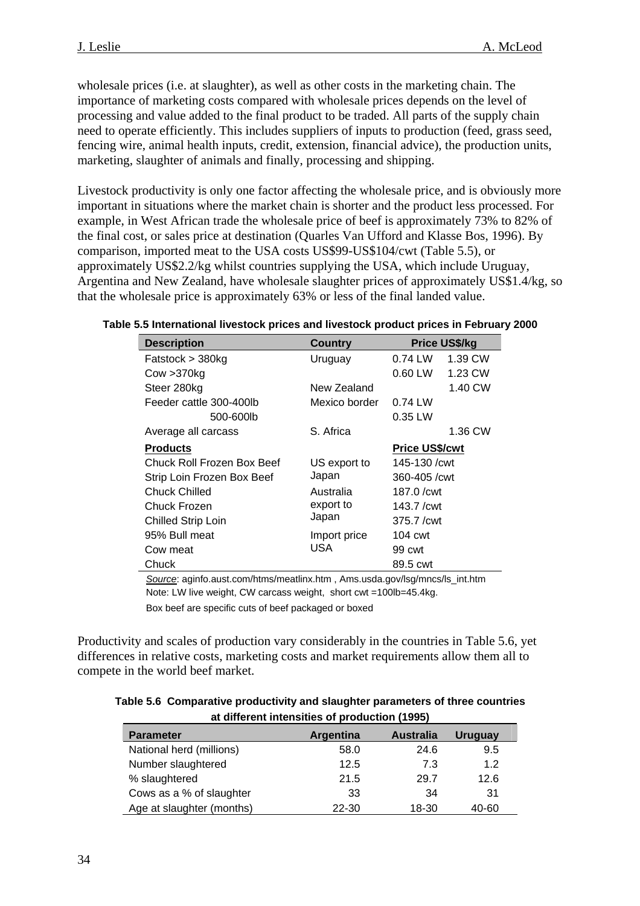wholesale prices (i.e. at slaughter), as well as other costs in the marketing chain. The importance of marketing costs compared with wholesale prices depends on the level of processing and value added to the final product to be traded. All parts of the supply chain need to operate efficiently. This includes suppliers of inputs to production (feed, grass seed, fencing wire, animal health inputs, credit, extension, financial advice), the production units, marketing, slaughter of animals and finally, processing and shipping.

Livestock productivity is only one factor affecting the wholesale price, and is obviously more important in situations where the market chain is shorter and the product less processed. For example, in West African trade the wholesale price of beef is approximately 73% to 82% of the final cost, or sales price at destination (Quarles Van Ufford and Klasse Bos, 1996). By comparison, imported meat to the USA costs US$99-US$104/cwt (Table 5.5), or approximately US$2.2/kg whilst countries supplying the USA, which include Uruguay, Argentina and New Zealand, have wholesale slaughter prices of approximately US$1.4/kg, so that the wholesale price is approximately 63% or less of the final landed value.

**Table 5.5 International livestock prices and livestock product prices in February 2000**

| Description | Country | Price US$/kg | |
|---|---|---|---|
| Fatstock > 380kg | Uruguay | 0.74 LW | 1.39 CW |
| Cow >370kg | | 0.60 LW | 1.23 CW |
| Steer 280kg | New Zealand | | 1.40 CW |
| Feeder cattle 300-400lb | Mexico border | 0.74 LW | |
| 500-600lb | | 0.35 LW | |
| Average all carcass | S. Africa | | 1.36 CW |
| **Products** | | **Price US$/cwt** | |
| Chuck Roll Frozen Box Beef | US export to Japan | 145-130 /cwt | |
| Strip Loin Frozen Box Beef | | 360-405 /cwt | |
| Chuck Chilled | Australia export to Japan | 187.0 /cwt | |
| Chuck Frozen | | 143.7 /cwt | |
| Chilled Strip Loin | | 375.7 /cwt | |
| 95% Bull meat | Import price USA | 104 cwt | |
| Cow meat | | 99 cwt | |
| Chuck | | 89.5 cwt | |

*Source*: aginfo.aust.com/htms/meatlinx.htm , Ams.usda.gov/lsg/mncs/ls_int.htm
Note: LW live weight, CW carcass weight, short cwt =100lb=45.4kg.
Box beef are specific cuts of beef packaged or boxed

Productivity and scales of production vary considerably in the countries in Table 5.6, yet differences in relative costs, marketing costs and market requirements allow them all to compete in the world beef market.

**Table 5.6 Comparative productivity and slaughter parameters of three countries at different intensities of production (1995)**

| Parameter | Argentina | Australia | Uruguay |
|---|---|---|---|
| National herd (millions) | 58.0 | 24.6 | 9.5 |
| Number slaughtered | 12.5 | 7.3 | 1.2 |
| % slaughtered | 21.5 | 29.7 | 12.6 |
| Cows as a % of slaughter | 33 | 34 | 31 |
| Age at slaughter (months) | 22-30 | 18-30 | 40-60 |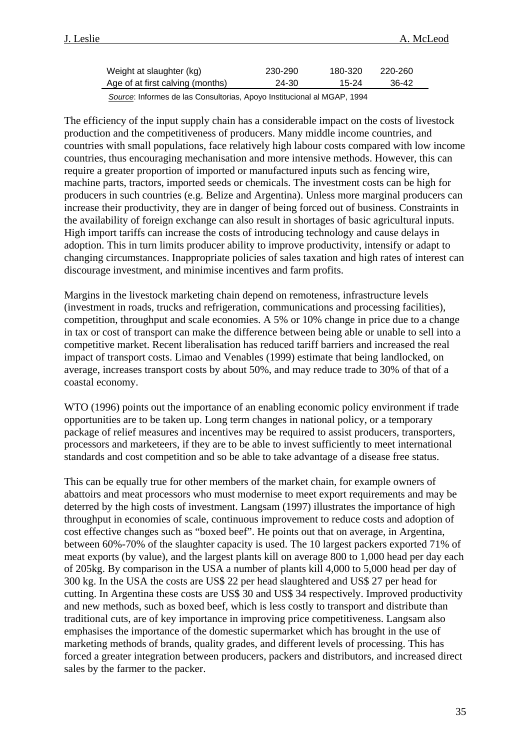| | | | |
|---|---|---|---|
| Weight at slaughter (kg) | 230-290 | 180-320 | 220-260 |
| Age of at first calving (months) | 24-30 | 15-24 | 36-42 |

*Source*: Informes de las Consultorias, Apoyo Institucional al MGAP, 1994

The efficiency of the input supply chain has a considerable impact on the costs of livestock production and the competitiveness of producers. Many middle income countries, and countries with small populations, face relatively high labour costs compared with low income countries, thus encouraging mechanisation and more intensive methods. However, this can require a greater proportion of imported or manufactured inputs such as fencing wire, machine parts, tractors, imported seeds or chemicals. The investment costs can be high for producers in such countries (e.g. Belize and Argentina). Unless more marginal producers can increase their productivity, they are in danger of being forced out of business. Constraints in the availability of foreign exchange can also result in shortages of basic agricultural inputs. High import tariffs can increase the costs of introducing technology and cause delays in adoption. This in turn limits producer ability to improve productivity, intensify or adapt to changing circumstances. Inappropriate policies of sales taxation and high rates of interest can discourage investment, and minimise incentives and farm profits.

Margins in the livestock marketing chain depend on remoteness, infrastructure levels (investment in roads, trucks and refrigeration, communications and processing facilities), competition, throughput and scale economies. A 5% or 10% change in price due to a change in tax or cost of transport can make the difference between being able or unable to sell into a competitive market. Recent liberalisation has reduced tariff barriers and increased the real impact of transport costs. Limao and Venables (1999) estimate that being landlocked, on average, increases transport costs by about 50%, and may reduce trade to 30% of that of a coastal economy.

WTO (1996) points out the importance of an enabling economic policy environment if trade opportunities are to be taken up. Long term changes in national policy, or a temporary package of relief measures and incentives may be required to assist producers, transporters, processors and marketeers, if they are to be able to invest sufficiently to meet international standards and cost competition and so be able to take advantage of a disease free status.

This can be equally true for other members of the market chain, for example owners of abattoirs and meat processors who must modernise to meet export requirements and may be deterred by the high costs of investment. Langsam (1997) illustrates the importance of high throughput in economies of scale, continuous improvement to reduce costs and adoption of cost effective changes such as "boxed beef". He points out that on average, in Argentina, between 60%-70% of the slaughter capacity is used. The 10 largest packers exported 71% of meat exports (by value), and the largest plants kill on average 800 to 1,000 head per day each of 205kg. By comparison in the USA a number of plants kill 4,000 to 5,000 head per day of 300 kg. In the USA the costs are US$ 22 per head slaughtered and US$ 27 per head for cutting. In Argentina these costs are US$ 30 and US$ 34 respectively. Improved productivity and new methods, such as boxed beef, which is less costly to transport and distribute than traditional cuts, are of key importance in improving price competitiveness. Langsam also emphasises the importance of the domestic supermarket which has brought in the use of marketing methods of brands, quality grades, and different levels of processing. This has forced a greater integration between producers, packers and distributors, and increased direct sales by the farmer to the packer.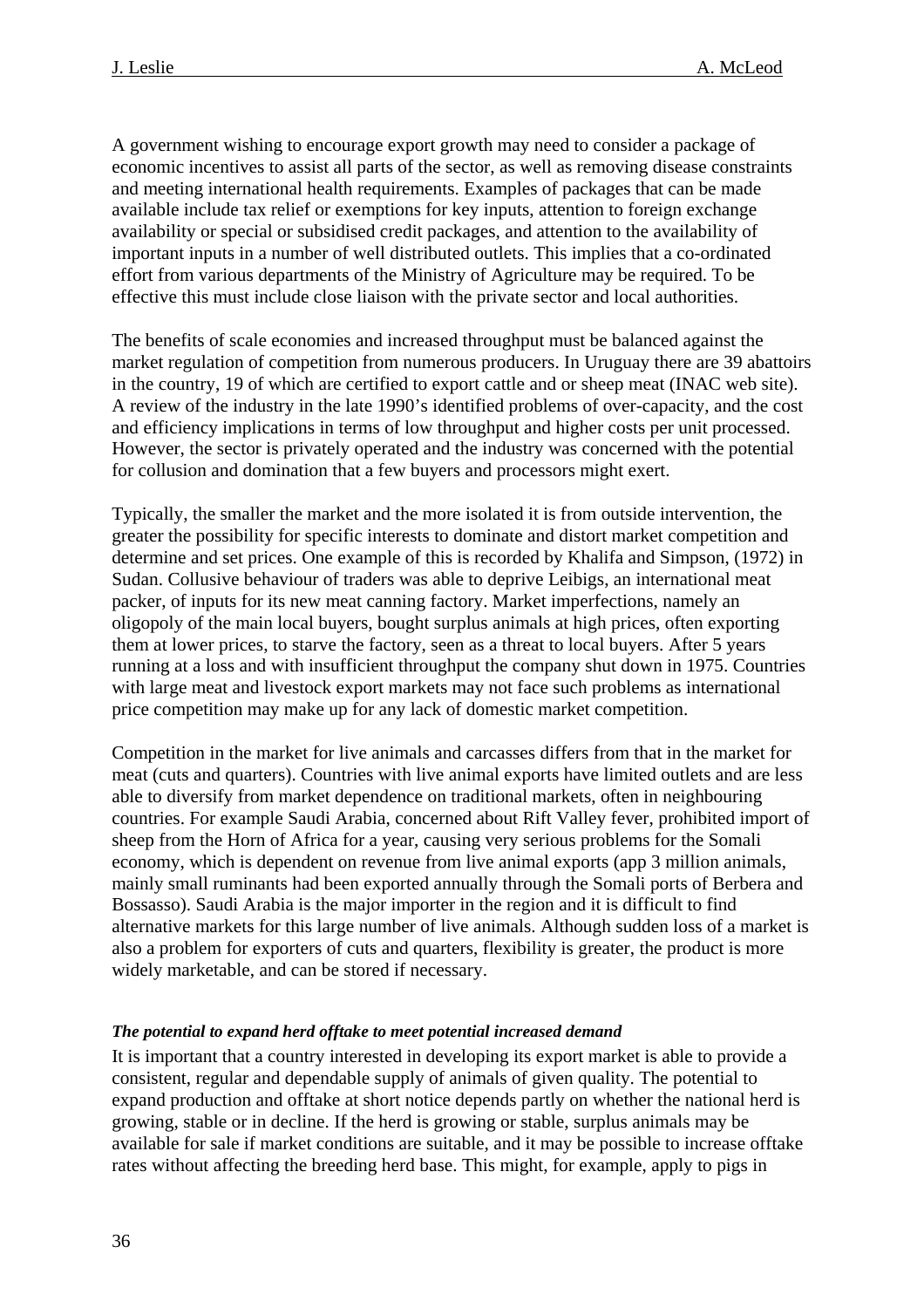A government wishing to encourage export growth may need to consider a package of economic incentives to assist all parts of the sector, as well as removing disease constraints and meeting international health requirements. Examples of packages that can be made available include tax relief or exemptions for key inputs, attention to foreign exchange availability or special or subsidised credit packages, and attention to the availability of important inputs in a number of well distributed outlets. This implies that a co-ordinated effort from various departments of the Ministry of Agriculture may be required. To be effective this must include close liaison with the private sector and local authorities.

The benefits of scale economies and increased throughput must be balanced against the market regulation of competition from numerous producers. In Uruguay there are 39 abattoirs in the country, 19 of which are certified to export cattle and or sheep meat (INAC web site). A review of the industry in the late 1990's identified problems of over-capacity, and the cost and efficiency implications in terms of low throughput and higher costs per unit processed. However, the sector is privately operated and the industry was concerned with the potential for collusion and domination that a few buyers and processors might exert.

Typically, the smaller the market and the more isolated it is from outside intervention, the greater the possibility for specific interests to dominate and distort market competition and determine and set prices. One example of this is recorded by Khalifa and Simpson, (1972) in Sudan. Collusive behaviour of traders was able to deprive Leibigs, an international meat packer, of inputs for its new meat canning factory. Market imperfections, namely an oligopoly of the main local buyers, bought surplus animals at high prices, often exporting them at lower prices, to starve the factory, seen as a threat to local buyers. After 5 years running at a loss and with insufficient throughput the company shut down in 1975. Countries with large meat and livestock export markets may not face such problems as international price competition may make up for any lack of domestic market competition.

Competition in the market for live animals and carcasses differs from that in the market for meat (cuts and quarters). Countries with live animal exports have limited outlets and are less able to diversify from market dependence on traditional markets, often in neighbouring countries. For example Saudi Arabia, concerned about Rift Valley fever, prohibited import of sheep from the Horn of Africa for a year, causing very serious problems for the Somali economy, which is dependent on revenue from live animal exports (app 3 million animals, mainly small ruminants had been exported annually through the Somali ports of Berbera and Bossasso). Saudi Arabia is the major importer in the region and it is difficult to find alternative markets for this large number of live animals. Although sudden loss of a market is also a problem for exporters of cuts and quarters, flexibility is greater, the product is more widely marketable, and can be stored if necessary.

***The potential to expand herd offtake to meet potential increased demand***

It is important that a country interested in developing its export market is able to provide a consistent, regular and dependable supply of animals of given quality. The potential to expand production and offtake at short notice depends partly on whether the national herd is growing, stable or in decline. If the herd is growing or stable, surplus animals may be available for sale if market conditions are suitable, and it may be possible to increase offtake rates without affecting the breeding herd base. This might, for example, apply to pigs in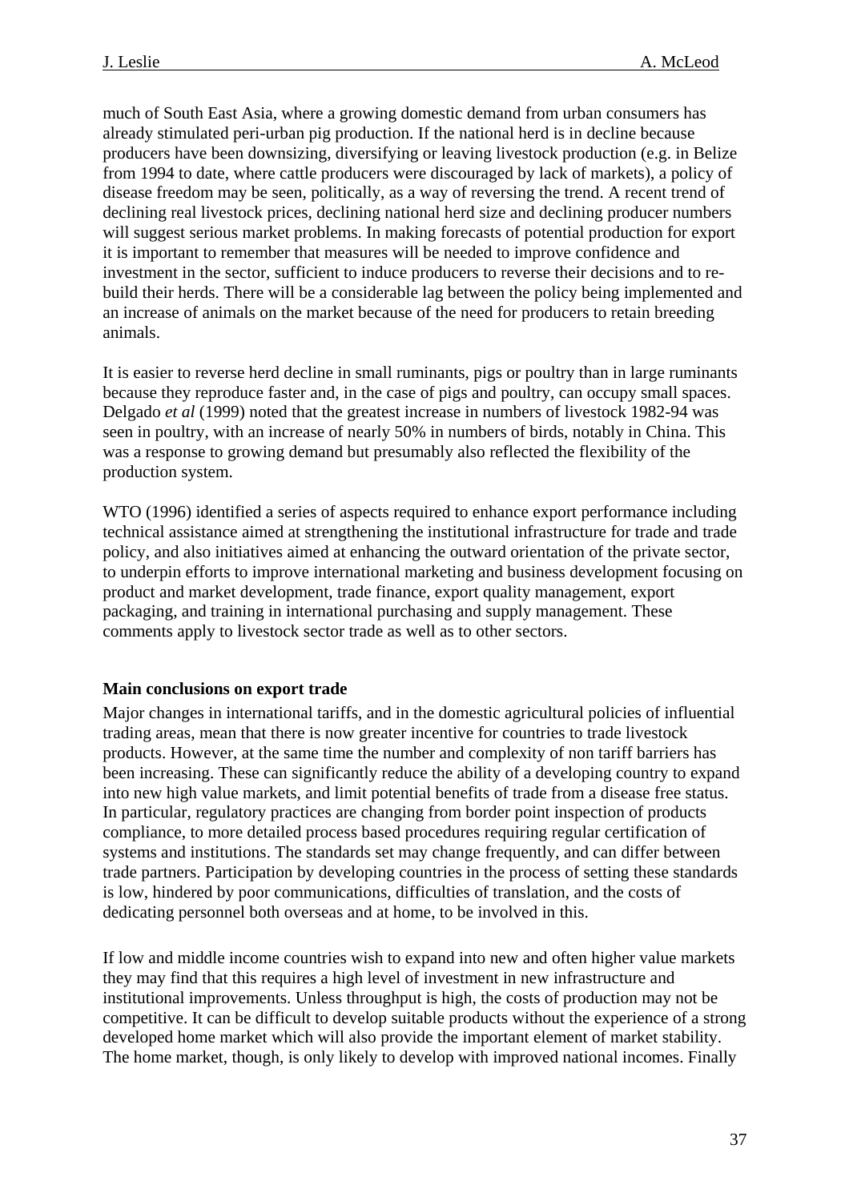much of South East Asia, where a growing domestic demand from urban consumers has already stimulated peri-urban pig production. If the national herd is in decline because producers have been downsizing, diversifying or leaving livestock production (e.g. in Belize from 1994 to date, where cattle producers were discouraged by lack of markets), a policy of disease freedom may be seen, politically, as a way of reversing the trend. A recent trend of declining real livestock prices, declining national herd size and declining producer numbers will suggest serious market problems. In making forecasts of potential production for export it is important to remember that measures will be needed to improve confidence and investment in the sector, sufficient to induce producers to reverse their decisions and to re-build their herds. There will be a considerable lag between the policy being implemented and an increase of animals on the market because of the need for producers to retain breeding animals.

It is easier to reverse herd decline in small ruminants, pigs or poultry than in large ruminants because they reproduce faster and, in the case of pigs and poultry, can occupy small spaces. Delgado *et al* (1999) noted that the greatest increase in numbers of livestock 1982-94 was seen in poultry, with an increase of nearly 50% in numbers of birds, notably in China. This was a response to growing demand but presumably also reflected the flexibility of the production system.

WTO (1996) identified a series of aspects required to enhance export performance including technical assistance aimed at strengthening the institutional infrastructure for trade and trade policy, and also initiatives aimed at enhancing the outward orientation of the private sector, to underpin efforts to improve international marketing and business development focusing on product and market development, trade finance, export quality management, export packaging, and training in international purchasing and supply management. These comments apply to livestock sector trade as well as to other sectors.

**Main conclusions on export trade**

Major changes in international tariffs, and in the domestic agricultural policies of influential trading areas, mean that there is now greater incentive for countries to trade livestock products. However, at the same time the number and complexity of non tariff barriers has been increasing. These can significantly reduce the ability of a developing country to expand into new high value markets, and limit potential benefits of trade from a disease free status. In particular, regulatory practices are changing from border point inspection of products compliance, to more detailed process based procedures requiring regular certification of systems and institutions. The standards set may change frequently, and can differ between trade partners. Participation by developing countries in the process of setting these standards is low, hindered by poor communications, difficulties of translation, and the costs of dedicating personnel both overseas and at home, to be involved in this.

If low and middle income countries wish to expand into new and often higher value markets they may find that this requires a high level of investment in new infrastructure and institutional improvements. Unless throughput is high, the costs of production may not be competitive. It can be difficult to develop suitable products without the experience of a strong developed home market which will also provide the important element of market stability. The home market, though, is only likely to develop with improved national incomes. Finally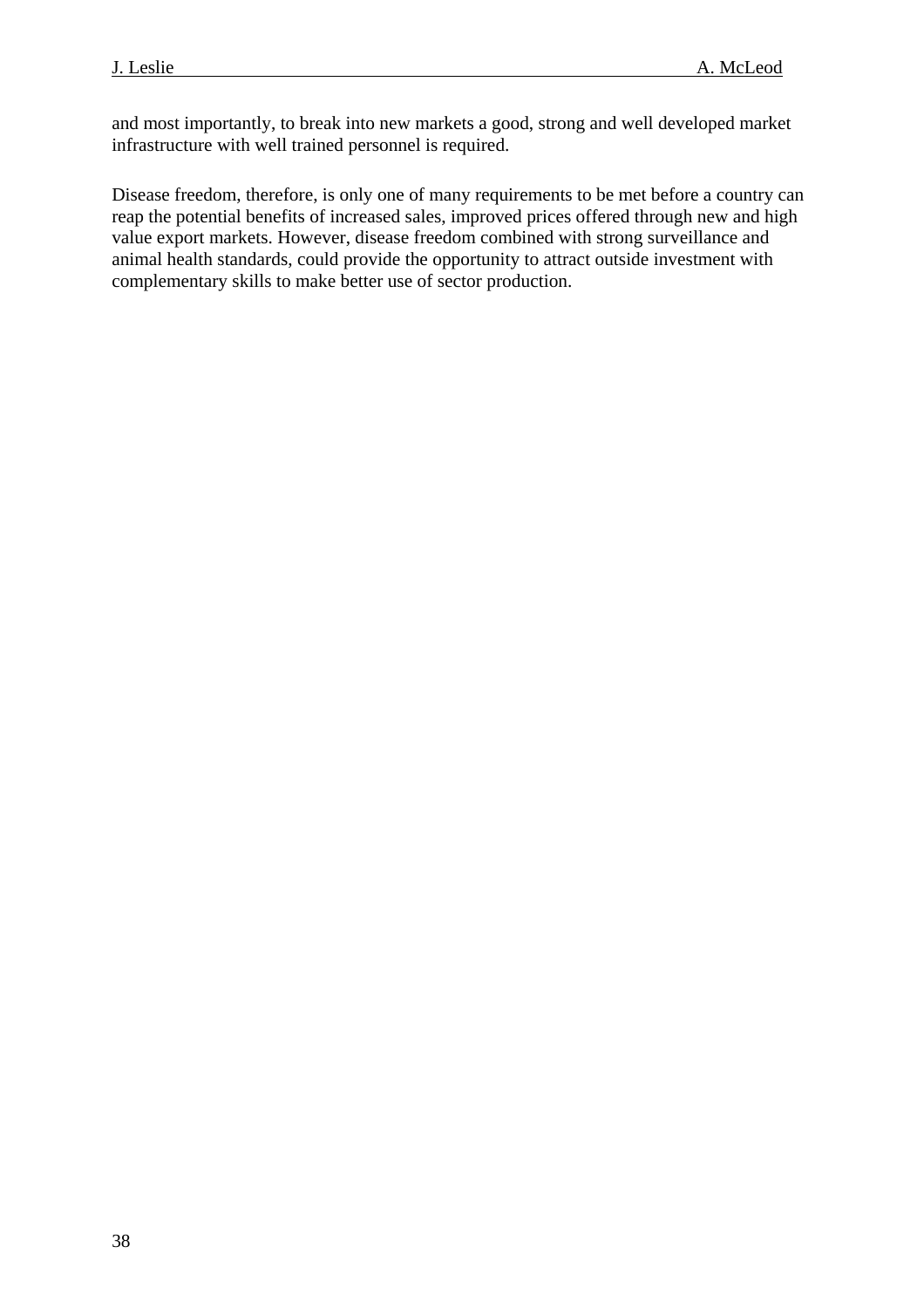and most importantly, to break into new markets a good, strong and well developed market infrastructure with well trained personnel is required.

Disease freedom, therefore, is only one of many requirements to be met before a country can reap the potential benefits of increased sales, improved prices offered through new and high value export markets. However, disease freedom combined with strong surveillance and animal health standards, could provide the opportunity to attract outside investment with complementary skills to make better use of sector production.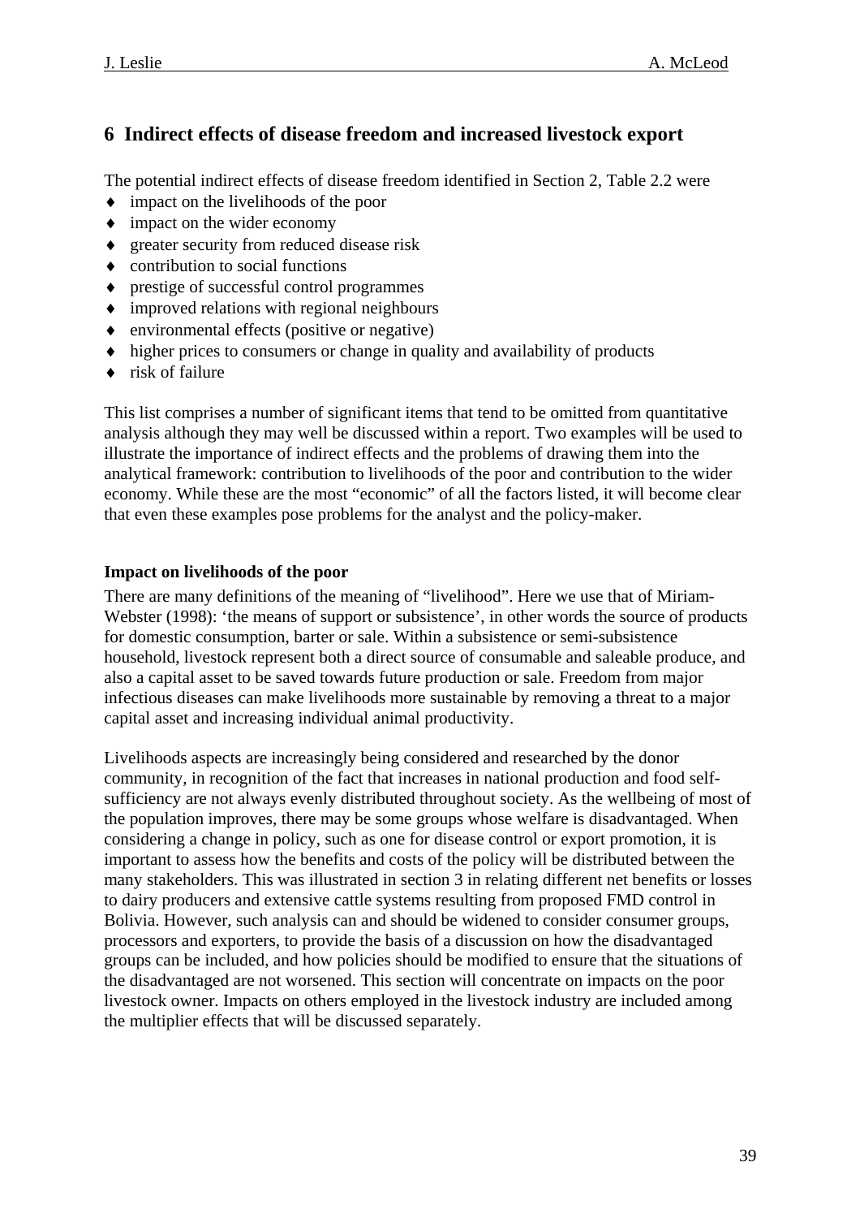## 6 Indirect effects of disease freedom and increased livestock export

The potential indirect effects of disease freedom identified in Section 2, Table 2.2 were

- impact on the livelihoods of the poor
- impact on the wider economy
- greater security from reduced disease risk
- contribution to social functions
- prestige of successful control programmes
- improved relations with regional neighbours
- environmental effects (positive or negative)
- higher prices to consumers or change in quality and availability of products
- risk of failure

This list comprises a number of significant items that tend to be omitted from quantitative analysis although they may well be discussed within a report. Two examples will be used to illustrate the importance of indirect effects and the problems of drawing them into the analytical framework: contribution to livelihoods of the poor and contribution to the wider economy. While these are the most "economic" of all the factors listed, it will become clear that even these examples pose problems for the analyst and the policy-maker.

### Impact on livelihoods of the poor

There are many definitions of the meaning of "livelihood". Here we use that of Miriam-Webster (1998): 'the means of support or subsistence', in other words the source of products for domestic consumption, barter or sale. Within a subsistence or semi-subsistence household, livestock represent both a direct source of consumable and saleable produce, and also a capital asset to be saved towards future production or sale. Freedom from major infectious diseases can make livelihoods more sustainable by removing a threat to a major capital asset and increasing individual animal productivity.

Livelihoods aspects are increasingly being considered and researched by the donor community, in recognition of the fact that increases in national production and food self-sufficiency are not always evenly distributed throughout society. As the wellbeing of most of the population improves, there may be some groups whose welfare is disadvantaged. When considering a change in policy, such as one for disease control or export promotion, it is important to assess how the benefits and costs of the policy will be distributed between the many stakeholders. This was illustrated in section 3 in relating different net benefits or losses to dairy producers and extensive cattle systems resulting from proposed FMD control in Bolivia. However, such analysis can and should be widened to consider consumer groups, processors and exporters, to provide the basis of a discussion on how the disadvantaged groups can be included, and how policies should be modified to ensure that the situations of the disadvantaged are not worsened. This section will concentrate on impacts on the poor livestock owner. Impacts on others employed in the livestock industry are included among the multiplier effects that will be discussed separately.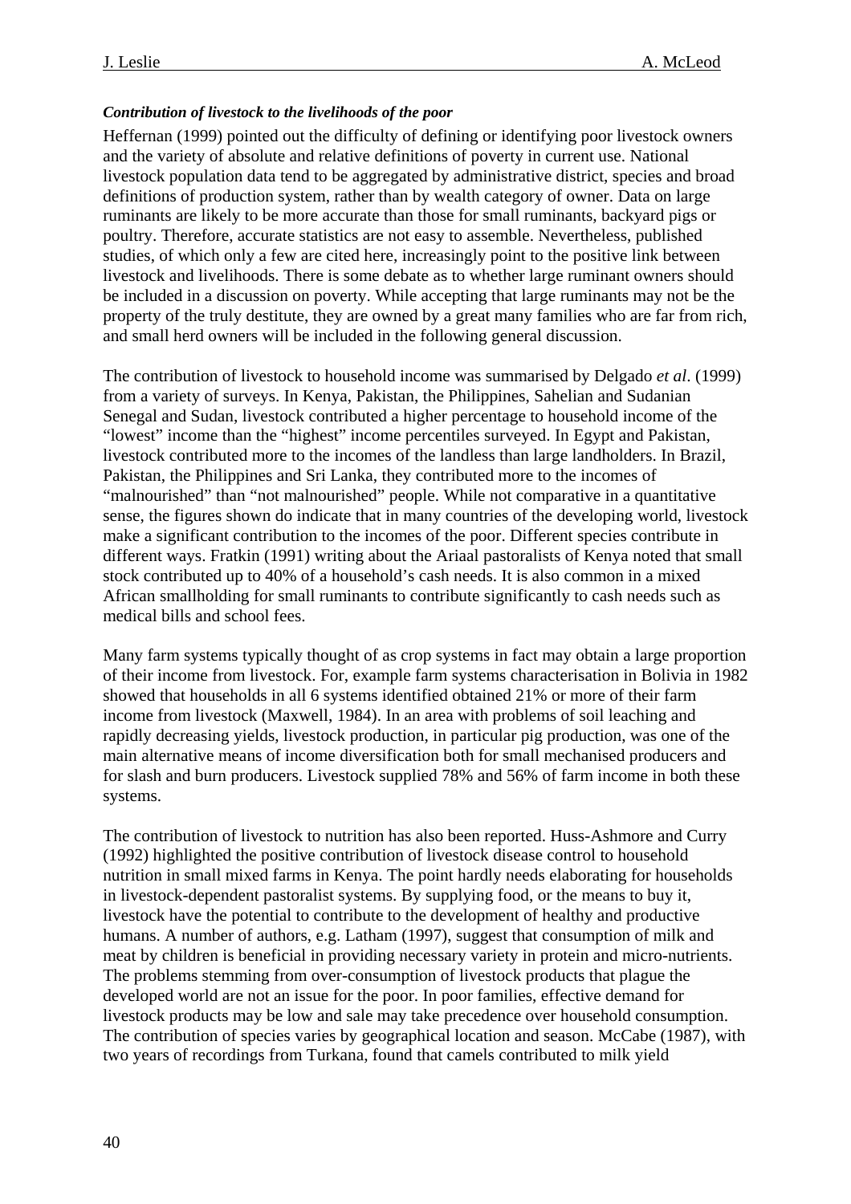*Contribution of livestock to the livelihoods of the poor*

Heffernan (1999) pointed out the difficulty of defining or identifying poor livestock owners and the variety of absolute and relative definitions of poverty in current use. National livestock population data tend to be aggregated by administrative district, species and broad definitions of production system, rather than by wealth category of owner. Data on large ruminants are likely to be more accurate than those for small ruminants, backyard pigs or poultry. Therefore, accurate statistics are not easy to assemble. Nevertheless, published studies, of which only a few are cited here, increasingly point to the positive link between livestock and livelihoods. There is some debate as to whether large ruminant owners should be included in a discussion on poverty. While accepting that large ruminants may not be the property of the truly destitute, they are owned by a great many families who are far from rich, and small herd owners will be included in the following general discussion.

The contribution of livestock to household income was summarised by Delgado *et al*. (1999) from a variety of surveys. In Kenya, Pakistan, the Philippines, Sahelian and Sudanian Senegal and Sudan, livestock contributed a higher percentage to household income of the "lowest" income than the "highest" income percentiles surveyed. In Egypt and Pakistan, livestock contributed more to the incomes of the landless than large landholders. In Brazil, Pakistan, the Philippines and Sri Lanka, they contributed more to the incomes of "malnourished" than "not malnourished" people. While not comparative in a quantitative sense, the figures shown do indicate that in many countries of the developing world, livestock make a significant contribution to the incomes of the poor. Different species contribute in different ways. Fratkin (1991) writing about the Ariaal pastoralists of Kenya noted that small stock contributed up to 40% of a household's cash needs. It is also common in a mixed African smallholding for small ruminants to contribute significantly to cash needs such as medical bills and school fees.

Many farm systems typically thought of as crop systems in fact may obtain a large proportion of their income from livestock. For, example farm systems characterisation in Bolivia in 1982 showed that households in all 6 systems identified obtained 21% or more of their farm income from livestock (Maxwell, 1984). In an area with problems of soil leaching and rapidly decreasing yields, livestock production, in particular pig production, was one of the main alternative means of income diversification both for small mechanised producers and for slash and burn producers. Livestock supplied 78% and 56% of farm income in both these systems.

The contribution of livestock to nutrition has also been reported. Huss-Ashmore and Curry (1992) highlighted the positive contribution of livestock disease control to household nutrition in small mixed farms in Kenya. The point hardly needs elaborating for households in livestock-dependent pastoralist systems. By supplying food, or the means to buy it, livestock have the potential to contribute to the development of healthy and productive humans. A number of authors, e.g. Latham (1997), suggest that consumption of milk and meat by children is beneficial in providing necessary variety in protein and micro-nutrients. The problems stemming from over-consumption of livestock products that plague the developed world are not an issue for the poor. In poor families, effective demand for livestock products may be low and sale may take precedence over household consumption. The contribution of species varies by geographical location and season. McCabe (1987), with two years of recordings from Turkana, found that camels contributed to milk yield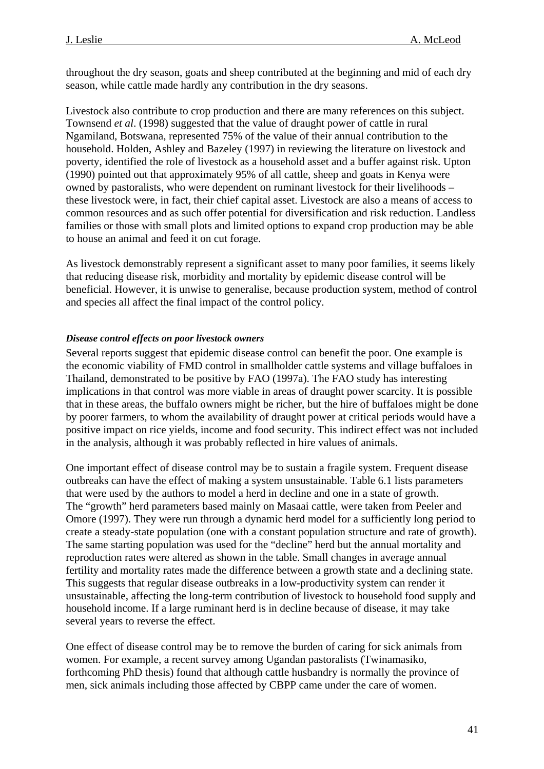throughout the dry season, goats and sheep contributed at the beginning and mid of each dry season, while cattle made hardly any contribution in the dry seasons.

Livestock also contribute to crop production and there are many references on this subject. Townsend *et al*. (1998) suggested that the value of draught power of cattle in rural Ngamiland, Botswana, represented 75% of the value of their annual contribution to the household. Holden, Ashley and Bazeley (1997) in reviewing the literature on livestock and poverty, identified the role of livestock as a household asset and a buffer against risk. Upton (1990) pointed out that approximately 95% of all cattle, sheep and goats in Kenya were owned by pastoralists, who were dependent on ruminant livestock for their livelihoods – these livestock were, in fact, their chief capital asset. Livestock are also a means of access to common resources and as such offer potential for diversification and risk reduction. Landless families or those with small plots and limited options to expand crop production may be able to house an animal and feed it on cut forage.

As livestock demonstrably represent a significant asset to many poor families, it seems likely that reducing disease risk, morbidity and mortality by epidemic disease control will be beneficial. However, it is unwise to generalise, because production system, method of control and species all affect the final impact of the control policy.

### *Disease control effects on poor livestock owners*

Several reports suggest that epidemic disease control can benefit the poor. One example is the economic viability of FMD control in smallholder cattle systems and village buffaloes in Thailand, demonstrated to be positive by FAO (1997a). The FAO study has interesting implications in that control was more viable in areas of draught power scarcity. It is possible that in these areas, the buffalo owners might be richer, but the hire of buffaloes might be done by poorer farmers, to whom the availability of draught power at critical periods would have a positive impact on rice yields, income and food security. This indirect effect was not included in the analysis, although it was probably reflected in hire values of animals.

One important effect of disease control may be to sustain a fragile system. Frequent disease outbreaks can have the effect of making a system unsustainable. Table 6.1 lists parameters that were used by the authors to model a herd in decline and one in a state of growth. The "growth" herd parameters based mainly on Masaai cattle, were taken from Peeler and Omore (1997). They were run through a dynamic herd model for a sufficiently long period to create a steady-state population (one with a constant population structure and rate of growth). The same starting population was used for the "decline" herd but the annual mortality and reproduction rates were altered as shown in the table. Small changes in average annual fertility and mortality rates made the difference between a growth state and a declining state. This suggests that regular disease outbreaks in a low-productivity system can render it unsustainable, affecting the long-term contribution of livestock to household food supply and household income. If a large ruminant herd is in decline because of disease, it may take several years to reverse the effect.

One effect of disease control may be to remove the burden of caring for sick animals from women. For example, a recent survey among Ugandan pastoralists (Twinamasiko, forthcoming PhD thesis) found that although cattle husbandry is normally the province of men, sick animals including those affected by CBPP came under the care of women.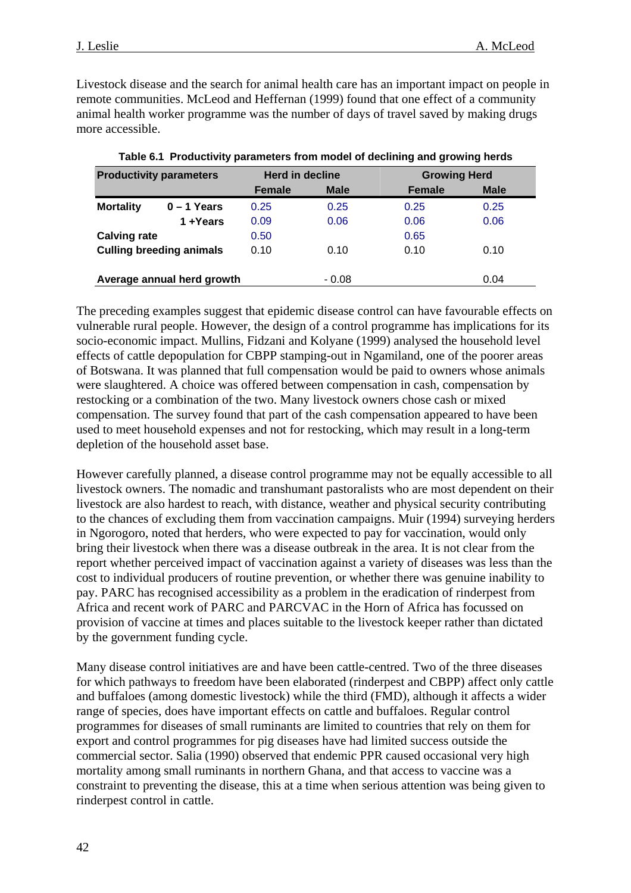Livestock disease and the search for animal health care has an important impact on people in remote communities. McLeod and Heffernan (1999) found that one effect of a community animal health worker programme was the number of days of travel saved by making drugs more accessible.

**Table 6.1 Productivity parameters from model of declining and growing herds**

| Productivity parameters | | Herd in decline | | Growing Herd | |
|---|---|---|---|---|---|
| | | Female | Male | Female | Male |
| **Mortality** | **0 – 1 Years** | 0.25 | 0.25 | 0.25 | 0.25 |
| | **1 +Years** | 0.09 | 0.06 | 0.06 | 0.06 |
| **Calving rate** | | 0.50 | | 0.65 | |
| **Culling breeding animals** | | 0.10 | 0.10 | 0.10 | 0.10 |
| **Average annual herd growth** | | | - 0.08 | | 0.04 |

The preceding examples suggest that epidemic disease control can have favourable effects on vulnerable rural people. However, the design of a control programme has implications for its socio-economic impact. Mullins, Fidzani and Kolyane (1999) analysed the household level effects of cattle depopulation for CBPP stamping-out in Ngamiland, one of the poorer areas of Botswana. It was planned that full compensation would be paid to owners whose animals were slaughtered. A choice was offered between compensation in cash, compensation by restocking or a combination of the two. Many livestock owners chose cash or mixed compensation. The survey found that part of the cash compensation appeared to have been used to meet household expenses and not for restocking, which may result in a long-term depletion of the household asset base.

However carefully planned, a disease control programme may not be equally accessible to all livestock owners. The nomadic and transhumant pastoralists who are most dependent on their livestock are also hardest to reach, with distance, weather and physical security contributing to the chances of excluding them from vaccination campaigns. Muir (1994) surveying herders in Ngorogoro, noted that herders, who were expected to pay for vaccination, would only bring their livestock when there was a disease outbreak in the area. It is not clear from the report whether perceived impact of vaccination against a variety of diseases was less than the cost to individual producers of routine prevention, or whether there was genuine inability to pay. PARC has recognised accessibility as a problem in the eradication of rinderpest from Africa and recent work of PARC and PARCVAC in the Horn of Africa has focussed on provision of vaccine at times and places suitable to the livestock keeper rather than dictated by the government funding cycle.

Many disease control initiatives are and have been cattle-centred. Two of the three diseases for which pathways to freedom have been elaborated (rinderpest and CBPP) affect only cattle and buffaloes (among domestic livestock) while the third (FMD), although it affects a wider range of species, does have important effects on cattle and buffaloes. Regular control programmes for diseases of small ruminants are limited to countries that rely on them for export and control programmes for pig diseases have had limited success outside the commercial sector. Salia (1990) observed that endemic PPR caused occasional very high mortality among small ruminants in northern Ghana, and that access to vaccine was a constraint to preventing the disease, this at a time when serious attention was being given to rinderpest control in cattle.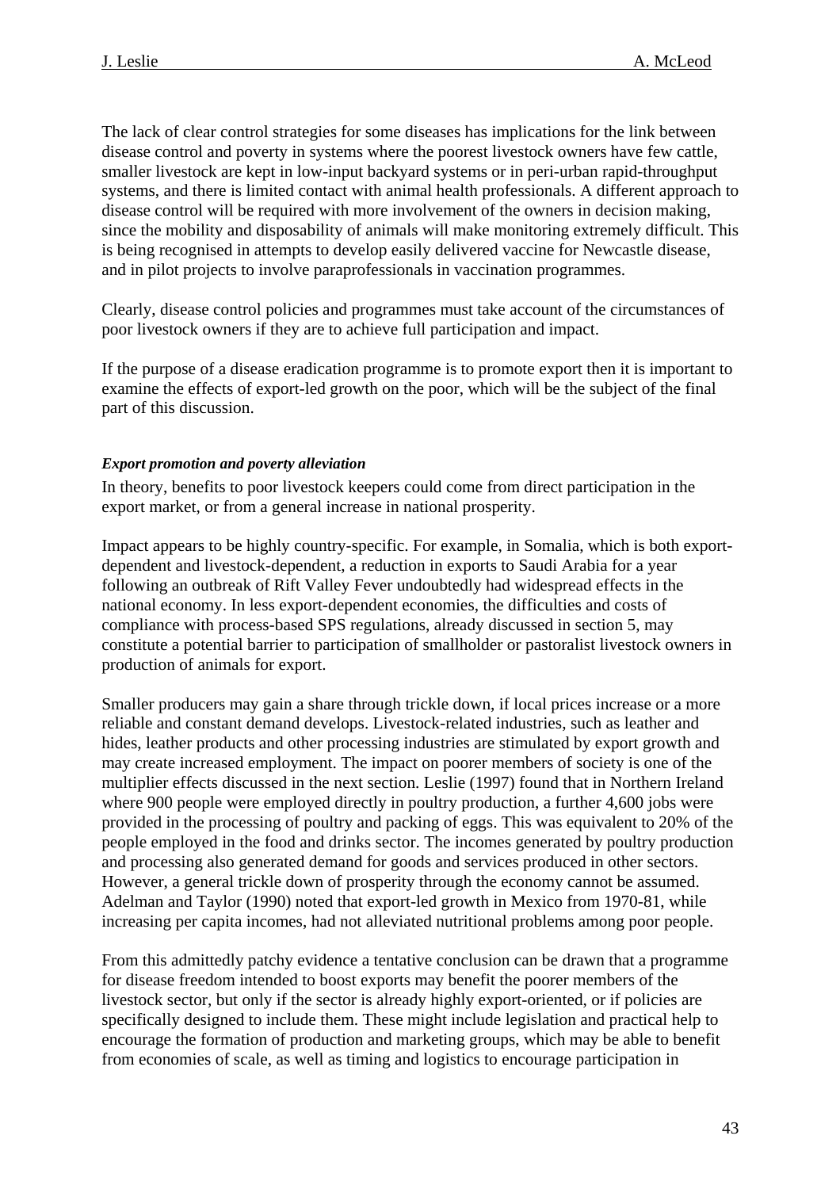The lack of clear control strategies for some diseases has implications for the link between disease control and poverty in systems where the poorest livestock owners have few cattle, smaller livestock are kept in low-input backyard systems or in peri-urban rapid-throughput systems, and there is limited contact with animal health professionals. A different approach to disease control will be required with more involvement of the owners in decision making, since the mobility and disposability of animals will make monitoring extremely difficult. This is being recognised in attempts to develop easily delivered vaccine for Newcastle disease, and in pilot projects to involve paraprofessionals in vaccination programmes.

Clearly, disease control policies and programmes must take account of the circumstances of poor livestock owners if they are to achieve full participation and impact.

If the purpose of a disease eradication programme is to promote export then it is important to examine the effects of export-led growth on the poor, which will be the subject of the final part of this discussion.

***Export promotion and poverty alleviation***

In theory, benefits to poor livestock keepers could come from direct participation in the export market, or from a general increase in national prosperity.

Impact appears to be highly country-specific. For example, in Somalia, which is both export-dependent and livestock-dependent, a reduction in exports to Saudi Arabia for a year following an outbreak of Rift Valley Fever undoubtedly had widespread effects in the national economy. In less export-dependent economies, the difficulties and costs of compliance with process-based SPS regulations, already discussed in section 5, may constitute a potential barrier to participation of smallholder or pastoralist livestock owners in production of animals for export.

Smaller producers may gain a share through trickle down, if local prices increase or a more reliable and constant demand develops. Livestock-related industries, such as leather and hides, leather products and other processing industries are stimulated by export growth and may create increased employment. The impact on poorer members of society is one of the multiplier effects discussed in the next section. Leslie (1997) found that in Northern Ireland where 900 people were employed directly in poultry production, a further 4,600 jobs were provided in the processing of poultry and packing of eggs. This was equivalent to 20% of the people employed in the food and drinks sector. The incomes generated by poultry production and processing also generated demand for goods and services produced in other sectors. However, a general trickle down of prosperity through the economy cannot be assumed. Adelman and Taylor (1990) noted that export-led growth in Mexico from 1970-81, while increasing per capita incomes, had not alleviated nutritional problems among poor people.

From this admittedly patchy evidence a tentative conclusion can be drawn that a programme for disease freedom intended to boost exports may benefit the poorer members of the livestock sector, but only if the sector is already highly export-oriented, or if policies are specifically designed to include them. These might include legislation and practical help to encourage the formation of production and marketing groups, which may be able to benefit from economies of scale, as well as timing and logistics to encourage participation in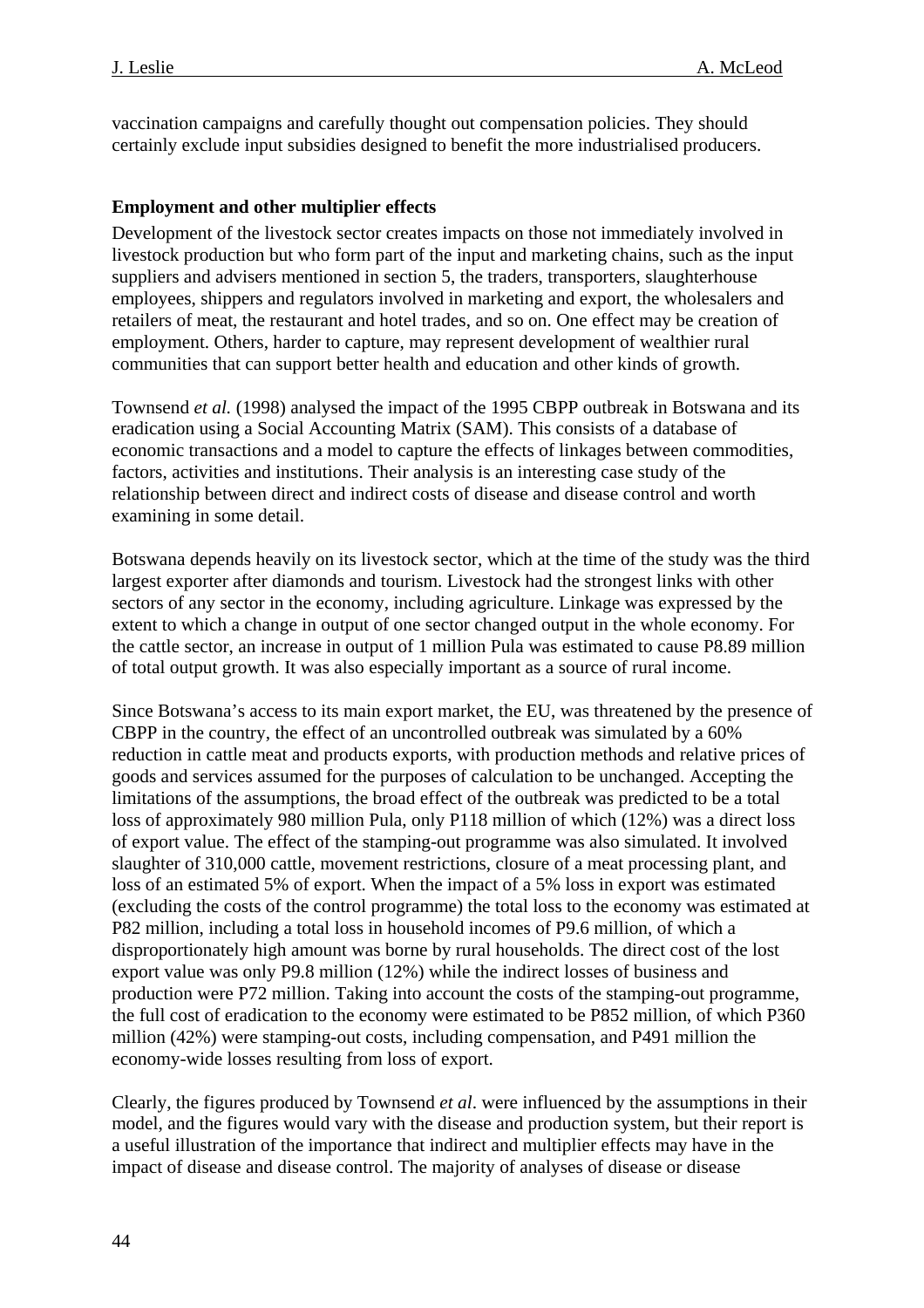vaccination campaigns and carefully thought out compensation policies. They should certainly exclude input subsidies designed to benefit the more industrialised producers.

**Employment and other multiplier effects**

Development of the livestock sector creates impacts on those not immediately involved in livestock production but who form part of the input and marketing chains, such as the input suppliers and advisers mentioned in section 5, the traders, transporters, slaughterhouse employees, shippers and regulators involved in marketing and export, the wholesalers and retailers of meat, the restaurant and hotel trades, and so on. One effect may be creation of employment. Others, harder to capture, may represent development of wealthier rural communities that can support better health and education and other kinds of growth.

Townsend *et al.* (1998) analysed the impact of the 1995 CBPP outbreak in Botswana and its eradication using a Social Accounting Matrix (SAM). This consists of a database of economic transactions and a model to capture the effects of linkages between commodities, factors, activities and institutions. Their analysis is an interesting case study of the relationship between direct and indirect costs of disease and disease control and worth examining in some detail.

Botswana depends heavily on its livestock sector, which at the time of the study was the third largest exporter after diamonds and tourism. Livestock had the strongest links with other sectors of any sector in the economy, including agriculture. Linkage was expressed by the extent to which a change in output of one sector changed output in the whole economy. For the cattle sector, an increase in output of 1 million Pula was estimated to cause P8.89 million of total output growth. It was also especially important as a source of rural income.

Since Botswana's access to its main export market, the EU, was threatened by the presence of CBPP in the country, the effect of an uncontrolled outbreak was simulated by a 60% reduction in cattle meat and products exports, with production methods and relative prices of goods and services assumed for the purposes of calculation to be unchanged. Accepting the limitations of the assumptions, the broad effect of the outbreak was predicted to be a total loss of approximately 980 million Pula, only P118 million of which (12%) was a direct loss of export value. The effect of the stamping-out programme was also simulated. It involved slaughter of 310,000 cattle, movement restrictions, closure of a meat processing plant, and loss of an estimated 5% of export. When the impact of a 5% loss in export was estimated (excluding the costs of the control programme) the total loss to the economy was estimated at P82 million, including a total loss in household incomes of P9.6 million, of which a disproportionately high amount was borne by rural households. The direct cost of the lost export value was only P9.8 million (12%) while the indirect losses of business and production were P72 million. Taking into account the costs of the stamping-out programme, the full cost of eradication to the economy were estimated to be P852 million, of which P360 million (42%) were stamping-out costs, including compensation, and P491 million the economy-wide losses resulting from loss of export.

Clearly, the figures produced by Townsend *et al*. were influenced by the assumptions in their model, and the figures would vary with the disease and production system, but their report is a useful illustration of the importance that indirect and multiplier effects may have in the impact of disease and disease control. The majority of analyses of disease or disease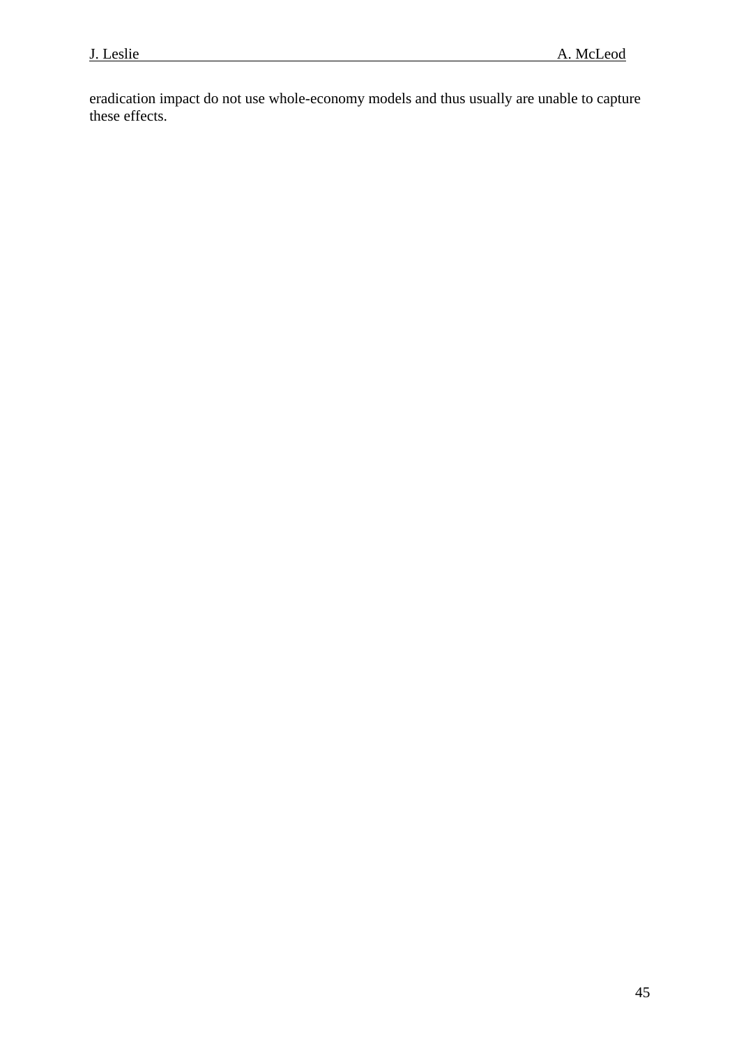eradication impact do not use whole-economy models and thus usually are unable to capture these effects.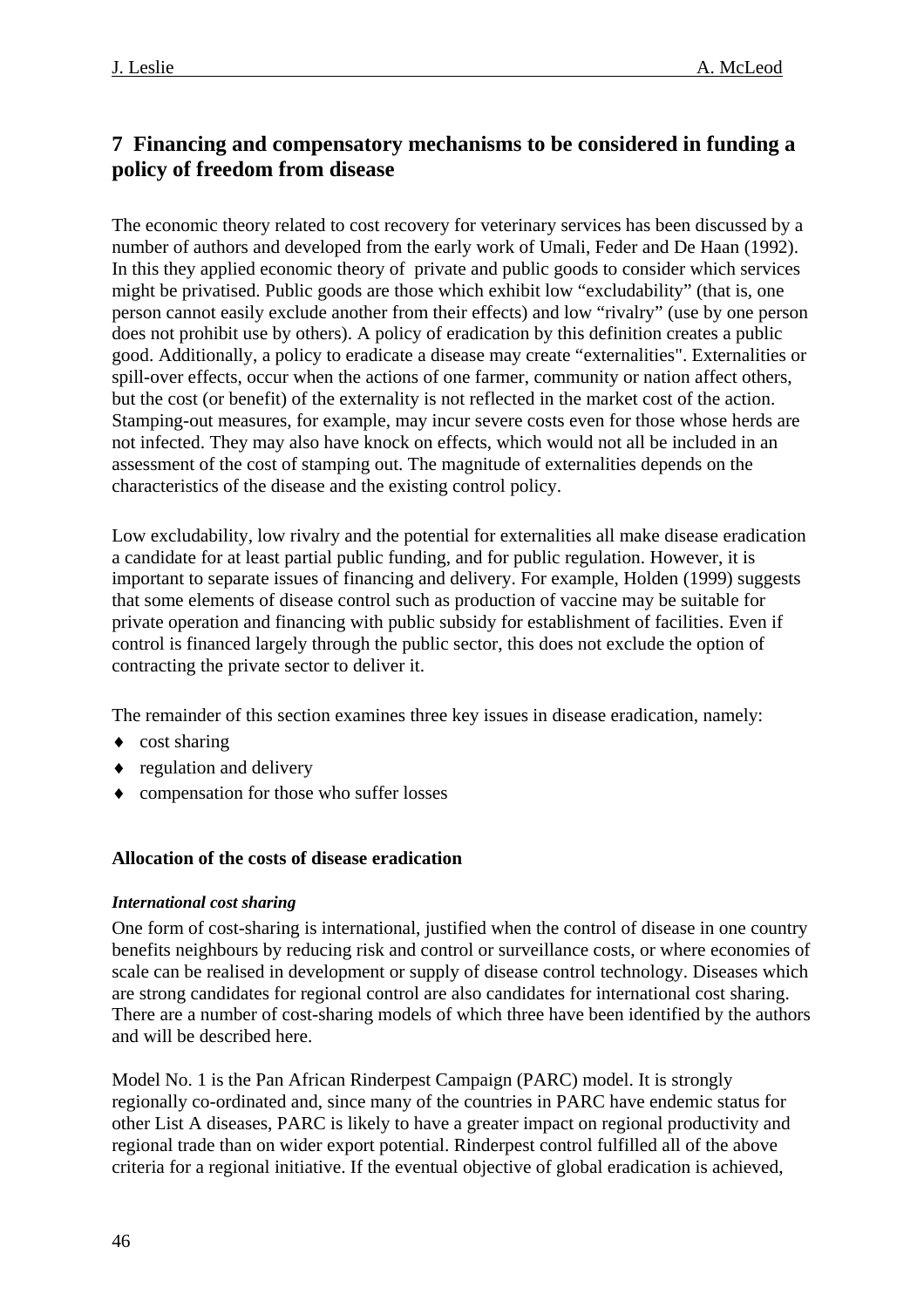## 7 Financing and compensatory mechanisms to be considered in funding a policy of freedom from disease

The economic theory related to cost recovery for veterinary services has been discussed by a number of authors and developed from the early work of Umali, Feder and De Haan (1992). In this they applied economic theory of private and public goods to consider which services might be privatised. Public goods are those which exhibit low "excludability" (that is, one person cannot easily exclude another from their effects) and low "rivalry" (use by one person does not prohibit use by others). A policy of eradication by this definition creates a public good. Additionally, a policy to eradicate a disease may create "externalities". Externalities or spill-over effects, occur when the actions of one farmer, community or nation affect others, but the cost (or benefit) of the externality is not reflected in the market cost of the action. Stamping-out measures, for example, may incur severe costs even for those whose herds are not infected. They may also have knock on effects, which would not all be included in an assessment of the cost of stamping out. The magnitude of externalities depends on the characteristics of the disease and the existing control policy.

Low excludability, low rivalry and the potential for externalities all make disease eradication a candidate for at least partial public funding, and for public regulation. However, it is important to separate issues of financing and delivery. For example, Holden (1999) suggests that some elements of disease control such as production of vaccine may be suitable for private operation and financing with public subsidy for establishment of facilities. Even if control is financed largely through the public sector, this does not exclude the option of contracting the private sector to deliver it.

The remainder of this section examines three key issues in disease eradication, namely:

- cost sharing
- regulation and delivery
- compensation for those who suffer losses

### Allocation of the costs of disease eradication

#### *International cost sharing*

One form of cost-sharing is international, justified when the control of disease in one country benefits neighbours by reducing risk and control or surveillance costs, or where economies of scale can be realised in development or supply of disease control technology. Diseases which are strong candidates for regional control are also candidates for international cost sharing. There are a number of cost-sharing models of which three have been identified by the authors and will be described here.

Model No. 1 is the Pan African Rinderpest Campaign (PARC) model. It is strongly regionally co-ordinated and, since many of the countries in PARC have endemic status for other List A diseases, PARC is likely to have a greater impact on regional productivity and regional trade than on wider export potential. Rinderpest control fulfilled all of the above criteria for a regional initiative. If the eventual objective of global eradication is achieved,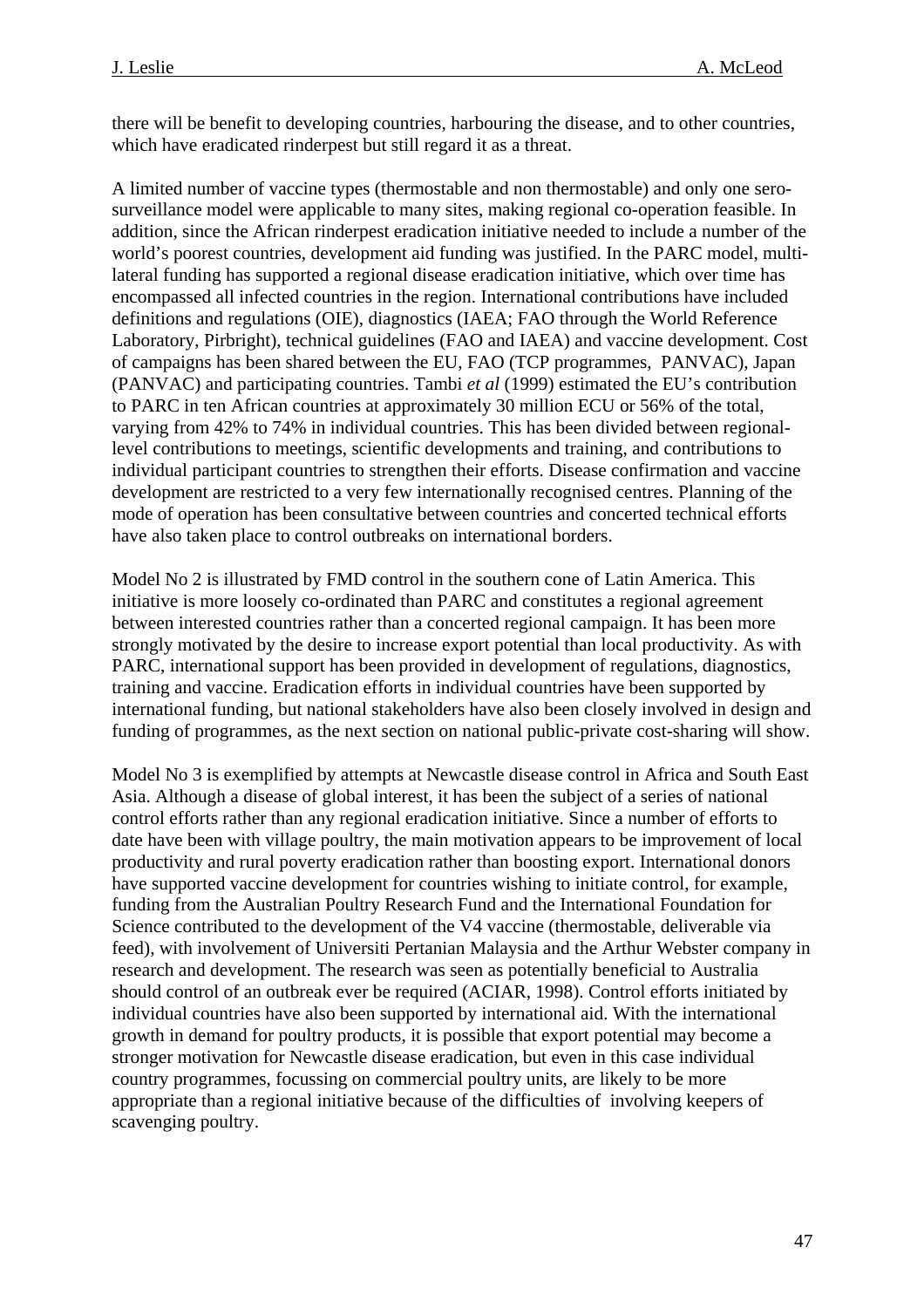there will be benefit to developing countries, harbouring the disease, and to other countries, which have eradicated rinderpest but still regard it as a threat.

A limited number of vaccine types (thermostable and non thermostable) and only one sero-surveillance model were applicable to many sites, making regional co-operation feasible. In addition, since the African rinderpest eradication initiative needed to include a number of the world's poorest countries, development aid funding was justified. In the PARC model, multi-lateral funding has supported a regional disease eradication initiative, which over time has encompassed all infected countries in the region. International contributions have included definitions and regulations (OIE), diagnostics (IAEA; FAO through the World Reference Laboratory, Pirbright), technical guidelines (FAO and IAEA) and vaccine development. Cost of campaigns has been shared between the EU, FAO (TCP programmes, PANVAC), Japan (PANVAC) and participating countries. Tambi *et al* (1999) estimated the EU's contribution to PARC in ten African countries at approximately 30 million ECU or 56% of the total, varying from 42% to 74% in individual countries. This has been divided between regional-level contributions to meetings, scientific developments and training, and contributions to individual participant countries to strengthen their efforts. Disease confirmation and vaccine development are restricted to a very few internationally recognised centres. Planning of the mode of operation has been consultative between countries and concerted technical efforts have also taken place to control outbreaks on international borders.

Model No 2 is illustrated by FMD control in the southern cone of Latin America. This initiative is more loosely co-ordinated than PARC and constitutes a regional agreement between interested countries rather than a concerted regional campaign. It has been more strongly motivated by the desire to increase export potential than local productivity. As with PARC, international support has been provided in development of regulations, diagnostics, training and vaccine. Eradication efforts in individual countries have been supported by international funding, but national stakeholders have also been closely involved in design and funding of programmes, as the next section on national public-private cost-sharing will show.

Model No 3 is exemplified by attempts at Newcastle disease control in Africa and South East Asia. Although a disease of global interest, it has been the subject of a series of national control efforts rather than any regional eradication initiative. Since a number of efforts to date have been with village poultry, the main motivation appears to be improvement of local productivity and rural poverty eradication rather than boosting export. International donors have supported vaccine development for countries wishing to initiate control, for example, funding from the Australian Poultry Research Fund and the International Foundation for Science contributed to the development of the V4 vaccine (thermostable, deliverable via feed), with involvement of Universiti Pertanian Malaysia and the Arthur Webster company in research and development. The research was seen as potentially beneficial to Australia should control of an outbreak ever be required (ACIAR, 1998). Control efforts initiated by individual countries have also been supported by international aid. With the international growth in demand for poultry products, it is possible that export potential may become a stronger motivation for Newcastle disease eradication, but even in this case individual country programmes, focussing on commercial poultry units, are likely to be more appropriate than a regional initiative because of the difficulties of involving keepers of scavenging poultry.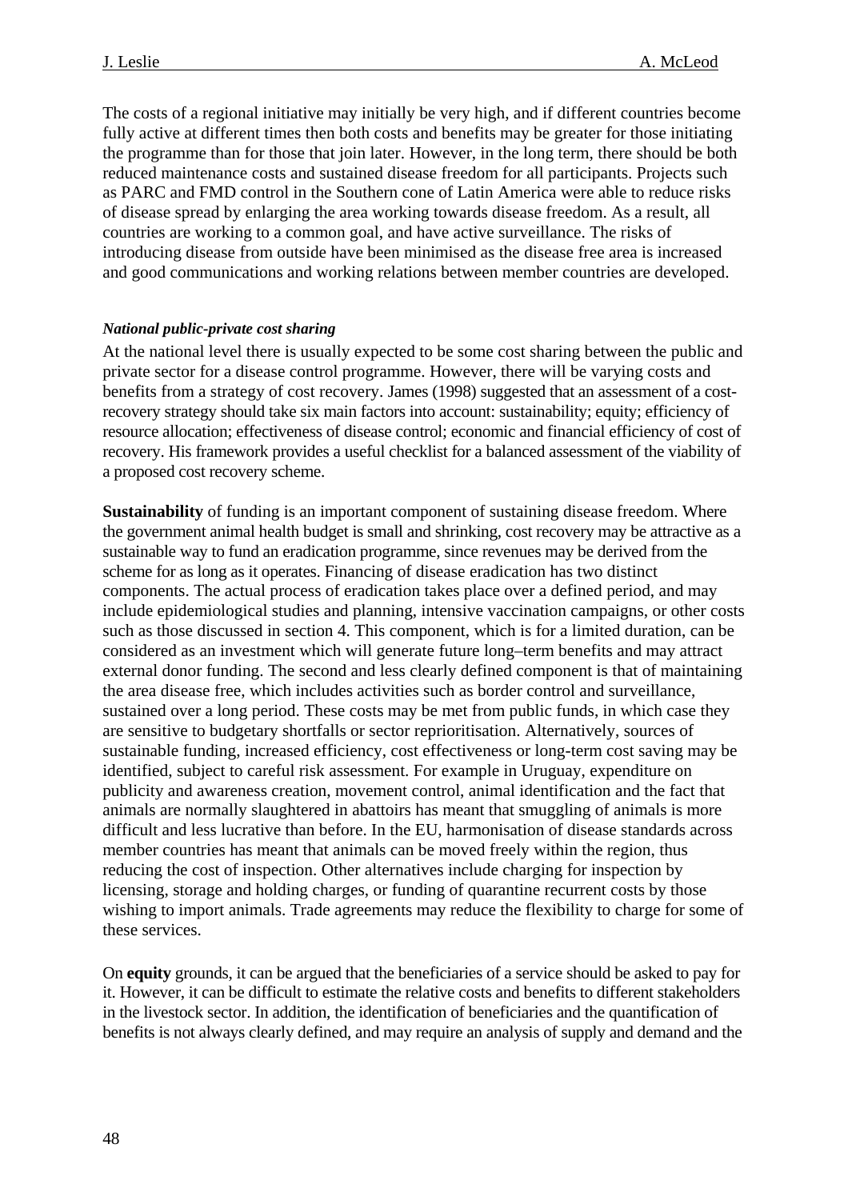The costs of a regional initiative may initially be very high, and if different countries become fully active at different times then both costs and benefits may be greater for those initiating the programme than for those that join later. However, in the long term, there should be both reduced maintenance costs and sustained disease freedom for all participants. Projects such as PARC and FMD control in the Southern cone of Latin America were able to reduce risks of disease spread by enlarging the area working towards disease freedom. As a result, all countries are working to a common goal, and have active surveillance. The risks of introducing disease from outside have been minimised as the disease free area is increased and good communications and working relations between member countries are developed.

***National public-private cost sharing***

At the national level there is usually expected to be some cost sharing between the public and private sector for a disease control programme. However, there will be varying costs and benefits from a strategy of cost recovery. James (1998) suggested that an assessment of a cost-recovery strategy should take six main factors into account: sustainability; equity; efficiency of resource allocation; effectiveness of disease control; economic and financial efficiency of cost of recovery. His framework provides a useful checklist for a balanced assessment of the viability of a proposed cost recovery scheme.

**Sustainability** of funding is an important component of sustaining disease freedom. Where the government animal health budget is small and shrinking, cost recovery may be attractive as a sustainable way to fund an eradication programme, since revenues may be derived from the scheme for as long as it operates. Financing of disease eradication has two distinct components. The actual process of eradication takes place over a defined period, and may include epidemiological studies and planning, intensive vaccination campaigns, or other costs such as those discussed in section 4. This component, which is for a limited duration, can be considered as an investment which will generate future long–term benefits and may attract external donor funding. The second and less clearly defined component is that of maintaining the area disease free, which includes activities such as border control and surveillance, sustained over a long period. These costs may be met from public funds, in which case they are sensitive to budgetary shortfalls or sector reprioritisation. Alternatively, sources of sustainable funding, increased efficiency, cost effectiveness or long-term cost saving may be identified, subject to careful risk assessment. For example in Uruguay, expenditure on publicity and awareness creation, movement control, animal identification and the fact that animals are normally slaughtered in abattoirs has meant that smuggling of animals is more difficult and less lucrative than before. In the EU, harmonisation of disease standards across member countries has meant that animals can be moved freely within the region, thus reducing the cost of inspection. Other alternatives include charging for inspection by licensing, storage and holding charges, or funding of quarantine recurrent costs by those wishing to import animals. Trade agreements may reduce the flexibility to charge for some of these services.

On **equity** grounds, it can be argued that the beneficiaries of a service should be asked to pay for it. However, it can be difficult to estimate the relative costs and benefits to different stakeholders in the livestock sector. In addition, the identification of beneficiaries and the quantification of benefits is not always clearly defined, and may require an analysis of supply and demand and the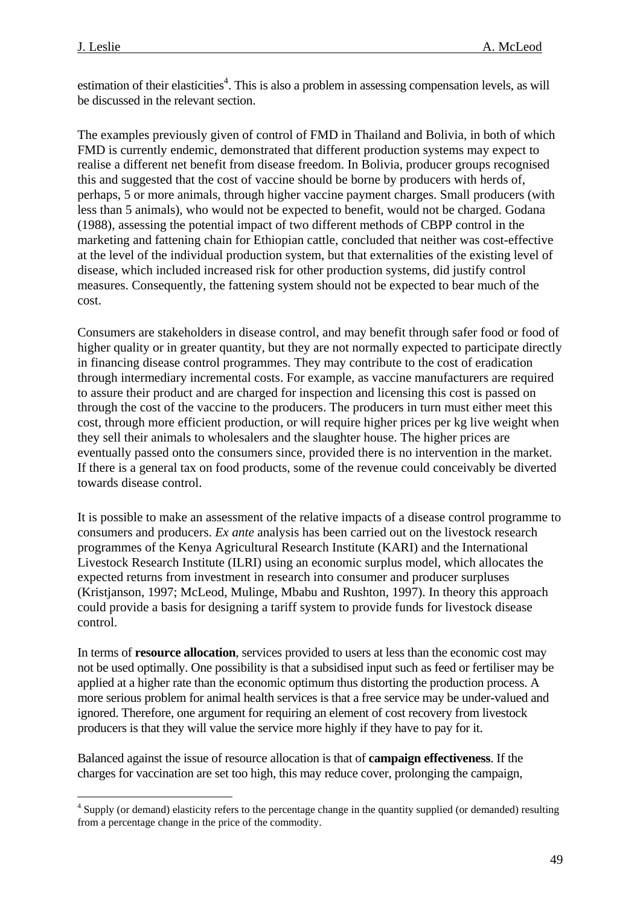estimation of their elasticities[4]. This is also a problem in assessing compensation levels, as will be discussed in the relevant section.

The examples previously given of control of FMD in Thailand and Bolivia, in both of which FMD is currently endemic, demonstrated that different production systems may expect to realise a different net benefit from disease freedom. In Bolivia, producer groups recognised this and suggested that the cost of vaccine should be borne by producers with herds of, perhaps, 5 or more animals, through higher vaccine payment charges. Small producers (with less than 5 animals), who would not be expected to benefit, would not be charged. Godana (1988), assessing the potential impact of two different methods of CBPP control in the marketing and fattening chain for Ethiopian cattle, concluded that neither was cost-effective at the level of the individual production system, but that externalities of the existing level of disease, which included increased risk for other production systems, did justify control measures. Consequently, the fattening system should not be expected to bear much of the cost.

Consumers are stakeholders in disease control, and may benefit through safer food or food of higher quality or in greater quantity, but they are not normally expected to participate directly in financing disease control programmes. They may contribute to the cost of eradication through intermediary incremental costs. For example, as vaccine manufacturers are required to assure their product and are charged for inspection and licensing this cost is passed on through the cost of the vaccine to the producers. The producers in turn must either meet this cost, through more efficient production, or will require higher prices per kg live weight when they sell their animals to wholesalers and the slaughter house. The higher prices are eventually passed onto the consumers since, provided there is no intervention in the market. If there is a general tax on food products, some of the revenue could conceivably be diverted towards disease control.

It is possible to make an assessment of the relative impacts of a disease control programme to consumers and producers. *Ex ante* analysis has been carried out on the livestock research programmes of the Kenya Agricultural Research Institute (KARI) and the International Livestock Research Institute (ILRI) using an economic surplus model, which allocates the expected returns from investment in research into consumer and producer surpluses (Kristjanson, 1997; McLeod, Mulinge, Mbabu and Rushton, 1997). In theory this approach could provide a basis for designing a tariff system to provide funds for livestock disease control.

In terms of **resource allocation**, services provided to users at less than the economic cost may not be used optimally. One possibility is that a subsidised input such as feed or fertiliser may be applied at a higher rate than the economic optimum thus distorting the production process. A more serious problem for animal health services is that a free service may be under-valued and ignored. Therefore, one argument for requiring an element of cost recovery from livestock producers is that they will value the service more highly if they have to pay for it.

Balanced against the issue of resource allocation is that of **campaign effectiveness**. If the charges for vaccination are set too high, this may reduce cover, prolonging the campaign,

[4] Supply (or demand) elasticity refers to the percentage change in the quantity supplied (or demanded) resulting from a percentage change in the price of the commodity.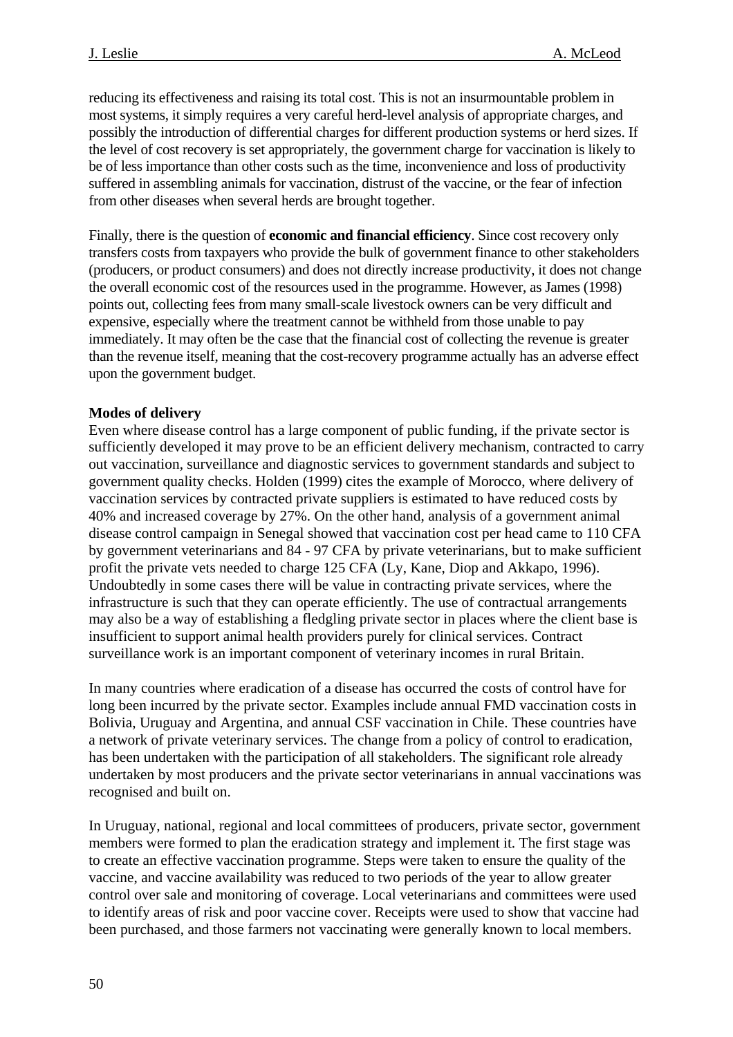reducing its effectiveness and raising its total cost. This is not an insurmountable problem in most systems, it simply requires a very careful herd-level analysis of appropriate charges, and possibly the introduction of differential charges for different production systems or herd sizes. If the level of cost recovery is set appropriately, the government charge for vaccination is likely to be of less importance than other costs such as the time, inconvenience and loss of productivity suffered in assembling animals for vaccination, distrust of the vaccine, or the fear of infection from other diseases when several herds are brought together.

Finally, there is the question of **economic and financial efficiency**. Since cost recovery only transfers costs from taxpayers who provide the bulk of government finance to other stakeholders (producers, or product consumers) and does not directly increase productivity, it does not change the overall economic cost of the resources used in the programme. However, as James (1998) points out, collecting fees from many small-scale livestock owners can be very difficult and expensive, especially where the treatment cannot be withheld from those unable to pay immediately. It may often be the case that the financial cost of collecting the revenue is greater than the revenue itself, meaning that the cost-recovery programme actually has an adverse effect upon the government budget.

**Modes of delivery**

Even where disease control has a large component of public funding, if the private sector is sufficiently developed it may prove to be an efficient delivery mechanism, contracted to carry out vaccination, surveillance and diagnostic services to government standards and subject to government quality checks. Holden (1999) cites the example of Morocco, where delivery of vaccination services by contracted private suppliers is estimated to have reduced costs by 40% and increased coverage by 27%. On the other hand, analysis of a government animal disease control campaign in Senegal showed that vaccination cost per head came to 110 CFA by government veterinarians and 84 - 97 CFA by private veterinarians, but to make sufficient profit the private vets needed to charge 125 CFA (Ly, Kane, Diop and Akkapo, 1996). Undoubtedly in some cases there will be value in contracting private services, where the infrastructure is such that they can operate efficiently. The use of contractual arrangements may also be a way of establishing a fledgling private sector in places where the client base is insufficient to support animal health providers purely for clinical services. Contract surveillance work is an important component of veterinary incomes in rural Britain.

In many countries where eradication of a disease has occurred the costs of control have for long been incurred by the private sector. Examples include annual FMD vaccination costs in Bolivia, Uruguay and Argentina, and annual CSF vaccination in Chile. These countries have a network of private veterinary services. The change from a policy of control to eradication, has been undertaken with the participation of all stakeholders. The significant role already undertaken by most producers and the private sector veterinarians in annual vaccinations was recognised and built on.

In Uruguay, national, regional and local committees of producers, private sector, government members were formed to plan the eradication strategy and implement it. The first stage was to create an effective vaccination programme. Steps were taken to ensure the quality of the vaccine, and vaccine availability was reduced to two periods of the year to allow greater control over sale and monitoring of coverage. Local veterinarians and committees were used to identify areas of risk and poor vaccine cover. Receipts were used to show that vaccine had been purchased, and those farmers not vaccinating were generally known to local members.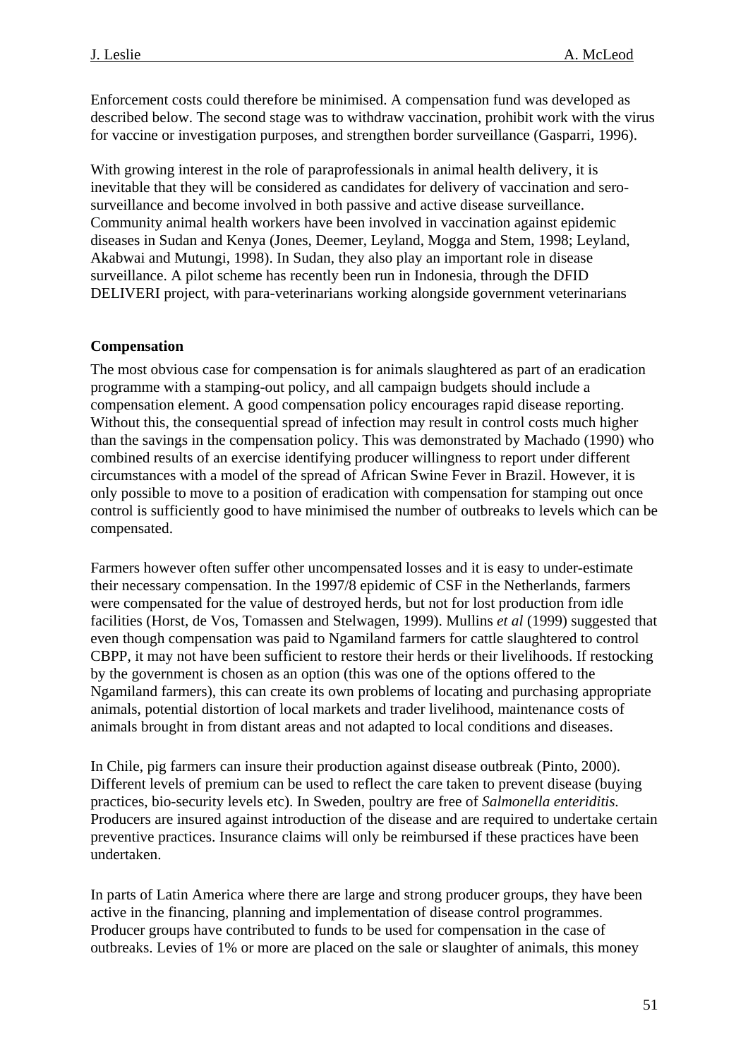Enforcement costs could therefore be minimised. A compensation fund was developed as described below. The second stage was to withdraw vaccination, prohibit work with the virus for vaccine or investigation purposes, and strengthen border surveillance (Gasparri, 1996).

With growing interest in the role of paraprofessionals in animal health delivery, it is inevitable that they will be considered as candidates for delivery of vaccination and sero-surveillance and become involved in both passive and active disease surveillance. Community animal health workers have been involved in vaccination against epidemic diseases in Sudan and Kenya (Jones, Deemer, Leyland, Mogga and Stem, 1998; Leyland, Akabwai and Mutungi, 1998). In Sudan, they also play an important role in disease surveillance. A pilot scheme has recently been run in Indonesia, through the DFID DELIVERI project, with para-veterinarians working alongside government veterinarians

**Compensation**

The most obvious case for compensation is for animals slaughtered as part of an eradication programme with a stamping-out policy, and all campaign budgets should include a compensation element. A good compensation policy encourages rapid disease reporting. Without this, the consequential spread of infection may result in control costs much higher than the savings in the compensation policy. This was demonstrated by Machado (1990) who combined results of an exercise identifying producer willingness to report under different circumstances with a model of the spread of African Swine Fever in Brazil. However, it is only possible to move to a position of eradication with compensation for stamping out once control is sufficiently good to have minimised the number of outbreaks to levels which can be compensated.

Farmers however often suffer other uncompensated losses and it is easy to under-estimate their necessary compensation. In the 1997/8 epidemic of CSF in the Netherlands, farmers were compensated for the value of destroyed herds, but not for lost production from idle facilities (Horst, de Vos, Tomassen and Stelwagen, 1999). Mullins *et al* (1999) suggested that even though compensation was paid to Ngamiland farmers for cattle slaughtered to control CBPP, it may not have been sufficient to restore their herds or their livelihoods. If restocking by the government is chosen as an option (this was one of the options offered to the Ngamiland farmers), this can create its own problems of locating and purchasing appropriate animals, potential distortion of local markets and trader livelihood, maintenance costs of animals brought in from distant areas and not adapted to local conditions and diseases.

In Chile, pig farmers can insure their production against disease outbreak (Pinto, 2000). Different levels of premium can be used to reflect the care taken to prevent disease (buying practices, bio-security levels etc). In Sweden, poultry are free of *Salmonella enteriditis.* Producers are insured against introduction of the disease and are required to undertake certain preventive practices. Insurance claims will only be reimbursed if these practices have been undertaken.

In parts of Latin America where there are large and strong producer groups, they have been active in the financing, planning and implementation of disease control programmes. Producer groups have contributed to funds to be used for compensation in the case of outbreaks. Levies of 1% or more are placed on the sale or slaughter of animals, this money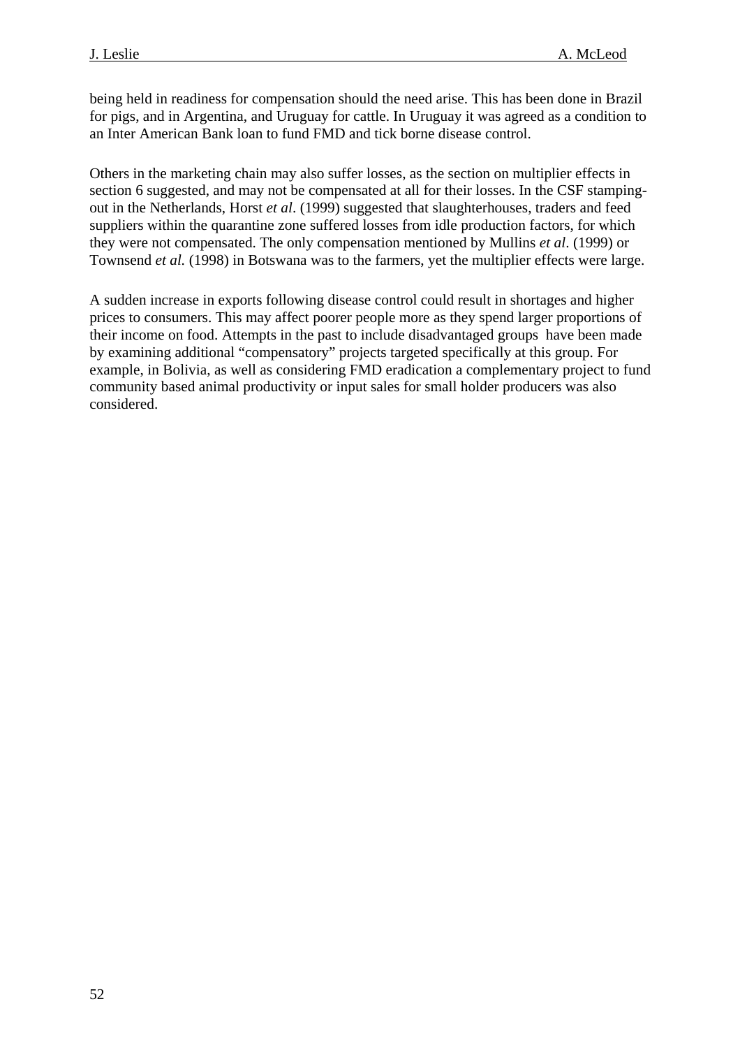being held in readiness for compensation should the need arise. This has been done in Brazil for pigs, and in Argentina, and Uruguay for cattle. In Uruguay it was agreed as a condition to an Inter American Bank loan to fund FMD and tick borne disease control.

Others in the marketing chain may also suffer losses, as the section on multiplier effects in section 6 suggested, and may not be compensated at all for their losses. In the CSF stamping-out in the Netherlands, Horst *et al*. (1999) suggested that slaughterhouses, traders and feed suppliers within the quarantine zone suffered losses from idle production factors, for which they were not compensated. The only compensation mentioned by Mullins *et al*. (1999) or Townsend *et al.* (1998) in Botswana was to the farmers, yet the multiplier effects were large.

A sudden increase in exports following disease control could result in shortages and higher prices to consumers. This may affect poorer people more as they spend larger proportions of their income on food. Attempts in the past to include disadvantaged groups have been made by examining additional "compensatory" projects targeted specifically at this group. For example, in Bolivia, as well as considering FMD eradication a complementary project to fund community based animal productivity or input sales for small holder producers was also considered.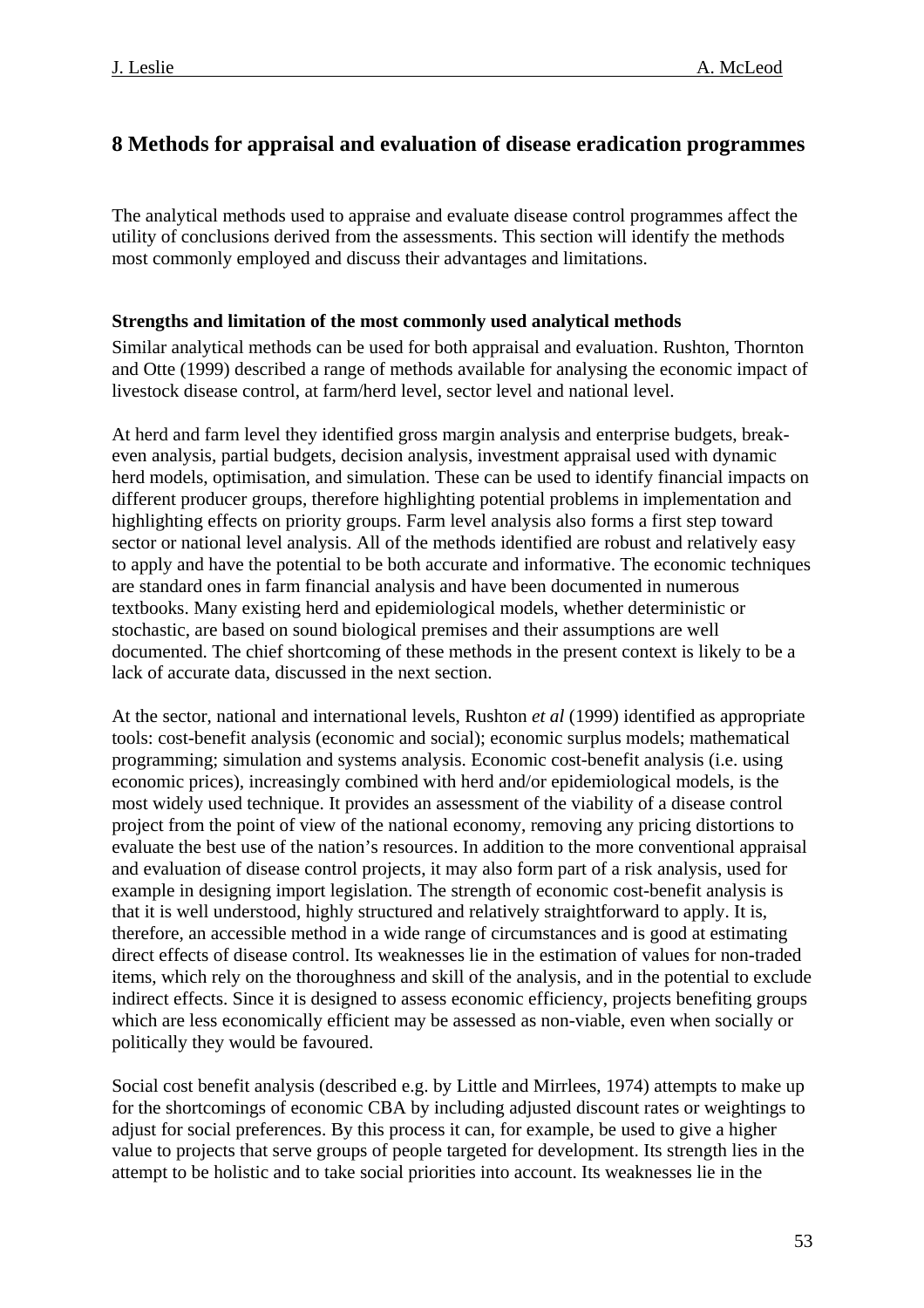# 8 Methods for appraisal and evaluation of disease eradication programmes

The analytical methods used to appraise and evaluate disease control programmes affect the utility of conclusions derived from the assessments. This section will identify the methods most commonly employed and discuss their advantages and limitations.

### Strengths and limitation of the most commonly used analytical methods

Similar analytical methods can be used for both appraisal and evaluation. Rushton, Thornton and Otte (1999) described a range of methods available for analysing the economic impact of livestock disease control, at farm/herd level, sector level and national level.

At herd and farm level they identified gross margin analysis and enterprise budgets, break-even analysis, partial budgets, decision analysis, investment appraisal used with dynamic herd models, optimisation, and simulation. These can be used to identify financial impacts on different producer groups, therefore highlighting potential problems in implementation and highlighting effects on priority groups. Farm level analysis also forms a first step toward sector or national level analysis. All of the methods identified are robust and relatively easy to apply and have the potential to be both accurate and informative. The economic techniques are standard ones in farm financial analysis and have been documented in numerous textbooks. Many existing herd and epidemiological models, whether deterministic or stochastic, are based on sound biological premises and their assumptions are well documented. The chief shortcoming of these methods in the present context is likely to be a lack of accurate data, discussed in the next section.

At the sector, national and international levels, Rushton *et al* (1999) identified as appropriate tools: cost-benefit analysis (economic and social); economic surplus models; mathematical programming; simulation and systems analysis. Economic cost-benefit analysis (i.e. using economic prices), increasingly combined with herd and/or epidemiological models, is the most widely used technique. It provides an assessment of the viability of a disease control project from the point of view of the national economy, removing any pricing distortions to evaluate the best use of the nation's resources. In addition to the more conventional appraisal and evaluation of disease control projects, it may also form part of a risk analysis, used for example in designing import legislation. The strength of economic cost-benefit analysis is that it is well understood, highly structured and relatively straightforward to apply. It is, therefore, an accessible method in a wide range of circumstances and is good at estimating direct effects of disease control. Its weaknesses lie in the estimation of values for non-traded items, which rely on the thoroughness and skill of the analysis, and in the potential to exclude indirect effects. Since it is designed to assess economic efficiency, projects benefiting groups which are less economically efficient may be assessed as non-viable, even when socially or politically they would be favoured.

Social cost benefit analysis (described e.g. by Little and Mirrlees, 1974) attempts to make up for the shortcomings of economic CBA by including adjusted discount rates or weightings to adjust for social preferences. By this process it can, for example, be used to give a higher value to projects that serve groups of people targeted for development. Its strength lies in the attempt to be holistic and to take social priorities into account. Its weaknesses lie in the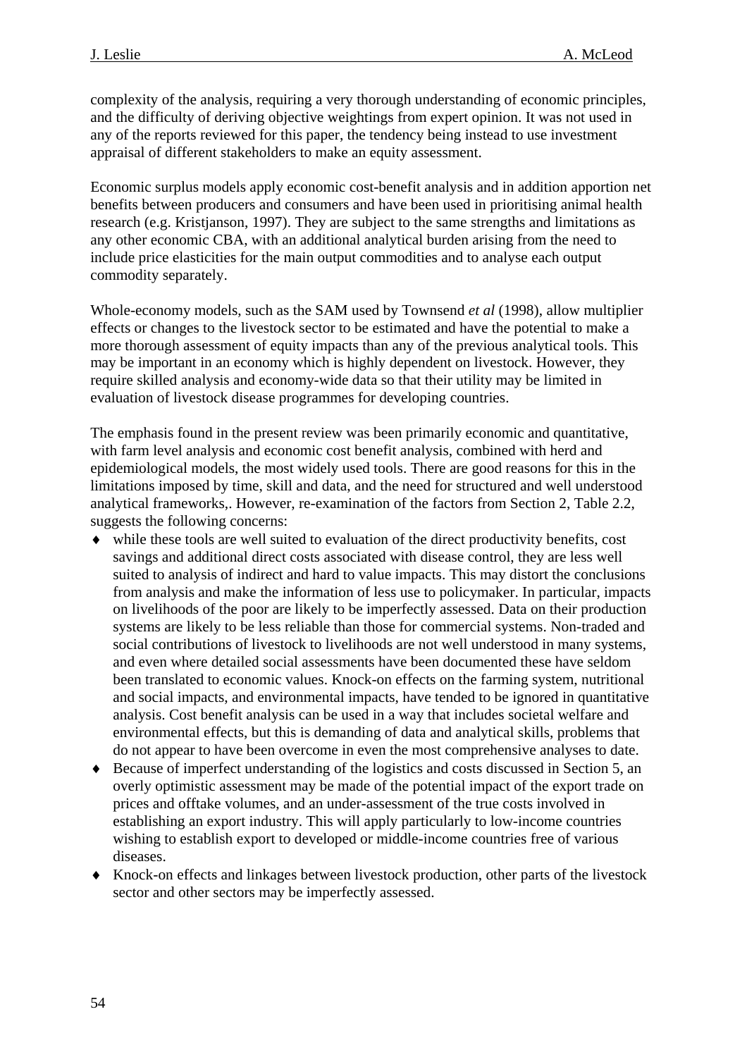complexity of the analysis, requiring a very thorough understanding of economic principles, and the difficulty of deriving objective weightings from expert opinion. It was not used in any of the reports reviewed for this paper, the tendency being instead to use investment appraisal of different stakeholders to make an equity assessment.

Economic surplus models apply economic cost-benefit analysis and in addition apportion net benefits between producers and consumers and have been used in prioritising animal health research (e.g. Kristjanson, 1997). They are subject to the same strengths and limitations as any other economic CBA, with an additional analytical burden arising from the need to include price elasticities for the main output commodities and to analyse each output commodity separately.

Whole-economy models, such as the SAM used by Townsend *et al* (1998), allow multiplier effects or changes to the livestock sector to be estimated and have the potential to make a more thorough assessment of equity impacts than any of the previous analytical tools. This may be important in an economy which is highly dependent on livestock. However, they require skilled analysis and economy-wide data so that their utility may be limited in evaluation of livestock disease programmes for developing countries.

The emphasis found in the present review was been primarily economic and quantitative, with farm level analysis and economic cost benefit analysis, combined with herd and epidemiological models, the most widely used tools. There are good reasons for this in the limitations imposed by time, skill and data, and the need for structured and well understood analytical frameworks,. However, re-examination of the factors from Section 2, Table 2.2, suggests the following concerns:

- while these tools are well suited to evaluation of the direct productivity benefits, cost savings and additional direct costs associated with disease control, they are less well suited to analysis of indirect and hard to value impacts. This may distort the conclusions from analysis and make the information of less use to policymaker. In particular, impacts on livelihoods of the poor are likely to be imperfectly assessed. Data on their production systems are likely to be less reliable than those for commercial systems. Non-traded and social contributions of livestock to livelihoods are not well understood in many systems, and even where detailed social assessments have been documented these have seldom been translated to economic values. Knock-on effects on the farming system, nutritional and social impacts, and environmental impacts, have tended to be ignored in quantitative analysis. Cost benefit analysis can be used in a way that includes societal welfare and environmental effects, but this is demanding of data and analytical skills, problems that do not appear to have been overcome in even the most comprehensive analyses to date.
- Because of imperfect understanding of the logistics and costs discussed in Section 5, an overly optimistic assessment may be made of the potential impact of the export trade on prices and offtake volumes, and an under-assessment of the true costs involved in establishing an export industry. This will apply particularly to low-income countries wishing to establish export to developed or middle-income countries free of various diseases.
- Knock-on effects and linkages between livestock production, other parts of the livestock sector and other sectors may be imperfectly assessed.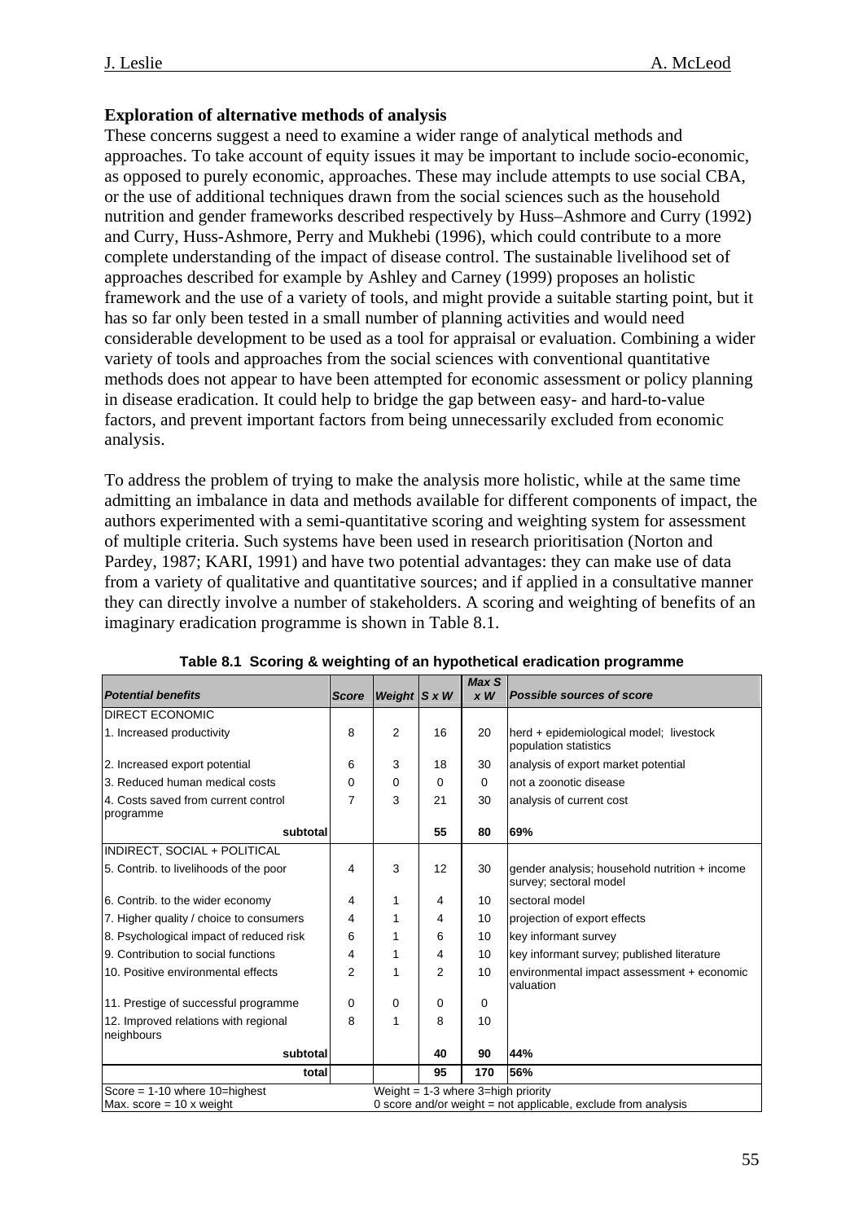**Exploration of alternative methods of analysis**

These concerns suggest a need to examine a wider range of analytical methods and approaches. To take account of equity issues it may be important to include socio-economic, as opposed to purely economic, approaches. These may include attempts to use social CBA, or the use of additional techniques drawn from the social sciences such as the household nutrition and gender frameworks described respectively by Huss–Ashmore and Curry (1992) and Curry, Huss-Ashmore, Perry and Mukhebi (1996), which could contribute to a more complete understanding of the impact of disease control. The sustainable livelihood set of approaches described for example by Ashley and Carney (1999) proposes an holistic framework and the use of a variety of tools, and might provide a suitable starting point, but it has so far only been tested in a small number of planning activities and would need considerable development to be used as a tool for appraisal or evaluation. Combining a wider variety of tools and approaches from the social sciences with conventional quantitative methods does not appear to have been attempted for economic assessment or policy planning in disease eradication. It could help to bridge the gap between easy- and hard-to-value factors, and prevent important factors from being unnecessarily excluded from economic analysis.

To address the problem of trying to make the analysis more holistic, while at the same time admitting an imbalance in data and methods available for different components of impact, the authors experimented with a semi-quantitative scoring and weighting system for assessment of multiple criteria. Such systems have been used in research prioritisation (Norton and Pardey, 1987; KARI, 1991) and have two potential advantages: they can make use of data from a variety of qualitative and quantitative sources; and if applied in a consultative manner they can directly involve a number of stakeholders. A scoring and weighting of benefits of an imaginary eradication programme is shown in Table 8.1.

**Table 8.1 Scoring & weighting of an hypothetical eradication programme**

| *Potential benefits* | *Score* | *Weight* | *S x W* | *Max S x W* | *Possible sources of score* |
|---|---|---|---|---|---|
| DIRECT ECONOMIC | | | | | |
| 1. Increased productivity | 8 | 2 | 16 | 20 | herd + epidemiological model; livestock population statistics |
| 2. Increased export potential | 6 | 3 | 18 | 30 | analysis of export market potential |
| 3. Reduced human medical costs | 0 | 0 | 0 | 0 | not a zoonotic disease |
| 4. Costs saved from current control programme | 7 | 3 | 21 | 30 | analysis of current cost |
| **subtotal** | | | **55** | **80** | **69%** |
| INDIRECT, SOCIAL + POLITICAL | | | | | |
| 5. Contrib. to livelihoods of the poor | 4 | 3 | 12 | 30 | gender analysis; household nutrition + income survey; sectoral model |
| 6. Contrib. to the wider economy | 4 | 1 | 4 | 10 | sectoral model |
| 7. Higher quality / choice to consumers | 4 | 1 | 4 | 10 | projection of export effects |
| 8. Psychological impact of reduced risk | 6 | 1 | 6 | 10 | key informant survey |
| 9. Contribution to social functions | 4 | 1 | 4 | 10 | key informant survey; published literature |
| 10. Positive environmental effects | 2 | 1 | 2 | 10 | environmental impact assessment + economic valuation |
| 11. Prestige of successful programme | 0 | 0 | 0 | 0 | |
| 12. Improved relations with regional neighbours | 8 | 1 | 8 | 10 | |
| **subtotal** | | | **40** | **90** | **44%** |
| **total** | | | **95** | **170** | **56%** |
| Score = 1-10 where 10=highest<br>Max. score = 10 x weight | | Weight = 1-3 where 3=high priority<br>0 score and/or weight = not applicable, exclude from analysis | | | |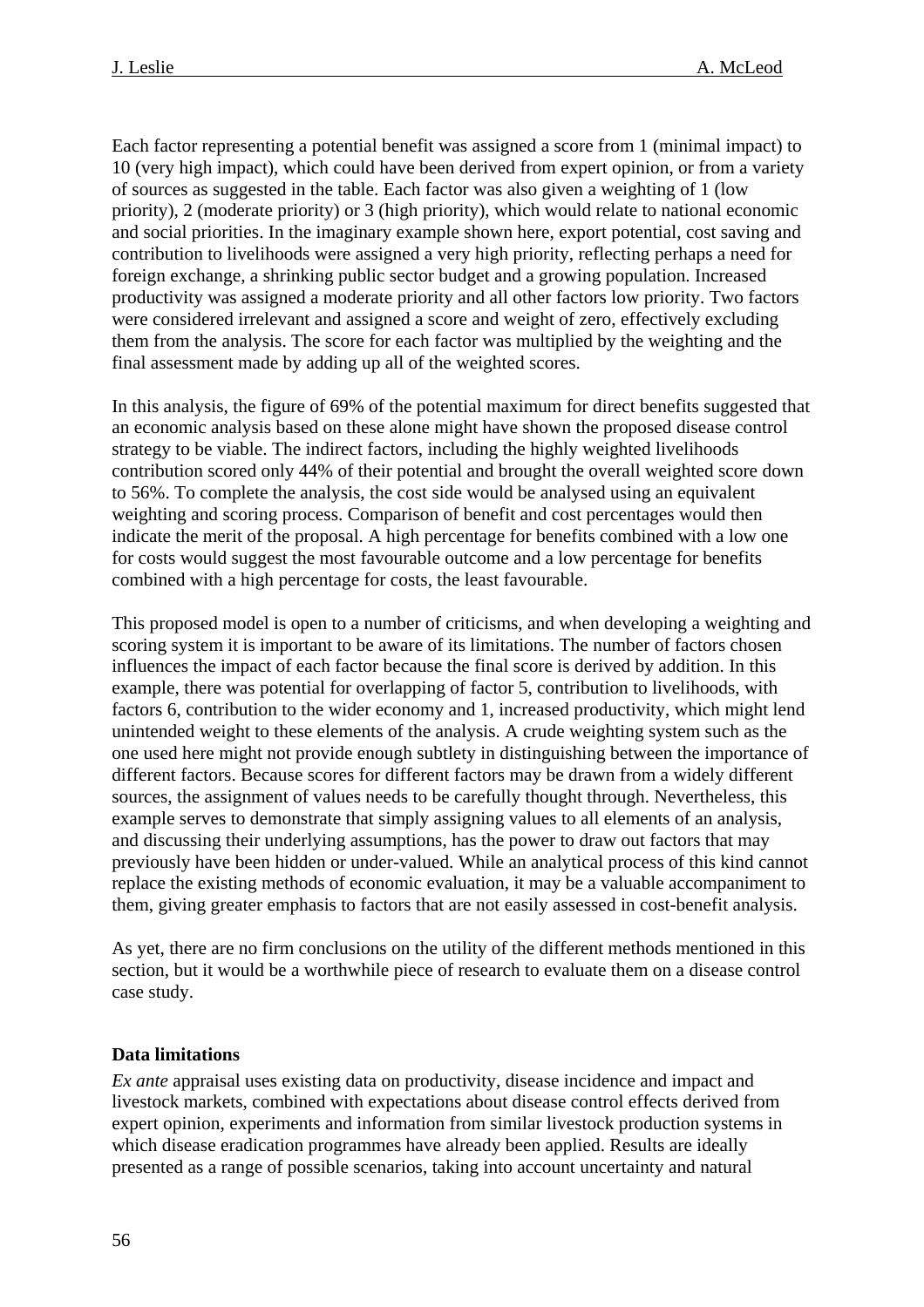Each factor representing a potential benefit was assigned a score from 1 (minimal impact) to 10 (very high impact), which could have been derived from expert opinion, or from a variety of sources as suggested in the table. Each factor was also given a weighting of 1 (low priority), 2 (moderate priority) or 3 (high priority), which would relate to national economic and social priorities. In the imaginary example shown here, export potential, cost saving and contribution to livelihoods were assigned a very high priority, reflecting perhaps a need for foreign exchange, a shrinking public sector budget and a growing population. Increased productivity was assigned a moderate priority and all other factors low priority. Two factors were considered irrelevant and assigned a score and weight of zero, effectively excluding them from the analysis. The score for each factor was multiplied by the weighting and the final assessment made by adding up all of the weighted scores.

In this analysis, the figure of 69% of the potential maximum for direct benefits suggested that an economic analysis based on these alone might have shown the proposed disease control strategy to be viable. The indirect factors, including the highly weighted livelihoods contribution scored only 44% of their potential and brought the overall weighted score down to 56%. To complete the analysis, the cost side would be analysed using an equivalent weighting and scoring process. Comparison of benefit and cost percentages would then indicate the merit of the proposal. A high percentage for benefits combined with a low one for costs would suggest the most favourable outcome and a low percentage for benefits combined with a high percentage for costs, the least favourable.

This proposed model is open to a number of criticisms, and when developing a weighting and scoring system it is important to be aware of its limitations. The number of factors chosen influences the impact of each factor because the final score is derived by addition. In this example, there was potential for overlapping of factor 5, contribution to livelihoods, with factors 6, contribution to the wider economy and 1, increased productivity, which might lend unintended weight to these elements of the analysis. A crude weighting system such as the one used here might not provide enough subtlety in distinguishing between the importance of different factors. Because scores for different factors may be drawn from a widely different sources, the assignment of values needs to be carefully thought through. Nevertheless, this example serves to demonstrate that simply assigning values to all elements of an analysis, and discussing their underlying assumptions, has the power to draw out factors that may previously have been hidden or under-valued. While an analytical process of this kind cannot replace the existing methods of economic evaluation, it may be a valuable accompaniment to them, giving greater emphasis to factors that are not easily assessed in cost-benefit analysis.

As yet, there are no firm conclusions on the utility of the different methods mentioned in this section, but it would be a worthwhile piece of research to evaluate them on a disease control case study.

**Data limitations**

*Ex ante* appraisal uses existing data on productivity, disease incidence and impact and livestock markets, combined with expectations about disease control effects derived from expert opinion, experiments and information from similar livestock production systems in which disease eradication programmes have already been applied. Results are ideally presented as a range of possible scenarios, taking into account uncertainty and natural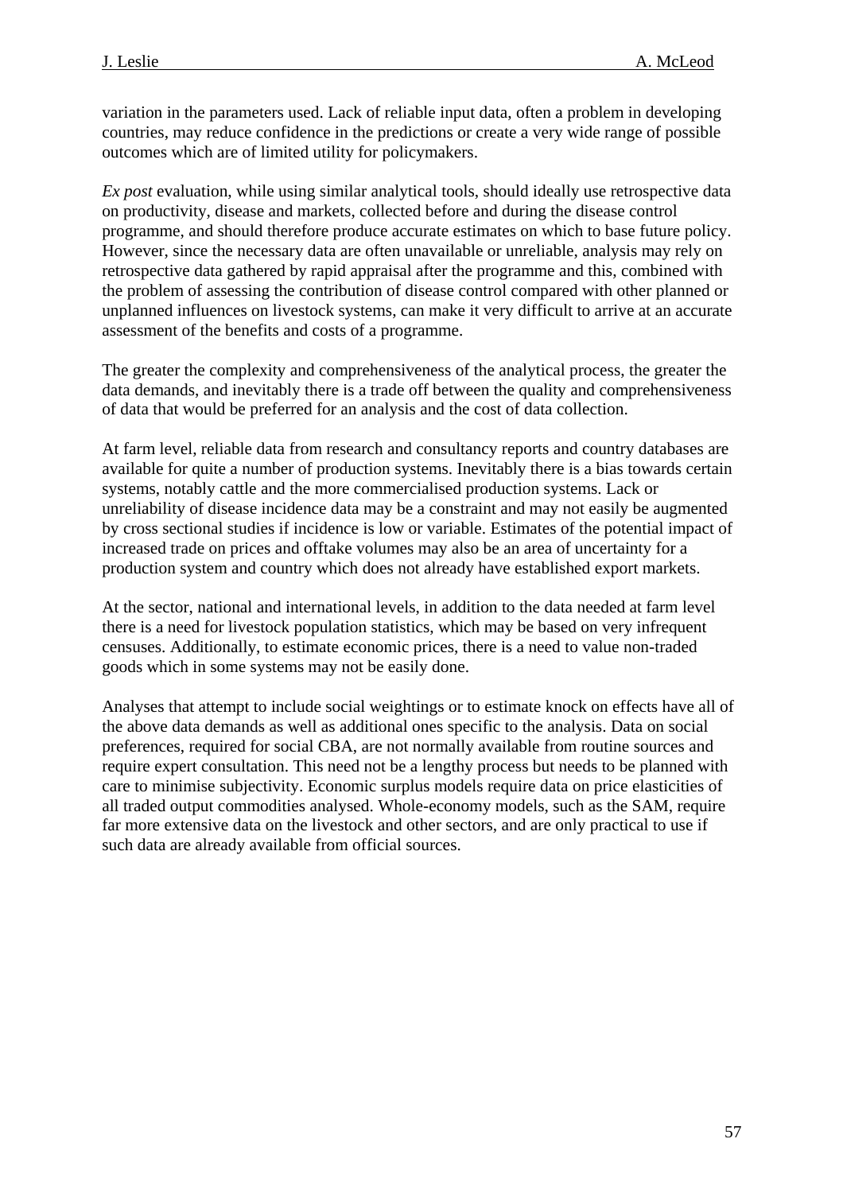variation in the parameters used. Lack of reliable input data, often a problem in developing countries, may reduce confidence in the predictions or create a very wide range of possible outcomes which are of limited utility for policymakers.

*Ex post* evaluation, while using similar analytical tools, should ideally use retrospective data on productivity, disease and markets, collected before and during the disease control programme, and should therefore produce accurate estimates on which to base future policy. However, since the necessary data are often unavailable or unreliable, analysis may rely on retrospective data gathered by rapid appraisal after the programme and this, combined with the problem of assessing the contribution of disease control compared with other planned or unplanned influences on livestock systems, can make it very difficult to arrive at an accurate assessment of the benefits and costs of a programme.

The greater the complexity and comprehensiveness of the analytical process, the greater the data demands, and inevitably there is a trade off between the quality and comprehensiveness of data that would be preferred for an analysis and the cost of data collection.

At farm level, reliable data from research and consultancy reports and country databases are available for quite a number of production systems. Inevitably there is a bias towards certain systems, notably cattle and the more commercialised production systems. Lack or unreliability of disease incidence data may be a constraint and may not easily be augmented by cross sectional studies if incidence is low or variable. Estimates of the potential impact of increased trade on prices and offtake volumes may also be an area of uncertainty for a production system and country which does not already have established export markets.

At the sector, national and international levels, in addition to the data needed at farm level there is a need for livestock population statistics, which may be based on very infrequent censuses. Additionally, to estimate economic prices, there is a need to value non-traded goods which in some systems may not be easily done.

Analyses that attempt to include social weightings or to estimate knock on effects have all of the above data demands as well as additional ones specific to the analysis. Data on social preferences, required for social CBA, are not normally available from routine sources and require expert consultation. This need not be a lengthy process but needs to be planned with care to minimise subjectivity. Economic surplus models require data on price elasticities of all traded output commodities analysed. Whole-economy models, such as the SAM, require far more extensive data on the livestock and other sectors, and are only practical to use if such data are already available from official sources.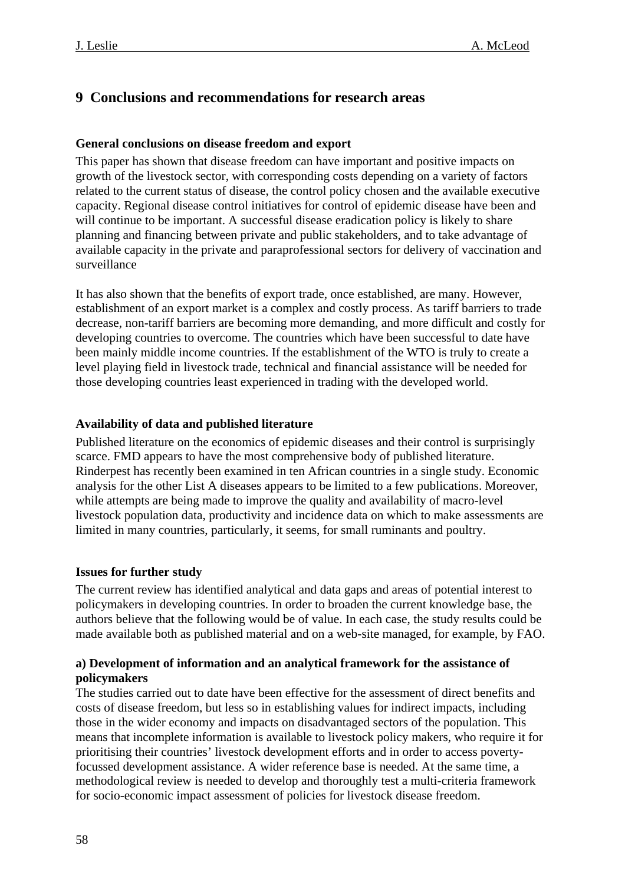## 9 Conclusions and recommendations for research areas

### General conclusions on disease freedom and export

This paper has shown that disease freedom can have important and positive impacts on growth of the livestock sector, with corresponding costs depending on a variety of factors related to the current status of disease, the control policy chosen and the available executive capacity. Regional disease control initiatives for control of epidemic disease have been and will continue to be important. A successful disease eradication policy is likely to share planning and financing between private and public stakeholders, and to take advantage of available capacity in the private and paraprofessional sectors for delivery of vaccination and surveillance

It has also shown that the benefits of export trade, once established, are many. However, establishment of an export market is a complex and costly process. As tariff barriers to trade decrease, non-tariff barriers are becoming more demanding, and more difficult and costly for developing countries to overcome. The countries which have been successful to date have been mainly middle income countries. If the establishment of the WTO is truly to create a level playing field in livestock trade, technical and financial assistance will be needed for those developing countries least experienced in trading with the developed world.

### Availability of data and published literature

Published literature on the economics of epidemic diseases and their control is surprisingly scarce. FMD appears to have the most comprehensive body of published literature. Rinderpest has recently been examined in ten African countries in a single study. Economic analysis for the other List A diseases appears to be limited to a few publications. Moreover, while attempts are being made to improve the quality and availability of macro-level livestock population data, productivity and incidence data on which to make assessments are limited in many countries, particularly, it seems, for small ruminants and poultry.

### Issues for further study

The current review has identified analytical and data gaps and areas of potential interest to policymakers in developing countries. In order to broaden the current knowledge base, the authors believe that the following would be of value. In each case, the study results could be made available both as published material and on a web-site managed, for example, by FAO.

**a) Development of information and an analytical framework for the assistance of policymakers**

The studies carried out to date have been effective for the assessment of direct benefits and costs of disease freedom, but less so in establishing values for indirect impacts, including those in the wider economy and impacts on disadvantaged sectors of the population. This means that incomplete information is available to livestock policy makers, who require it for prioritising their countries' livestock development efforts and in order to access poverty-focussed development assistance. A wider reference base is needed. At the same time, a methodological review is needed to develop and thoroughly test a multi-criteria framework for socio-economic impact assessment of policies for livestock disease freedom.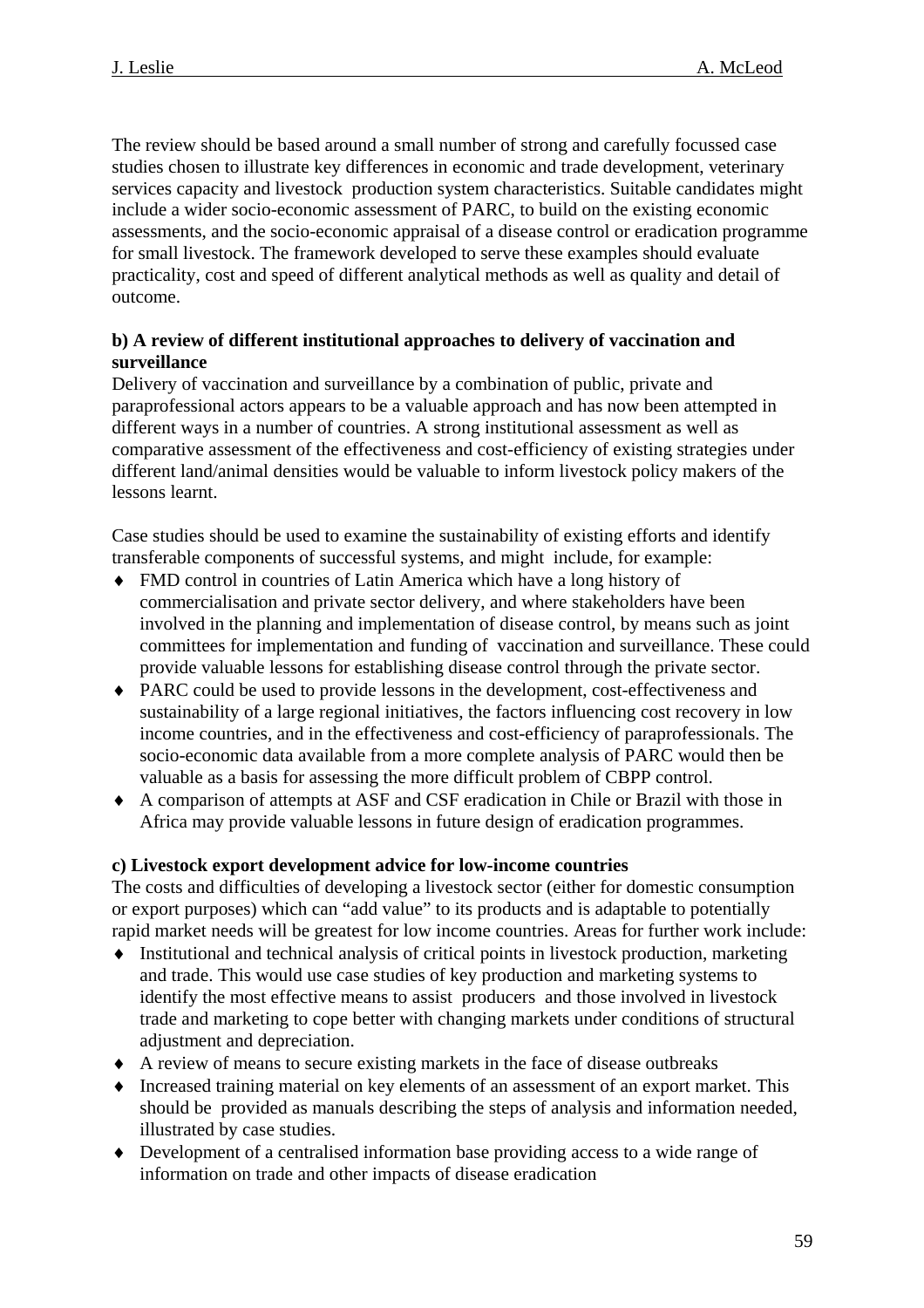The review should be based around a small number of strong and carefully focussed case studies chosen to illustrate key differences in economic and trade development, veterinary services capacity and livestock production system characteristics. Suitable candidates might include a wider socio-economic assessment of PARC, to build on the existing economic assessments, and the socio-economic appraisal of a disease control or eradication programme for small livestock. The framework developed to serve these examples should evaluate practicality, cost and speed of different analytical methods as well as quality and detail of outcome.

**b) A review of different institutional approaches to delivery of vaccination and surveillance**

Delivery of vaccination and surveillance by a combination of public, private and paraprofessional actors appears to be a valuable approach and has now been attempted in different ways in a number of countries. A strong institutional assessment as well as comparative assessment of the effectiveness and cost-efficiency of existing strategies under different land/animal densities would be valuable to inform livestock policy makers of the lessons learnt.

Case studies should be used to examine the sustainability of existing efforts and identify transferable components of successful systems, and might include, for example:

- FMD control in countries of Latin America which have a long history of commercialisation and private sector delivery, and where stakeholders have been involved in the planning and implementation of disease control, by means such as joint committees for implementation and funding of vaccination and surveillance. These could provide valuable lessons for establishing disease control through the private sector.
- PARC could be used to provide lessons in the development, cost-effectiveness and sustainability of a large regional initiatives, the factors influencing cost recovery in low income countries, and in the effectiveness and cost-efficiency of paraprofessionals. The socio-economic data available from a more complete analysis of PARC would then be valuable as a basis for assessing the more difficult problem of CBPP control.
- A comparison of attempts at ASF and CSF eradication in Chile or Brazil with those in Africa may provide valuable lessons in future design of eradication programmes.

**c) Livestock export development advice for low-income countries**

The costs and difficulties of developing a livestock sector (either for domestic consumption or export purposes) which can "add value" to its products and is adaptable to potentially rapid market needs will be greatest for low income countries. Areas for further work include:

- Institutional and technical analysis of critical points in livestock production, marketing and trade. This would use case studies of key production and marketing systems to identify the most effective means to assist producers and those involved in livestock trade and marketing to cope better with changing markets under conditions of structural adjustment and depreciation.
- A review of means to secure existing markets in the face of disease outbreaks
- Increased training material on key elements of an assessment of an export market. This should be provided as manuals describing the steps of analysis and information needed, illustrated by case studies.
- Development of a centralised information base providing access to a wide range of information on trade and other impacts of disease eradication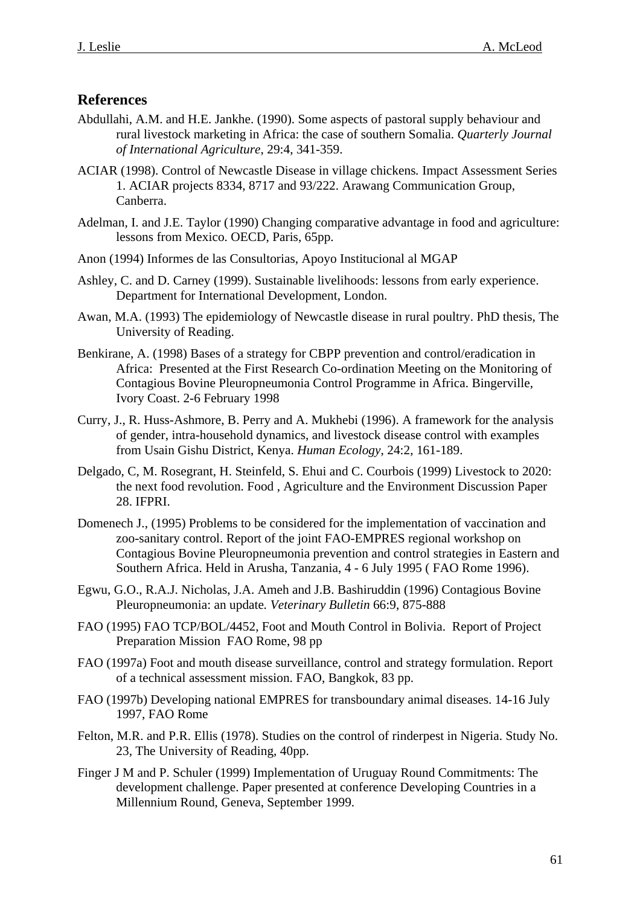## References

Abdullahi, A.M. and H.E. Jankhe. (1990). Some aspects of pastoral supply behaviour and rural livestock marketing in Africa: the case of southern Somalia. *Quarterly Journal of International Agriculture*, 29:4, 341-359.

ACIAR (1998). Control of Newcastle Disease in village chickens*.* Impact Assessment Series 1. ACIAR projects 8334, 8717 and 93/222. Arawang Communication Group, Canberra.

Adelman, I. and J.E. Taylor (1990) Changing comparative advantage in food and agriculture: lessons from Mexico. OECD, Paris, 65pp.

Anon (1994) Informes de las Consultorias, Apoyo Institucional al MGAP

Ashley, C. and D. Carney (1999). Sustainable livelihoods: lessons from early experience. Department for International Development, London.

Awan, M.A. (1993) The epidemiology of Newcastle disease in rural poultry. PhD thesis, The University of Reading.

Benkirane, A. (1998) Bases of a strategy for CBPP prevention and control/eradication in Africa: Presented at the First Research Co-ordination Meeting on the Monitoring of Contagious Bovine Pleuropneumonia Control Programme in Africa. Bingerville, Ivory Coast. 2-6 February 1998

Curry, J., R. Huss-Ashmore, B. Perry and A. Mukhebi (1996). A framework for the analysis of gender, intra-household dynamics, and livestock disease control with examples from Usain Gishu District, Kenya. *Human Ecology*, 24:2, 161-189.

Delgado, C, M. Rosegrant, H. Steinfeld, S. Ehui and C. Courbois (1999) Livestock to 2020: the next food revolution. Food , Agriculture and the Environment Discussion Paper 28. IFPRI.

Domenech J., (1995) Problems to be considered for the implementation of vaccination and zoo-sanitary control. Report of the joint FAO-EMPRES regional workshop on Contagious Bovine Pleuropneumonia prevention and control strategies in Eastern and Southern Africa. Held in Arusha, Tanzania, 4 - 6 July 1995 ( FAO Rome 1996).

Egwu, G.O., R.A.J. Nicholas, J.A. Ameh and J.B. Bashiruddin (1996) Contagious Bovine Pleuropneumonia: an update*. Veterinary Bulletin* 66:9, 875-888

FAO (1995) FAO TCP/BOL/4452, Foot and Mouth Control in Bolivia. Report of Project Preparation Mission FAO Rome, 98 pp

FAO (1997a) Foot and mouth disease surveillance, control and strategy formulation. Report of a technical assessment mission. FAO, Bangkok, 83 pp.

FAO (1997b) Developing national EMPRES for transboundary animal diseases. 14-16 July 1997, FAO Rome

Felton, M.R. and P.R. Ellis (1978). Studies on the control of rinderpest in Nigeria. Study No. 23, The University of Reading, 40pp.

Finger J M and P. Schuler (1999) Implementation of Uruguay Round Commitments: The development challenge. Paper presented at conference Developing Countries in a Millennium Round, Geneva, September 1999.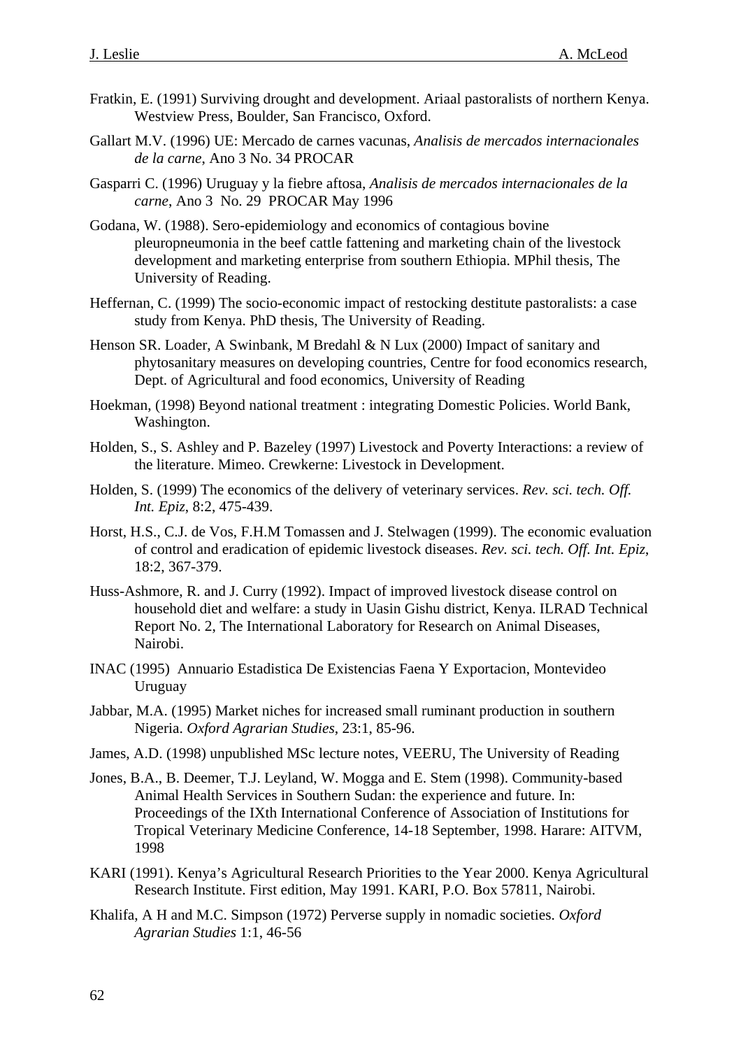Fratkin, E. (1991) Surviving drought and development. Ariaal pastoralists of northern Kenya. Westview Press, Boulder, San Francisco, Oxford.

Gallart M.V. (1996) UE: Mercado de carnes vacunas, *Analisis de mercados internacionales de la carne*, Ano 3 No. 34 PROCAR

Gasparri C. (1996) Uruguay y la fiebre aftosa, *Analisis de mercados internacionales de la carne*, Ano 3 No. 29 PROCAR May 1996

Godana, W. (1988). Sero-epidemiology and economics of contagious bovine pleuropneumonia in the beef cattle fattening and marketing chain of the livestock development and marketing enterprise from southern Ethiopia. MPhil thesis, The University of Reading.

Heffernan, C. (1999) The socio-economic impact of restocking destitute pastoralists: a case study from Kenya. PhD thesis, The University of Reading.

Henson SR. Loader, A Swinbank, M Bredahl & N Lux (2000) Impact of sanitary and phytosanitary measures on developing countries, Centre for food economics research, Dept. of Agricultural and food economics, University of Reading

Hoekman, (1998) Beyond national treatment : integrating Domestic Policies. World Bank, Washington.

Holden, S., S. Ashley and P. Bazeley (1997) Livestock and Poverty Interactions: a review of the literature. Mimeo. Crewkerne: Livestock in Development.

Holden, S. (1999) The economics of the delivery of veterinary services. *Rev. sci. tech. Off. Int. Epiz*, 8:2, 475-439.

Horst, H.S., C.J. de Vos, F.H.M Tomassen and J. Stelwagen (1999). The economic evaluation of control and eradication of epidemic livestock diseases. *Rev. sci. tech. Off. Int. Epiz*, 18:2, 367-379.

Huss-Ashmore, R. and J. Curry (1992). Impact of improved livestock disease control on household diet and welfare: a study in Uasin Gishu district, Kenya. ILRAD Technical Report No. 2, The International Laboratory for Research on Animal Diseases, Nairobi.

INAC (1995) Annuario Estadistica De Existencias Faena Y Exportacion, Montevideo Uruguay

Jabbar, M.A. (1995) Market niches for increased small ruminant production in southern Nigeria. *Oxford Agrarian Studies*, 23:1, 85-96.

James, A.D. (1998) unpublished MSc lecture notes, VEERU, The University of Reading

Jones, B.A., B. Deemer, T.J. Leyland, W. Mogga and E. Stem (1998). Community-based Animal Health Services in Southern Sudan: the experience and future. In: Proceedings of the IXth International Conference of Association of Institutions for Tropical Veterinary Medicine Conference, 14-18 September, 1998. Harare: AITVM, 1998

KARI (1991). Kenya's Agricultural Research Priorities to the Year 2000. Kenya Agricultural Research Institute. First edition, May 1991. KARI, P.O. Box 57811, Nairobi.

Khalifa, A H and M.C. Simpson (1972) Perverse supply in nomadic societies. *Oxford Agrarian Studies* 1:1, 46-56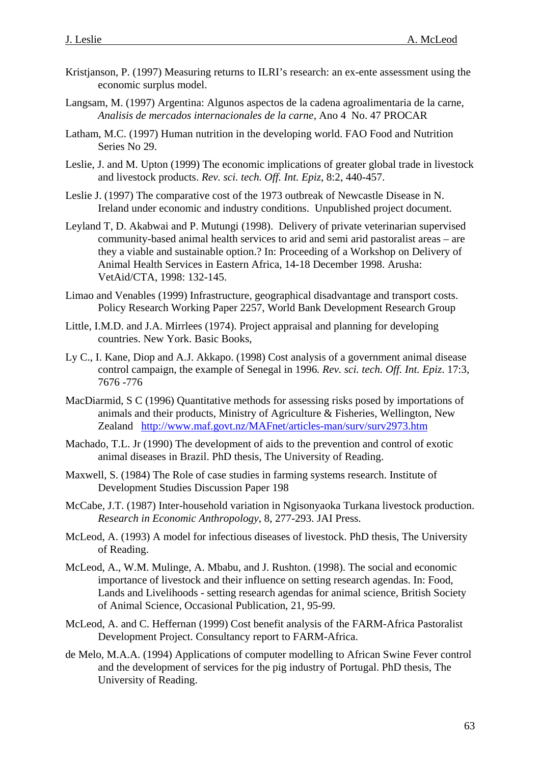Kristjanson, P. (1997) Measuring returns to ILRI's research: an ex-ente assessment using the economic surplus model.

Langsam, M. (1997) Argentina: Algunos aspectos de la cadena agroalimentaria de la carne, *Analisis de mercados internacionales de la carne*, Ano 4 No. 47 PROCAR

Latham, M.C. (1997) Human nutrition in the developing world. FAO Food and Nutrition Series No 29.

Leslie, J. and M. Upton (1999) The economic implications of greater global trade in livestock and livestock products. *Rev. sci. tech. Off. Int. Epiz*, 8:2, 440-457.

Leslie J. (1997) The comparative cost of the 1973 outbreak of Newcastle Disease in N. Ireland under economic and industry conditions. Unpublished project document.

Leyland T, D. Akabwai and P. Mutungi (1998). Delivery of private veterinarian supervised community-based animal health services to arid and semi arid pastoralist areas – are they a viable and sustainable option.? In: Proceeding of a Workshop on Delivery of Animal Health Services in Eastern Africa, 14-18 December 1998. Arusha: VetAid/CTA, 1998: 132-145.

Limao and Venables (1999) Infrastructure, geographical disadvantage and transport costs. Policy Research Working Paper 2257, World Bank Development Research Group

Little, I.M.D. and J.A. Mirrlees (1974). Project appraisal and planning for developing countries. New York. Basic Books,

Ly C., I. Kane, Diop and A.J. Akkapo. (1998) Cost analysis of a government animal disease control campaign, the example of Senegal in 1996*. Rev. sci. tech. Off. Int. Epiz*. 17:3, 7676 -776

MacDiarmid, S C (1996) Quantitative methods for assessing risks posed by importations of animals and their products, Ministry of Agriculture & Fisheries, Wellington, New Zealand http://www.maf.govt.nz/MAFnet/articles-man/surv/surv2973.htm

Machado, T.L. Jr (1990) The development of aids to the prevention and control of exotic animal diseases in Brazil. PhD thesis, The University of Reading.

Maxwell, S. (1984) The Role of case studies in farming systems research. Institute of Development Studies Discussion Paper 198

McCabe, J.T. (1987) Inter-household variation in Ngisonyaoka Turkana livestock production. *Research in Economic Anthropology*, 8, 277-293. JAI Press.

McLeod, A. (1993) A model for infectious diseases of livestock. PhD thesis, The University of Reading.

McLeod, A., W.M. Mulinge, A. Mbabu, and J. Rushton. (1998). The social and economic importance of livestock and their influence on setting research agendas. In: Food, Lands and Livelihoods - setting research agendas for animal science, British Society of Animal Science, Occasional Publication, 21, 95-99.

McLeod, A. and C. Heffernan (1999) Cost benefit analysis of the FARM-Africa Pastoralist Development Project. Consultancy report to FARM-Africa.

de Melo, M.A.A. (1994) Applications of computer modelling to African Swine Fever control and the development of services for the pig industry of Portugal. PhD thesis, The University of Reading.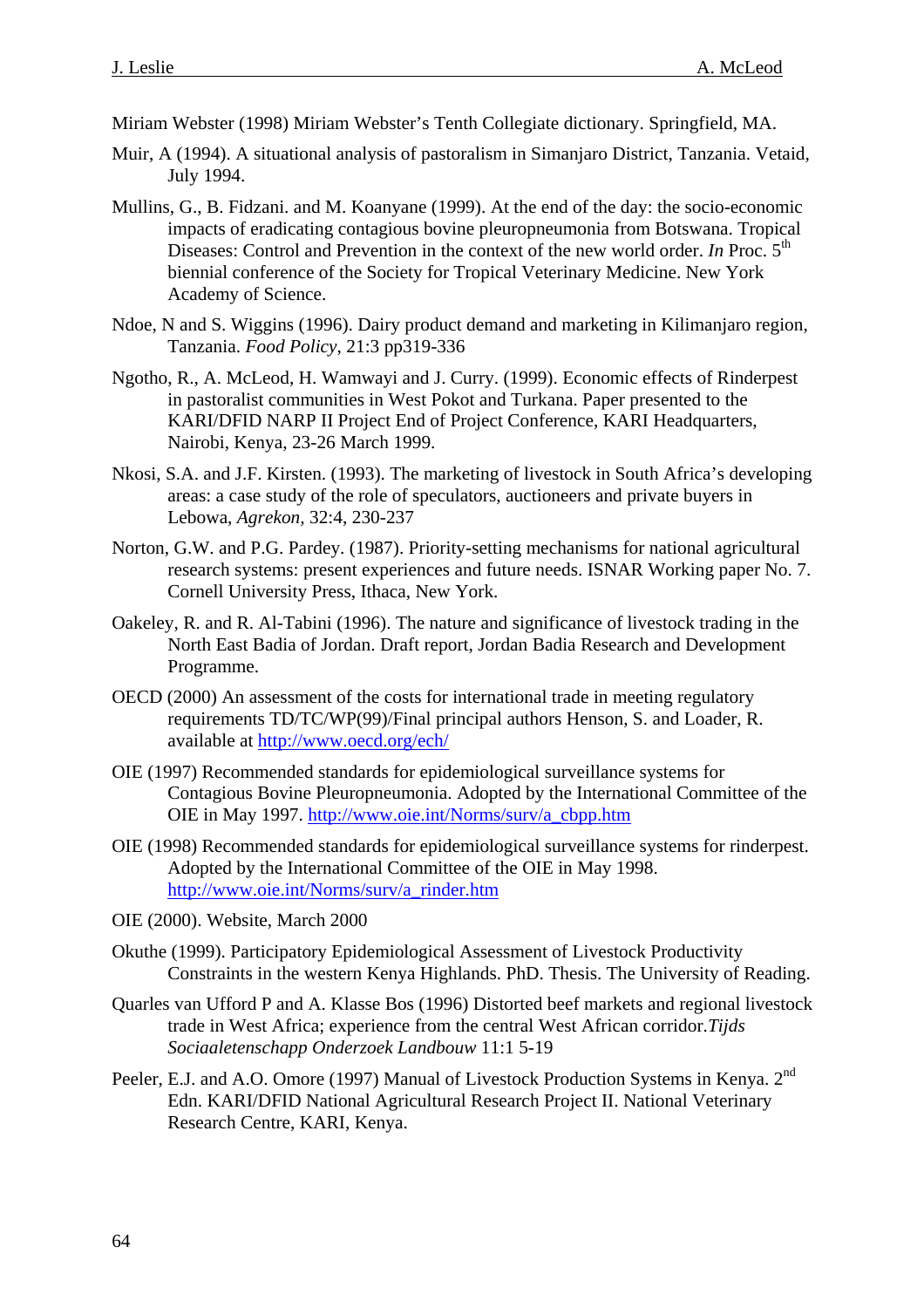Miriam Webster (1998) Miriam Webster's Tenth Collegiate dictionary. Springfield, MA.

Muir, A (1994). A situational analysis of pastoralism in Simanjaro District, Tanzania. Vetaid, July 1994.

Mullins, G., B. Fidzani. and M. Koanyane (1999). At the end of the day: the socio-economic impacts of eradicating contagious bovine pleuropneumonia from Botswana. Tropical Diseases: Control and Prevention in the context of the new world order. *In* Proc. 5th biennial conference of the Society for Tropical Veterinary Medicine. New York Academy of Science.

Ndoe, N and S. Wiggins (1996). Dairy product demand and marketing in Kilimanjaro region, Tanzania. *Food Policy*, 21:3 pp319-336

Ngotho, R., A. McLeod, H. Wamwayi and J. Curry. (1999). Economic effects of Rinderpest in pastoralist communities in West Pokot and Turkana. Paper presented to the KARI/DFID NARP II Project End of Project Conference, KARI Headquarters, Nairobi, Kenya, 23-26 March 1999.

Nkosi, S.A. and J.F. Kirsten. (1993). The marketing of livestock in South Africa's developing areas: a case study of the role of speculators, auctioneers and private buyers in Lebowa, *Agrekon*, 32:4, 230-237

Norton, G.W. and P.G. Pardey. (1987). Priority-setting mechanisms for national agricultural research systems: present experiences and future needs. ISNAR Working paper No. 7. Cornell University Press, Ithaca, New York.

Oakeley, R. and R. Al-Tabini (1996). The nature and significance of livestock trading in the North East Badia of Jordan. Draft report, Jordan Badia Research and Development Programme.

OECD (2000) An assessment of the costs for international trade in meeting regulatory requirements TD/TC/WP(99)/Final principal authors Henson, S. and Loader, R. available at http://www.oecd.org/ech/

OIE (1997) Recommended standards for epidemiological surveillance systems for Contagious Bovine Pleuropneumonia. Adopted by the International Committee of the OIE in May 1997. http://www.oie.int/Norms/surv/a_cbpp.htm

OIE (1998) Recommended standards for epidemiological surveillance systems for rinderpest. Adopted by the International Committee of the OIE in May 1998. http://www.oie.int/Norms/surv/a_rinder.htm

OIE (2000). Website, March 2000

Okuthe (1999). Participatory Epidemiological Assessment of Livestock Productivity Constraints in the western Kenya Highlands. PhD. Thesis. The University of Reading.

Quarles van Ufford P and A. Klasse Bos (1996) Distorted beef markets and regional livestock trade in West Africa; experience from the central West African corridor.*Tijds Sociaaletenschapp Onderzoek Landbouw* 11:1 5-19

Peeler, E.J. and A.O. Omore (1997) Manual of Livestock Production Systems in Kenya. 2nd Edn. KARI/DFID National Agricultural Research Project II. National Veterinary Research Centre, KARI, Kenya.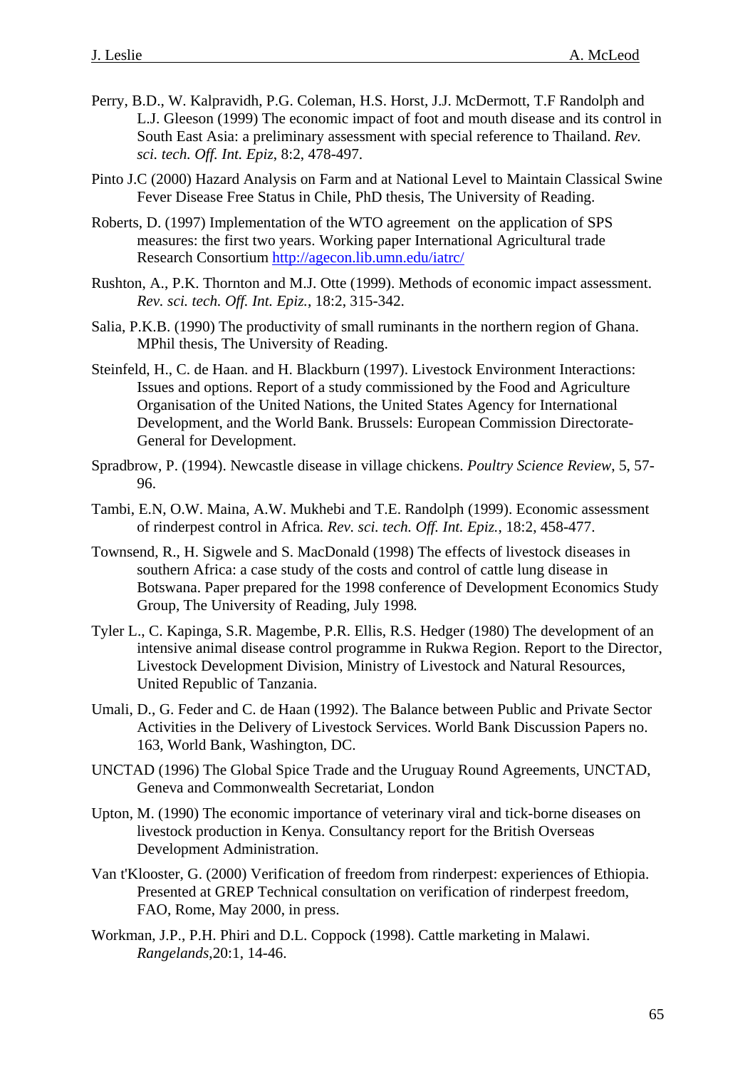Perry, B.D., W. Kalpravidh, P.G. Coleman, H.S. Horst, J.J. McDermott, T.F Randolph and L.J. Gleeson (1999) The economic impact of foot and mouth disease and its control in South East Asia: a preliminary assessment with special reference to Thailand. *Rev. sci. tech. Off. Int. Epiz*, 8:2, 478-497.

Pinto J.C (2000) Hazard Analysis on Farm and at National Level to Maintain Classical Swine Fever Disease Free Status in Chile, PhD thesis, The University of Reading.

Roberts, D. (1997) Implementation of the WTO agreement on the application of SPS measures: the first two years. Working paper International Agricultural trade Research Consortium [http://agecon.lib.umn.edu/iatrc/](http://agecon.lib.umn.edu/iatrc/)

Rushton, A., P.K. Thornton and M.J. Otte (1999). Methods of economic impact assessment. *Rev. sci. tech. Off. Int. Epiz.*, 18:2, 315-342.

Salia, P.K.B. (1990) The productivity of small ruminants in the northern region of Ghana. MPhil thesis, The University of Reading.

Steinfeld, H., C. de Haan. and H. Blackburn (1997). Livestock Environment Interactions: Issues and options. Report of a study commissioned by the Food and Agriculture Organisation of the United Nations, the United States Agency for International Development, and the World Bank. Brussels: European Commission Directorate-General for Development.

Spradbrow, P. (1994). Newcastle disease in village chickens. *Poultry Science Review*, 5, 57-96.

Tambi, E.N, O.W. Maina, A.W. Mukhebi and T.E. Randolph (1999). Economic assessment of rinderpest control in Africa. *Rev. sci. tech. Off. Int. Epiz.*, 18:2, 458-477.

Townsend, R., H. Sigwele and S. MacDonald (1998) The effects of livestock diseases in southern Africa: a case study of the costs and control of cattle lung disease in Botswana. Paper prepared for the 1998 conference of Development Economics Study Group, The University of Reading, July 1998.

Tyler L., C. Kapinga, S.R. Magembe, P.R. Ellis, R.S. Hedger (1980) The development of an intensive animal disease control programme in Rukwa Region. Report to the Director, Livestock Development Division, Ministry of Livestock and Natural Resources, United Republic of Tanzania.

Umali, D., G. Feder and C. de Haan (1992). The Balance between Public and Private Sector Activities in the Delivery of Livestock Services. World Bank Discussion Papers no. 163, World Bank, Washington, DC.

UNCTAD (1996) The Global Spice Trade and the Uruguay Round Agreements, UNCTAD, Geneva and Commonwealth Secretariat, London

Upton, M. (1990) The economic importance of veterinary viral and tick-borne diseases on livestock production in Kenya. Consultancy report for the British Overseas Development Administration.

Van t'Klooster, G. (2000) Verification of freedom from rinderpest: experiences of Ethiopia. Presented at GREP Technical consultation on verification of rinderpest freedom, FAO, Rome, May 2000, in press.

Workman, J.P., P.H. Phiri and D.L. Coppock (1998). Cattle marketing in Malawi. *Rangelands*,20:1, 14-46.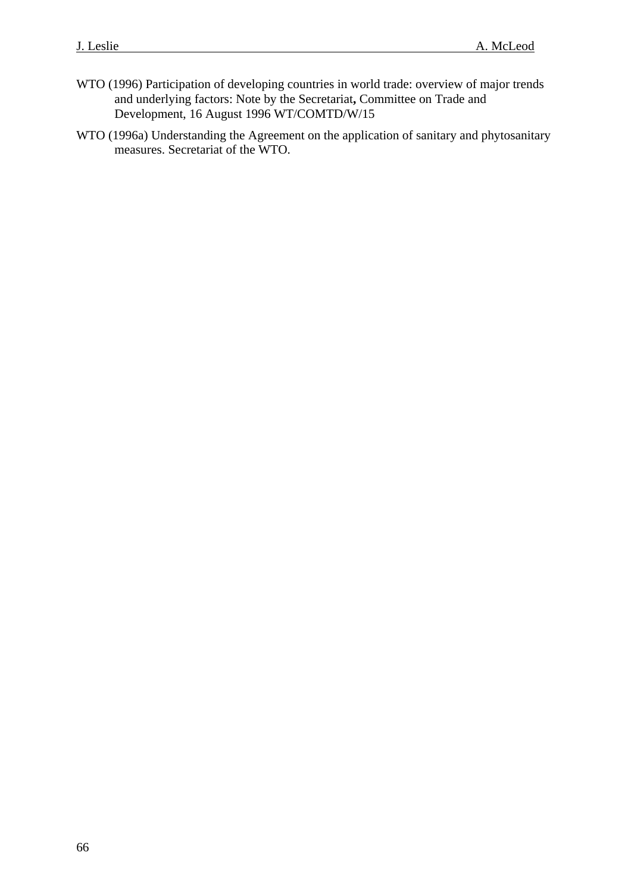WTO (1996) Participation of developing countries in world trade: overview of major trends and underlying factors: Note by the Secretariat**,** Committee on Trade and Development, 16 August 1996 WT/COMTD/W/15

WTO (1996a) Understanding the Agreement on the application of sanitary and phytosanitary measures. Secretariat of the WTO.